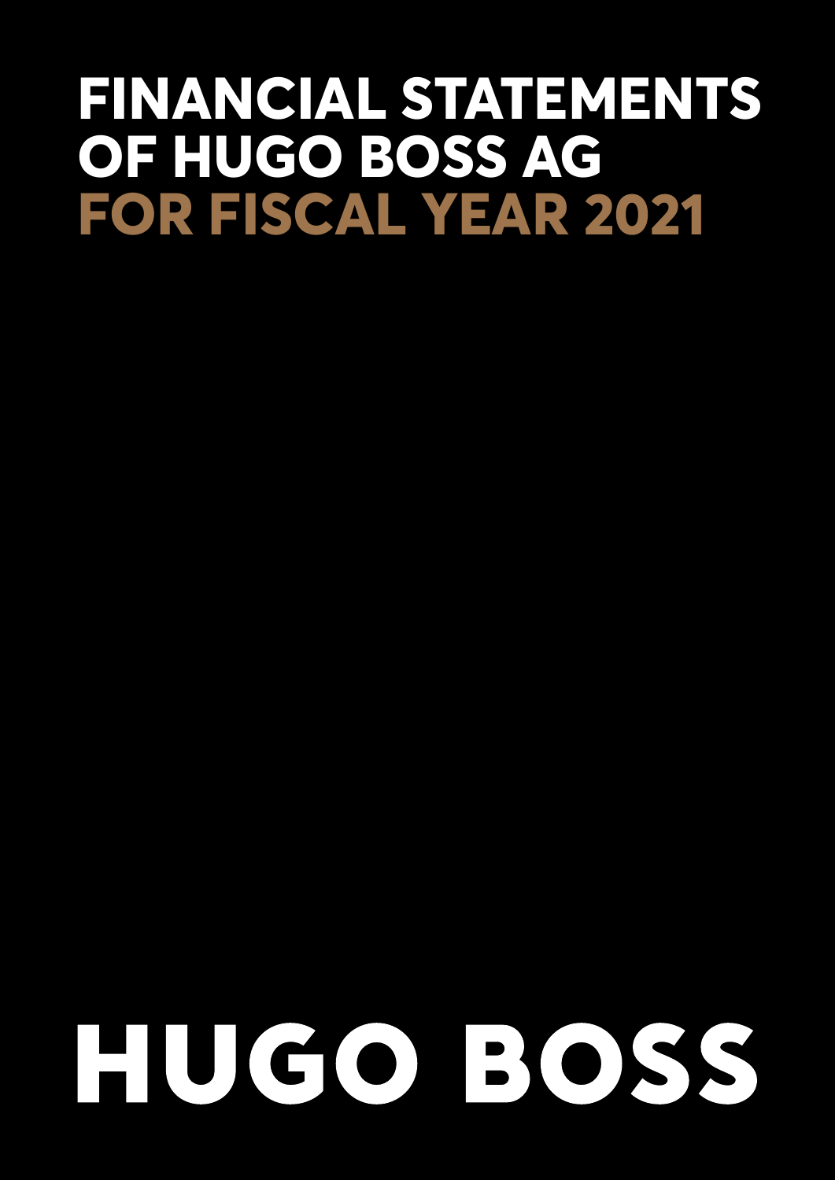# FINANCIAL STATEMENTS OF HUGO BOSS AG FOR FISCAL YEAR 2021

HUGO BOSS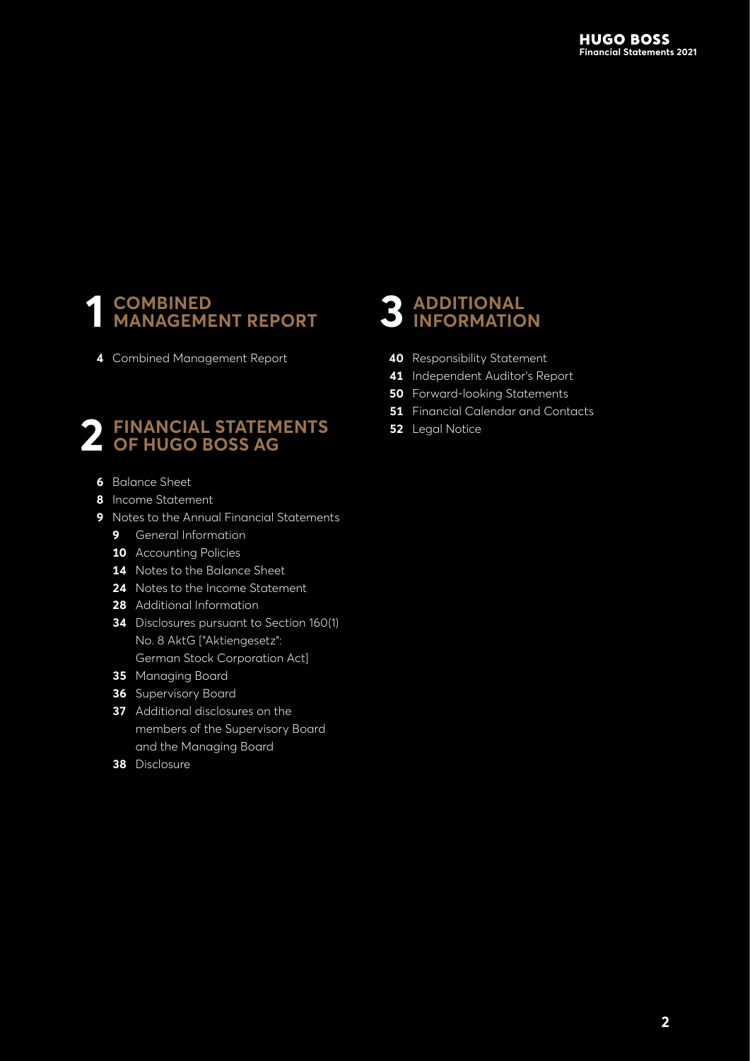# 1 COMBINED MANAGEMENT REPORT

**4** Combined Management Report

# 2 FINANCIAL STATEMENTS OF HUGO BOSS AG

**6** Balance Sheet
**8** Income Statement
**9** Notes to the Annual Financial Statements
- **9** General Information
- **10** Accounting Policies
- **14** Notes to the Balance Sheet
- **24** Notes to the Income Statement
- **28** Additional Information
- **34** Disclosures pursuant to Section 160(1) No. 8 AktG ["Aktiengesetz": German Stock Corporation Act]
- **35** Managing Board
- **36** Supervisory Board
- **37** Additional disclosures on the members of the Supervisory Board and the Managing Board
- **38** Disclosure

# 3 ADDITIONAL INFORMATION

**40** Responsibility Statement
**41** Independent Auditor's Report
**50** Forward-looking Statements
**51** Financial Calendar and Contacts
**52** Legal Notice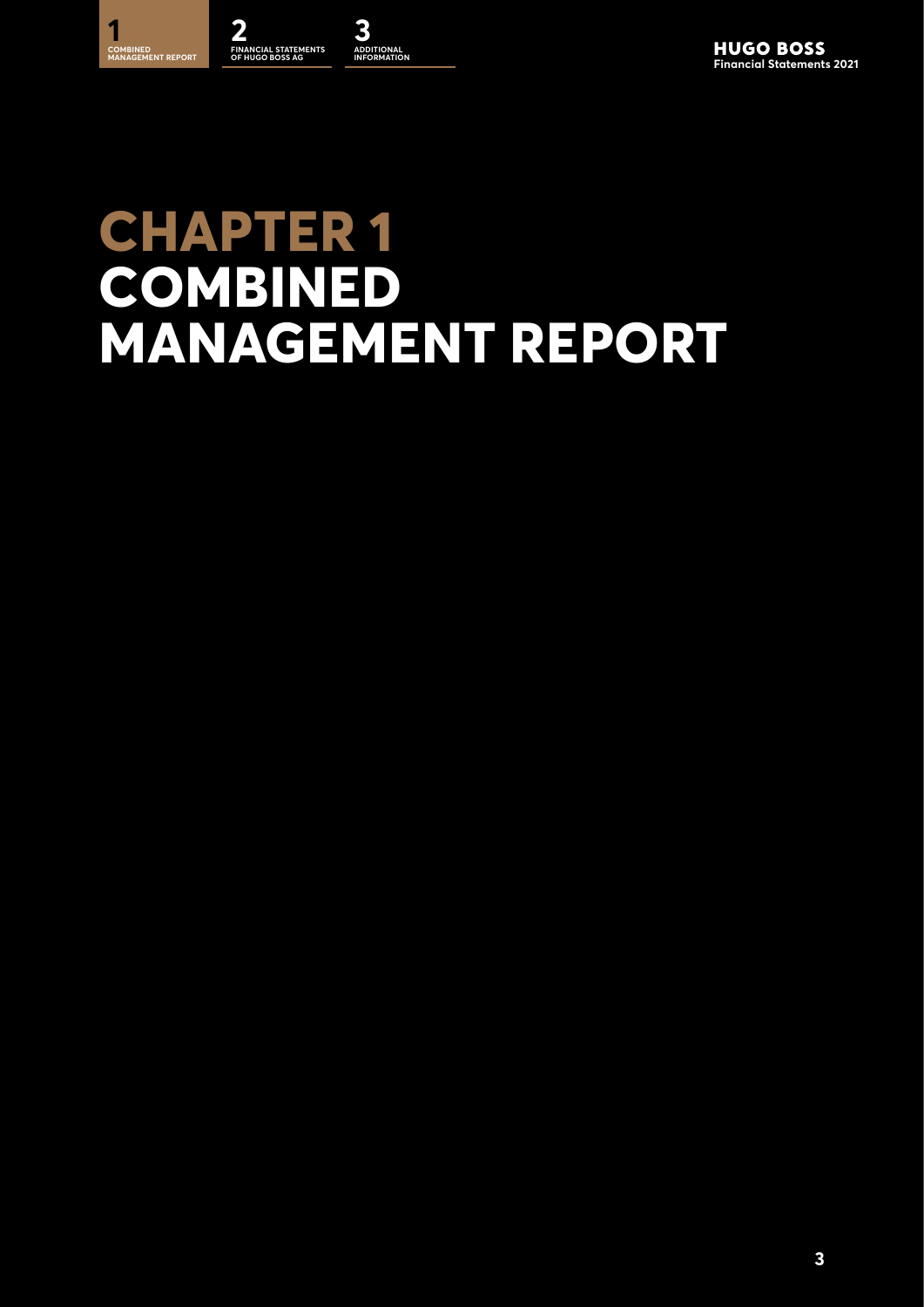# CHAPTER 1
# COMBINED MANAGEMENT REPORT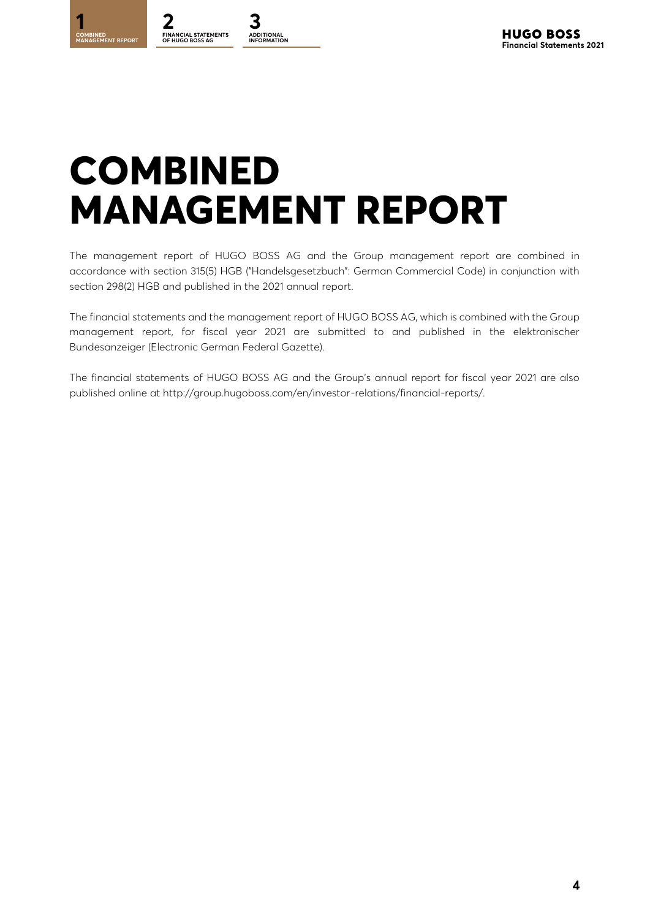# COMBINED MANAGEMENT REPORT

The management report of HUGO BOSS AG and the Group management report are combined in accordance with section 315(5) HGB ("Handelsgesetzbuch": German Commercial Code) in conjunction with section 298(2) HGB and published in the 2021 annual report.

The financial statements and the management report of HUGO BOSS AG, which is combined with the Group management report, for fiscal year 2021 are submitted to and published in the elektronischer Bundesanzeiger (Electronic German Federal Gazette).

The financial statements of HUGO BOSS AG and the Group's annual report for fiscal year 2021 are also published online at http://group.hugoboss.com/en/investor-relations/financial-reports/.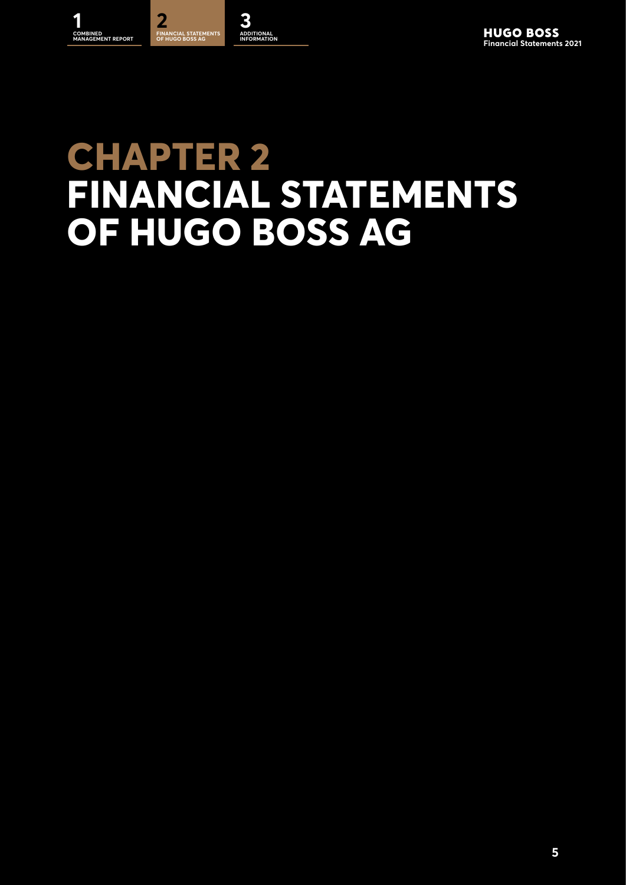# CHAPTER 2
# FINANCIAL STATEMENTS OF HUGO BOSS AG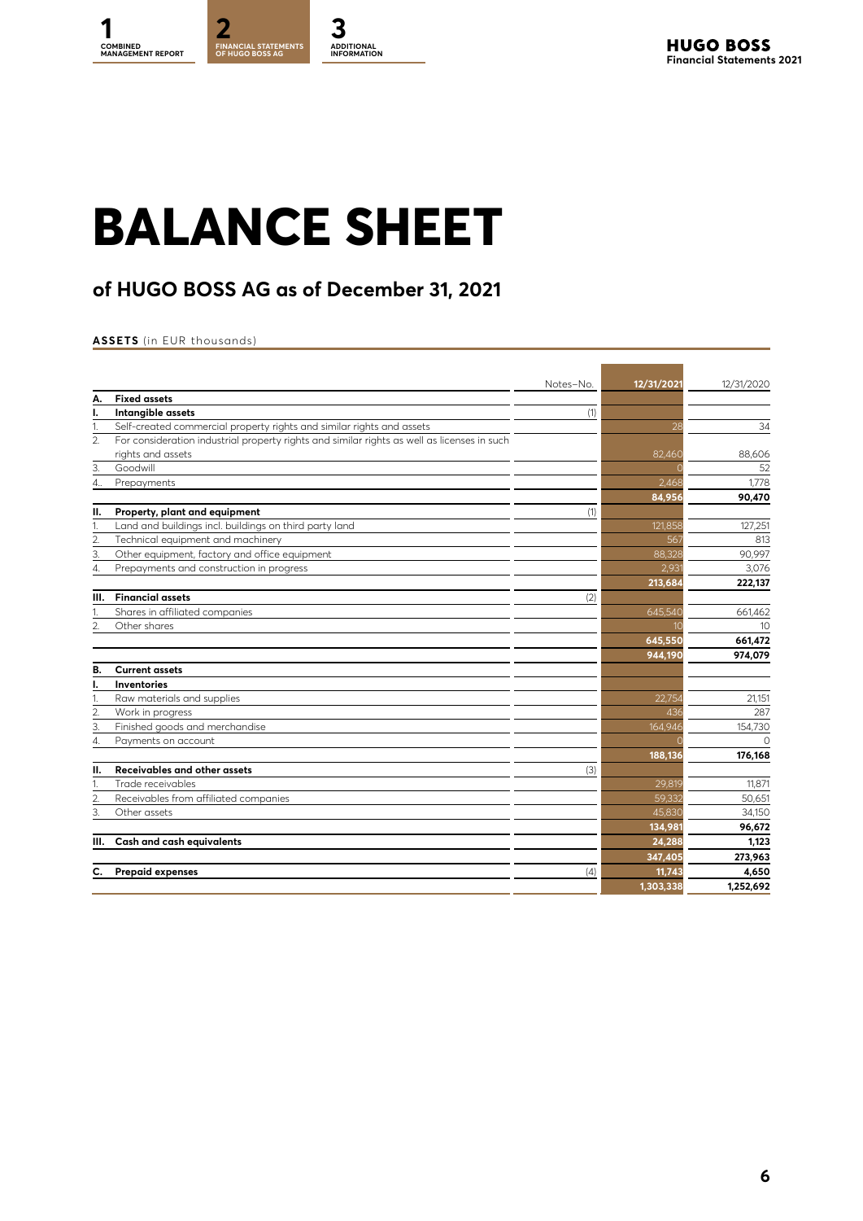# BALANCE SHEET

## of HUGO BOSS AG as of December 31, 2021

**ASSETS** (in EUR thousands)

| | | Notes–No. | 12/31/2021 | 12/31/2020 |
|---|---|---|---|---|
| **A.** | **Fixed assets** | | | |
| **I.** | **Intangible assets** | (1) | | |
| 1. | Self-created commercial property rights and similar rights and assets | | 28 | 34 |
| 2. | For consideration industrial property rights and similar rights as well as licenses in such rights and assets | | 82,460 | 88,606 |
| 3. | Goodwill | | 0 | 52 |
| 4.. | Prepayments | | 2,468 | 1,778 |
| | | | **84,956** | **90,470** |
| **II.** | **Property, plant and equipment** | (1) | | |
| 1. | Land and buildings incl. buildings on third party land | | 121,858 | 127,251 |
| 2. | Technical equipment and machinery | | 567 | 813 |
| 3. | Other equipment, factory and office equipment | | 88,328 | 90,997 |
| 4. | Prepayments and construction in progress | | 2,931 | 3,076 |
| | | | **213,684** | **222,137** |
| **III.** | **Financial assets** | (2) | | |
| 1. | Shares in affiliated companies | | 645,540 | 661,462 |
| 2. | Other shares | | 10 | 10 |
| | | | **645,550** | **661,472** |
| | | | **944,190** | **974,079** |
| **B.** | **Current assets** | | | |
| **I.** | **Inventories** | | | |
| 1. | Raw materials and supplies | | 22,754 | 21,151 |
| 2. | Work in progress | | 436 | 287 |
| 3. | Finished goods and merchandise | | 164,946 | 154,730 |
| 4. | Payments on account | | 0 | 0 |
| | | | **188,136** | **176,168** |
| **II.** | **Receivables and other assets** | (3) | | |
| 1. | Trade receivables | | 29,819 | 11,871 |
| 2. | Receivables from affiliated companies | | 59,332 | 50,651 |
| 3. | Other assets | | 45,830 | 34,150 |
| | | | **134,981** | **96,672** |
| **III.** | **Cash and cash equivalents** | | **24,288** | **1,123** |
| | | | **347,405** | **273,963** |
| **C.** | **Prepaid expenses** | (4) | **11,743** | **4,650** |
| | | | **1,303,338** | **1,252,692** |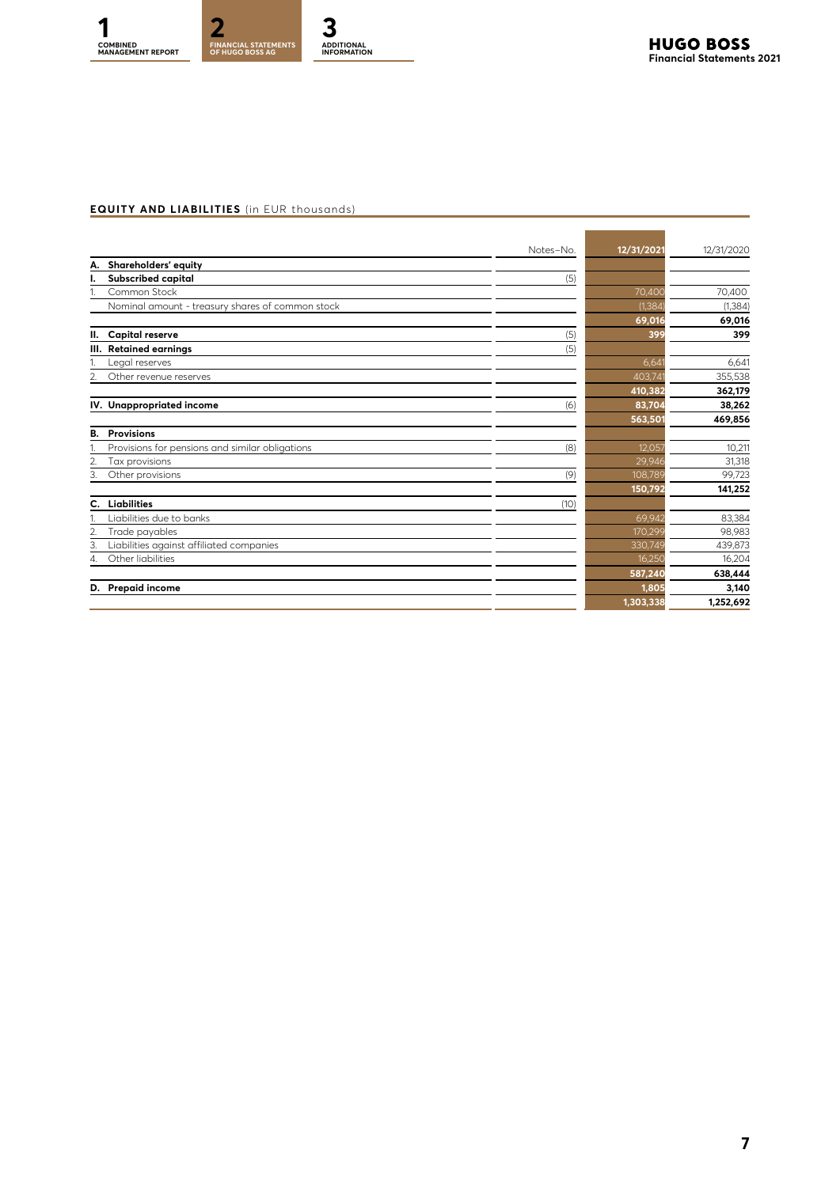**EQUITY AND LIABILITIES** (in EUR thousands)

| | Notes–No. | 12/31/2021 | 12/31/2020 |
|---|---|---|---|
| **A. Shareholders' equity** | | | |
| **I. Subscribed capital** | (5) | | |
| 1. Common Stock | | 70,400 | 70,400 |
| Nominal amount - treasury shares of common stock | | (1,384) | (1,384) |
| | | **69,016** | **69,016** |
| **II. Capital reserve** | (5) | **399** | **399** |
| **III. Retained earnings** | (5) | | |
| 1. Legal reserves | | 6,641 | 6,641 |
| 2. Other revenue reserves | | 403,741 | 355,538 |
| | | **410,382** | **362,179** |
| **IV. Unappropriated income** | (6) | **83,704** | **38,262** |
| | | **563,501** | **469,856** |
| **B. Provisions** | | | |
| 1. Provisions for pensions and similar obligations | (8) | 12,057 | 10,211 |
| 2. Tax provisions | | 29,946 | 31,318 |
| 3. Other provisions | (9) | 108,789 | 99,723 |
| | | **150,792** | **141,252** |
| **C. Liabilities** | (10) | | |
| 1. Liabilities due to banks | | 69,942 | 83,384 |
| 2. Trade payables | | 170,299 | 98,983 |
| 3. Liabilities against affiliated companies | | 330,749 | 439,873 |
| 4. Other liabilities | | 16,250 | 16,204 |
| | | **587,240** | **638,444** |
| **D. Prepaid income** | | **1,805** | **3,140** |
| | | **1,303,338** | **1,252,692** |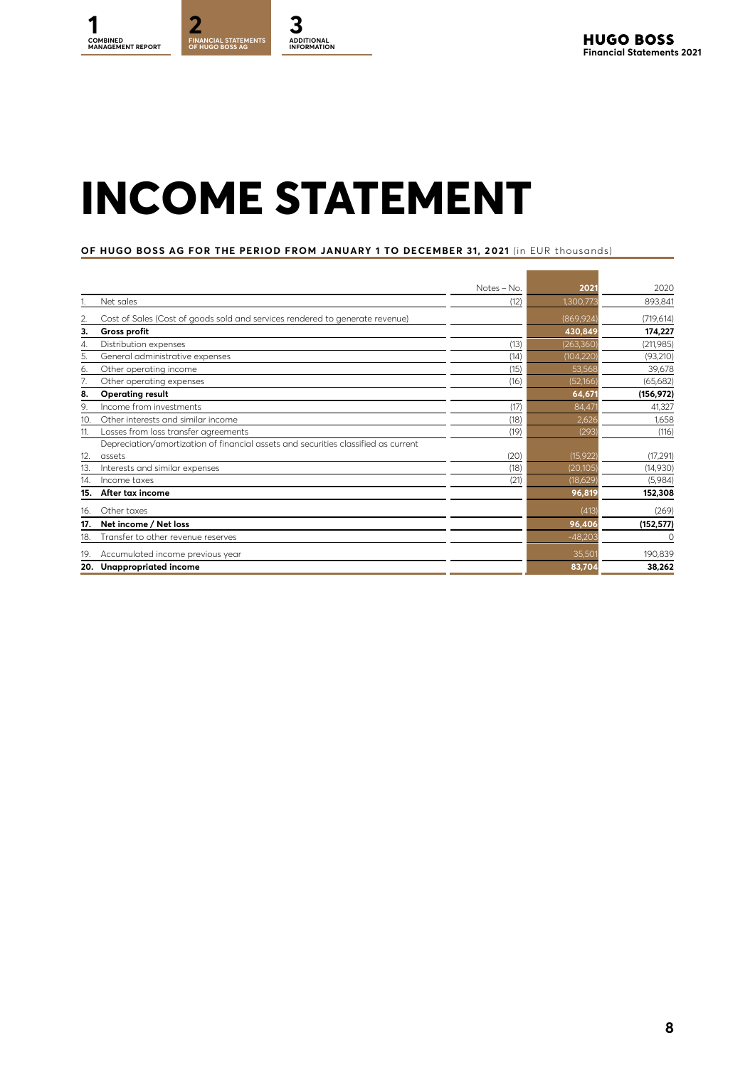# INCOME STATEMENT

**OF HUGO BOSS AG FOR THE PERIOD FROM JANUARY 1 TO DECEMBER 31, 2021** (in EUR thousands)

| | | Notes – No. | 2021 | 2020 |
|---|---|---|---|---|
| 1. | Net sales | (12) | 1,300,773 | 893,841 |
| 2. | Cost of Sales (Cost of goods sold and services rendered to generate revenue) | | (869,924) | (719,614) |
| **3.** | **Gross profit** | | **430,849** | **174,227** |
| 4. | Distribution expenses | (13) | (263,360) | (211,985) |
| 5. | General administrative expenses | (14) | (104,220) | (93,210) |
| 6. | Other operating income | (15) | 53,568 | 39,678 |
| 7. | Other operating expenses | (16) | (52,166) | (65,682) |
| **8.** | **Operating result** | | **64,671** | **(156,972)** |
| 9. | Income from investments | (17) | 84,471 | 41,327 |
| 10. | Other interests and similar income | (18) | 2,626 | 1,658 |
| 11. | Losses from loss transfer agreements | (19) | (293) | (116) |
| 12. | Depreciation/amortization of financial assets and securities classified as current assets | (20) | (15,922) | (17,291) |
| 13. | Interests and similar expenses | (18) | (20,105) | (14,930) |
| 14. | Income taxes | (21) | (18,629) | (5,984) |
| **15.** | **After tax income** | | **96,819** | **152,308** |
| 16. | Other taxes | | (413) | (269) |
| **17.** | **Net income / Net loss** | | **96,406** | **(152,577)** |
| 18. | Transfer to other revenue reserves | | -48,203 | 0 |
| 19. | Accumulated income previous year | | 35,501 | 190,839 |
| **20.** | **Unappropriated income** | | **83,704** | **38,262** |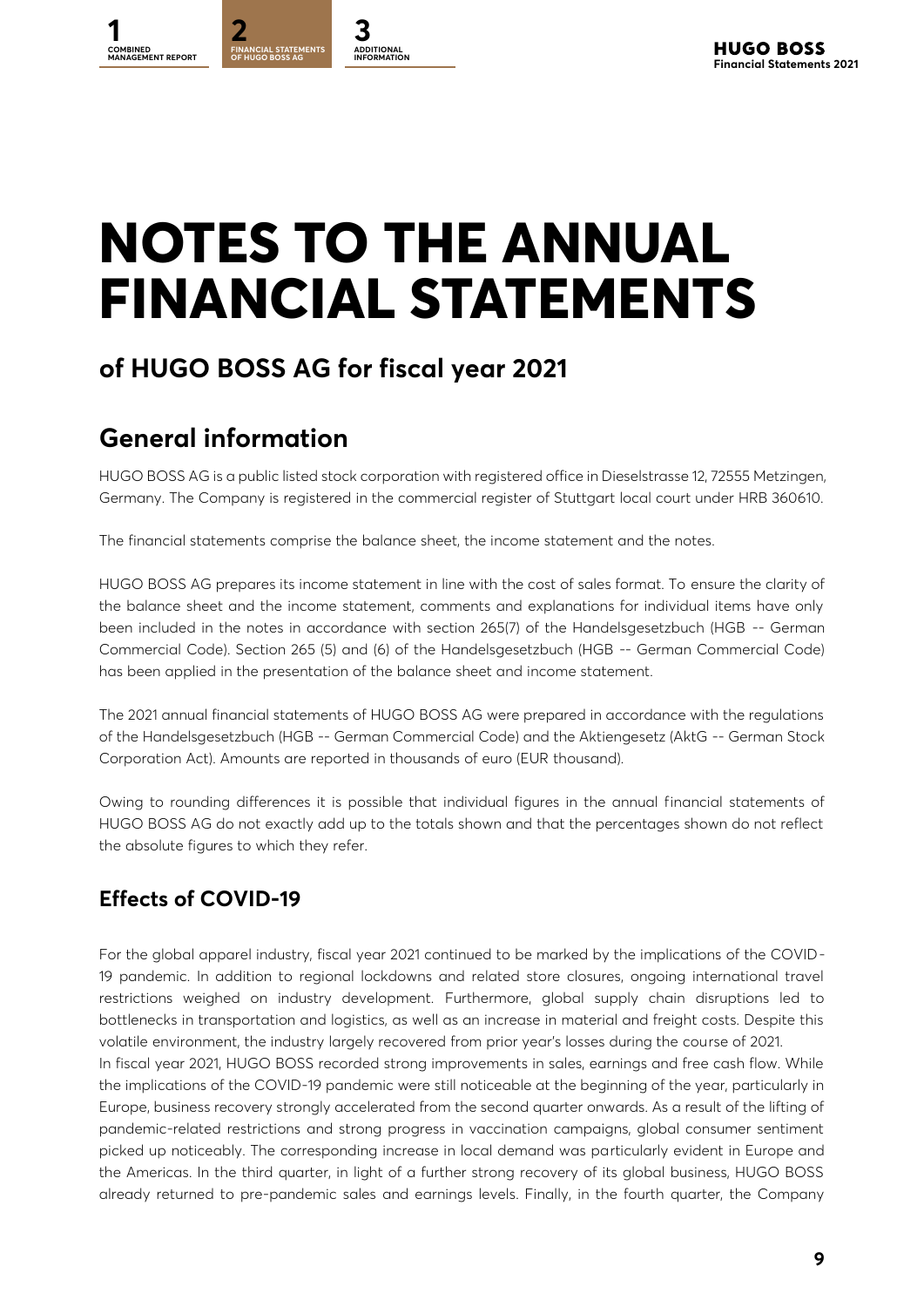# NOTES TO THE ANNUAL FINANCIAL STATEMENTS

## of HUGO BOSS AG for fiscal year 2021

## General information

HUGO BOSS AG is a public listed stock corporation with registered office in Dieselstrasse 12, 72555 Metzingen, Germany. The Company is registered in the commercial register of Stuttgart local court under HRB 360610.

The financial statements comprise the balance sheet, the income statement and the notes.

HUGO BOSS AG prepares its income statement in line with the cost of sales format. To ensure the clarity of the balance sheet and the income statement, comments and explanations for individual items have only been included in the notes in accordance with section 265(7) of the Handelsgesetzbuch (HGB -- German Commercial Code). Section 265 (5) and (6) of the Handelsgesetzbuch (HGB -- German Commercial Code) has been applied in the presentation of the balance sheet and income statement.

The 2021 annual financial statements of HUGO BOSS AG were prepared in accordance with the regulations of the Handelsgesetzbuch (HGB -- German Commercial Code) and the Aktiengesetz (AktG -- German Stock Corporation Act). Amounts are reported in thousands of euro (EUR thousand).

Owing to rounding differences it is possible that individual figures in the annual financial statements of HUGO BOSS AG do not exactly add up to the totals shown and that the percentages shown do not reflect the absolute figures to which they refer.

### Effects of COVID-19

For the global apparel industry, fiscal year 2021 continued to be marked by the implications of the COVID-19 pandemic. In addition to regional lockdowns and related store closures, ongoing international travel restrictions weighed on industry development. Furthermore, global supply chain disruptions led to bottlenecks in transportation and logistics, as well as an increase in material and freight costs. Despite this volatile environment, the industry largely recovered from prior year's losses during the course of 2021.

In fiscal year 2021, HUGO BOSS recorded strong improvements in sales, earnings and free cash flow. While the implications of the COVID-19 pandemic were still noticeable at the beginning of the year, particularly in Europe, business recovery strongly accelerated from the second quarter onwards. As a result of the lifting of pandemic-related restrictions and strong progress in vaccination campaigns, global consumer sentiment picked up noticeably. The corresponding increase in local demand was particularly evident in Europe and the Americas. In the third quarter, in light of a further strong recovery of its global business, HUGO BOSS already returned to pre-pandemic sales and earnings levels. Finally, in the fourth quarter, the Company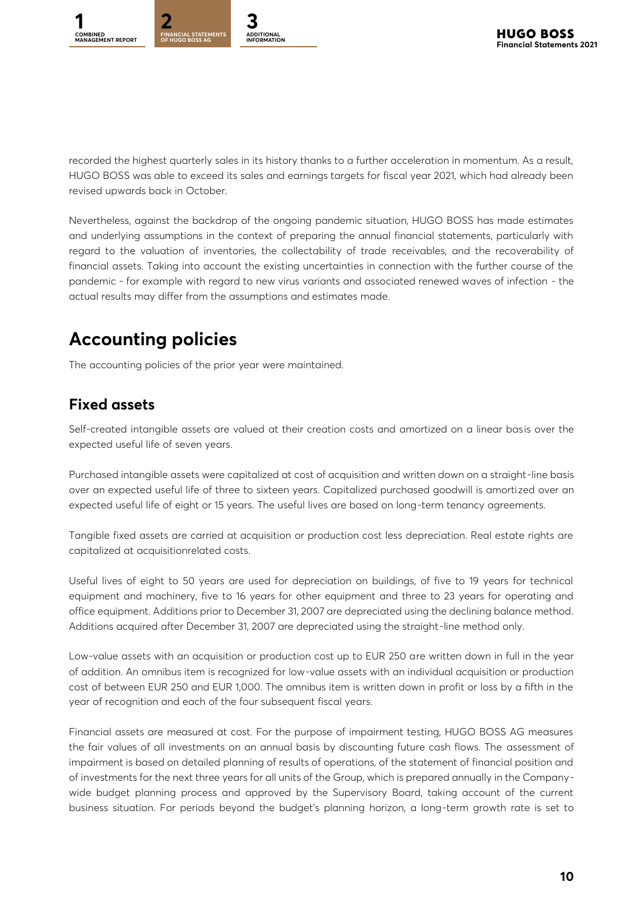recorded the highest quarterly sales in its history thanks to a further acceleration in momentum. As a result, HUGO BOSS was able to exceed its sales and earnings targets for fiscal year 2021, which had already been revised upwards back in October.

Nevertheless, against the backdrop of the ongoing pandemic situation, HUGO BOSS has made estimates and underlying assumptions in the context of preparing the annual financial statements, particularly with regard to the valuation of inventories, the collectability of trade receivables, and the recoverability of financial assets. Taking into account the existing uncertainties in connection with the further course of the pandemic - for example with regard to new virus variants and associated renewed waves of infection - the actual results may differ from the assumptions and estimates made.

# Accounting policies

The accounting policies of the prior year were maintained.

## Fixed assets

Self-created intangible assets are valued at their creation costs and amortized on a linear basis over the expected useful life of seven years.

Purchased intangible assets were capitalized at cost of acquisition and written down on a straight-line basis over an expected useful life of three to sixteen years. Capitalized purchased goodwill is amortized over an expected useful life of eight or 15 years. The useful lives are based on long-term tenancy agreements.

Tangible fixed assets are carried at acquisition or production cost less depreciation. Real estate rights are capitalized at acquisitionrelated costs.

Useful lives of eight to 50 years are used for depreciation on buildings, of five to 19 years for technical equipment and machinery, five to 16 years for other equipment and three to 23 years for operating and office equipment. Additions prior to December 31, 2007 are depreciated using the declining balance method. Additions acquired after December 31, 2007 are depreciated using the straight-line method only.

Low-value assets with an acquisition or production cost up to EUR 250 are written down in full in the year of addition. An omnibus item is recognized for low-value assets with an individual acquisition or production cost of between EUR 250 and EUR 1,000. The omnibus item is written down in profit or loss by a fifth in the year of recognition and each of the four subsequent fiscal years.

Financial assets are measured at cost. For the purpose of impairment testing, HUGO BOSS AG measures the fair values of all investments on an annual basis by discounting future cash flows. The assessment of impairment is based on detailed planning of results of operations, of the statement of financial position and of investments for the next three years for all units of the Group, which is prepared annually in the Company-wide budget planning process and approved by the Supervisory Board, taking account of the current business situation. For periods beyond the budget's planning horizon, a long-term growth rate is set to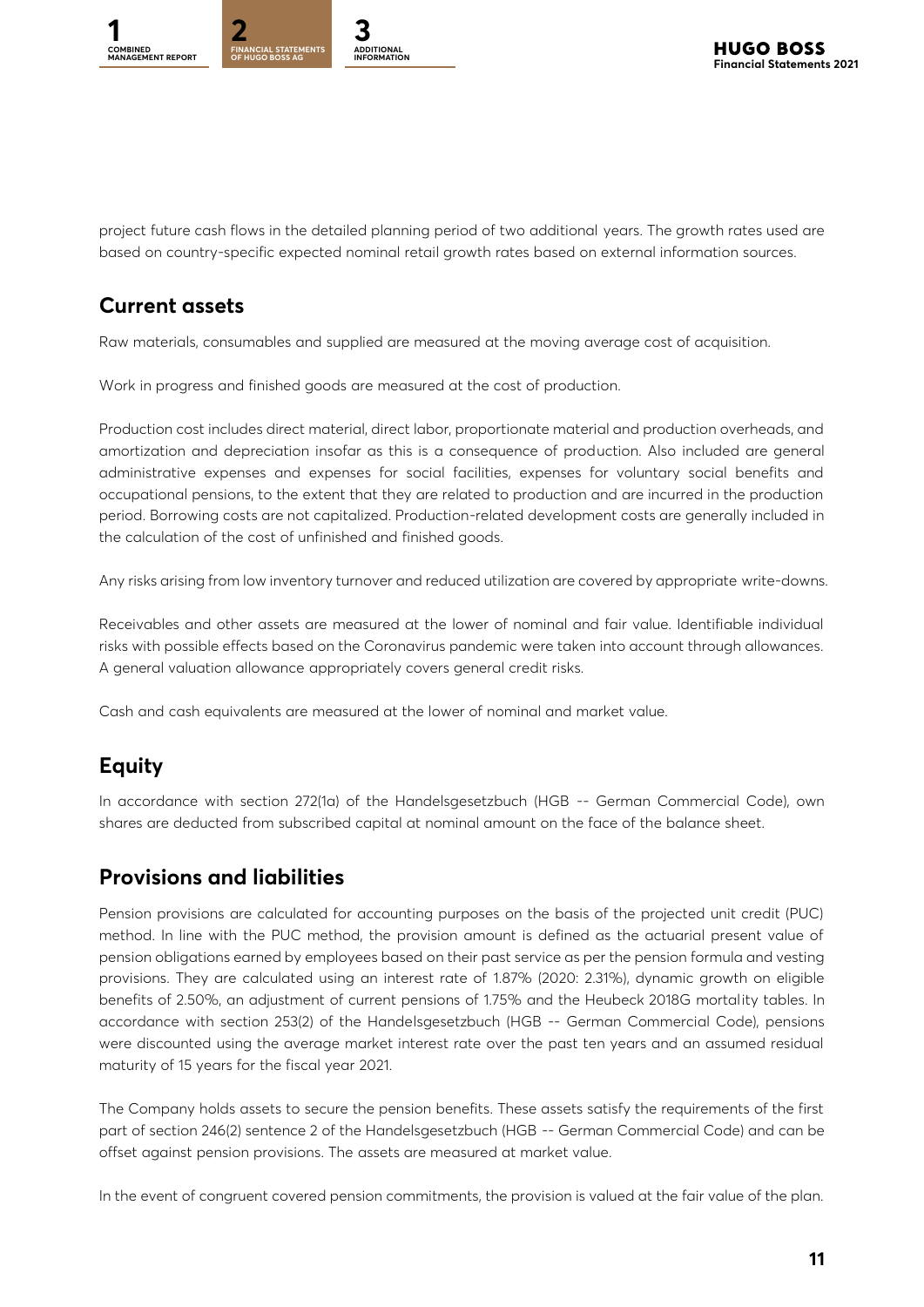project future cash flows in the detailed planning period of two additional years. The growth rates used are based on country-specific expected nominal retail growth rates based on external information sources.

## Current assets

Raw materials, consumables and supplied are measured at the moving average cost of acquisition.

Work in progress and finished goods are measured at the cost of production.

Production cost includes direct material, direct labor, proportionate material and production overheads, and amortization and depreciation insofar as this is a consequence of production. Also included are general administrative expenses and expenses for social facilities, expenses for voluntary social benefits and occupational pensions, to the extent that they are related to production and are incurred in the production period. Borrowing costs are not capitalized. Production-related development costs are generally included in the calculation of the cost of unfinished and finished goods.

Any risks arising from low inventory turnover and reduced utilization are covered by appropriate write-downs.

Receivables and other assets are measured at the lower of nominal and fair value. Identifiable individual risks with possible effects based on the Coronavirus pandemic were taken into account through allowances. A general valuation allowance appropriately covers general credit risks.

Cash and cash equivalents are measured at the lower of nominal and market value.

## Equity

In accordance with section 272(1a) of the Handelsgesetzbuch (HGB -- German Commercial Code), own shares are deducted from subscribed capital at nominal amount on the face of the balance sheet.

## Provisions and liabilities

Pension provisions are calculated for accounting purposes on the basis of the projected unit credit (PUC) method. In line with the PUC method, the provision amount is defined as the actuarial present value of pension obligations earned by employees based on their past service as per the pension formula and vesting provisions. They are calculated using an interest rate of 1.87% (2020: 2.31%), dynamic growth on eligible benefits of 2.50%, an adjustment of current pensions of 1.75% and the Heubeck 2018G mortality tables. In accordance with section 253(2) of the Handelsgesetzbuch (HGB -- German Commercial Code), pensions were discounted using the average market interest rate over the past ten years and an assumed residual maturity of 15 years for the fiscal year 2021.

The Company holds assets to secure the pension benefits. These assets satisfy the requirements of the first part of section 246(2) sentence 2 of the Handelsgesetzbuch (HGB -- German Commercial Code) and can be offset against pension provisions. The assets are measured at market value.

In the event of congruent covered pension commitments, the provision is valued at the fair value of the plan.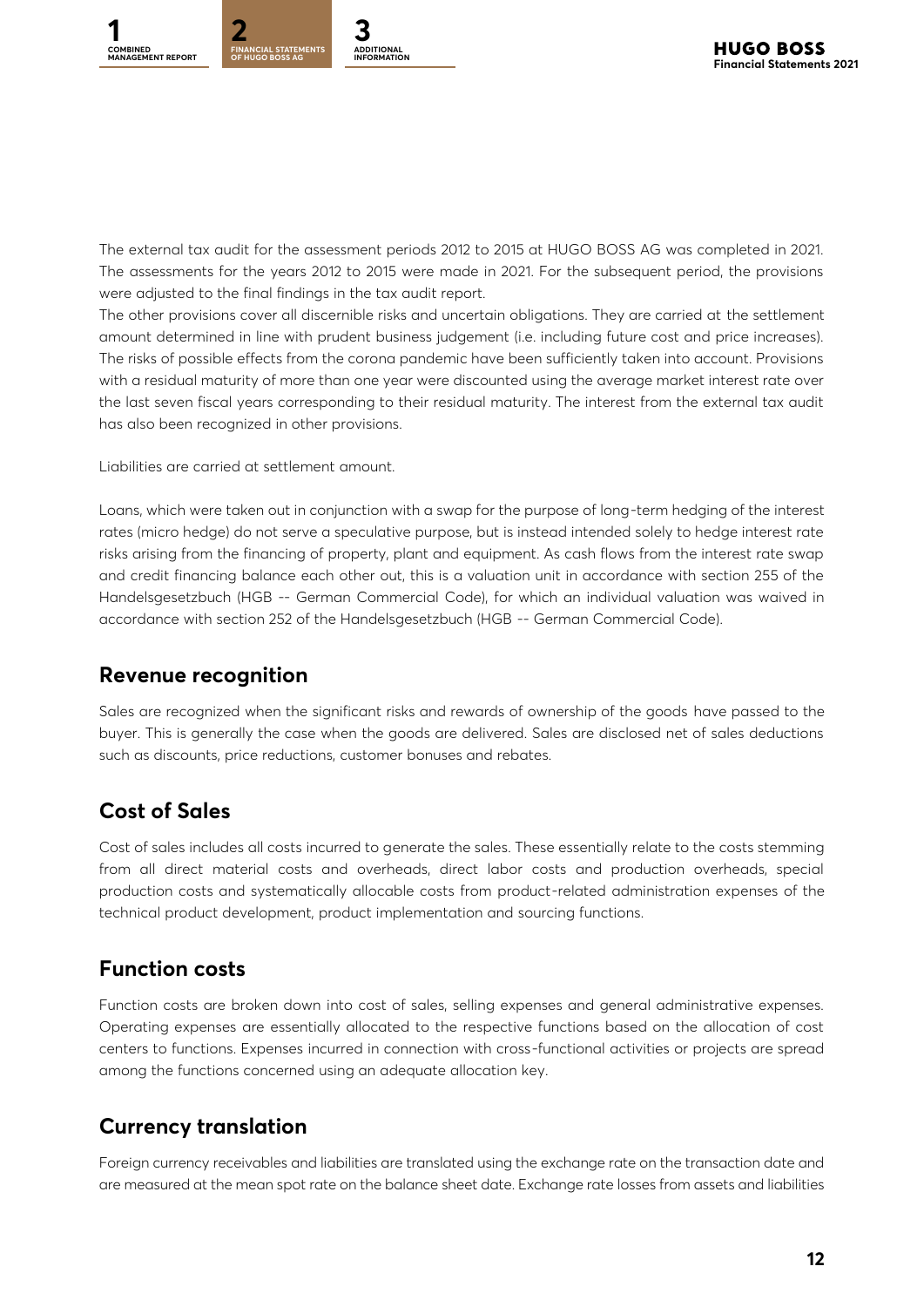The external tax audit for the assessment periods 2012 to 2015 at HUGO BOSS AG was completed in 2021. The assessments for the years 2012 to 2015 were made in 2021. For the subsequent period, the provisions were adjusted to the final findings in the tax audit report.

The other provisions cover all discernible risks and uncertain obligations. They are carried at the settlement amount determined in line with prudent business judgement (i.e. including future cost and price increases). The risks of possible effects from the corona pandemic have been sufficiently taken into account. Provisions with a residual maturity of more than one year were discounted using the average market interest rate over the last seven fiscal years corresponding to their residual maturity. The interest from the external tax audit has also been recognized in other provisions.

Liabilities are carried at settlement amount.

Loans, which were taken out in conjunction with a swap for the purpose of long-term hedging of the interest rates (micro hedge) do not serve a speculative purpose, but is instead intended solely to hedge interest rate risks arising from the financing of property, plant and equipment. As cash flows from the interest rate swap and credit financing balance each other out, this is a valuation unit in accordance with section 255 of the Handelsgesetzbuch (HGB -- German Commercial Code), for which an individual valuation was waived in accordance with section 252 of the Handelsgesetzbuch (HGB -- German Commercial Code).

## Revenue recognition

Sales are recognized when the significant risks and rewards of ownership of the goods have passed to the buyer. This is generally the case when the goods are delivered. Sales are disclosed net of sales deductions such as discounts, price reductions, customer bonuses and rebates.

## Cost of Sales

Cost of sales includes all costs incurred to generate the sales. These essentially relate to the costs stemming from all direct material costs and overheads, direct labor costs and production overheads, special production costs and systematically allocable costs from product-related administration expenses of the technical product development, product implementation and sourcing functions.

## Function costs

Function costs are broken down into cost of sales, selling expenses and general administrative expenses. Operating expenses are essentially allocated to the respective functions based on the allocation of cost centers to functions. Expenses incurred in connection with cross-functional activities or projects are spread among the functions concerned using an adequate allocation key.

## Currency translation

Foreign currency receivables and liabilities are translated using the exchange rate on the transaction date and are measured at the mean spot rate on the balance sheet date. Exchange rate losses from assets and liabilities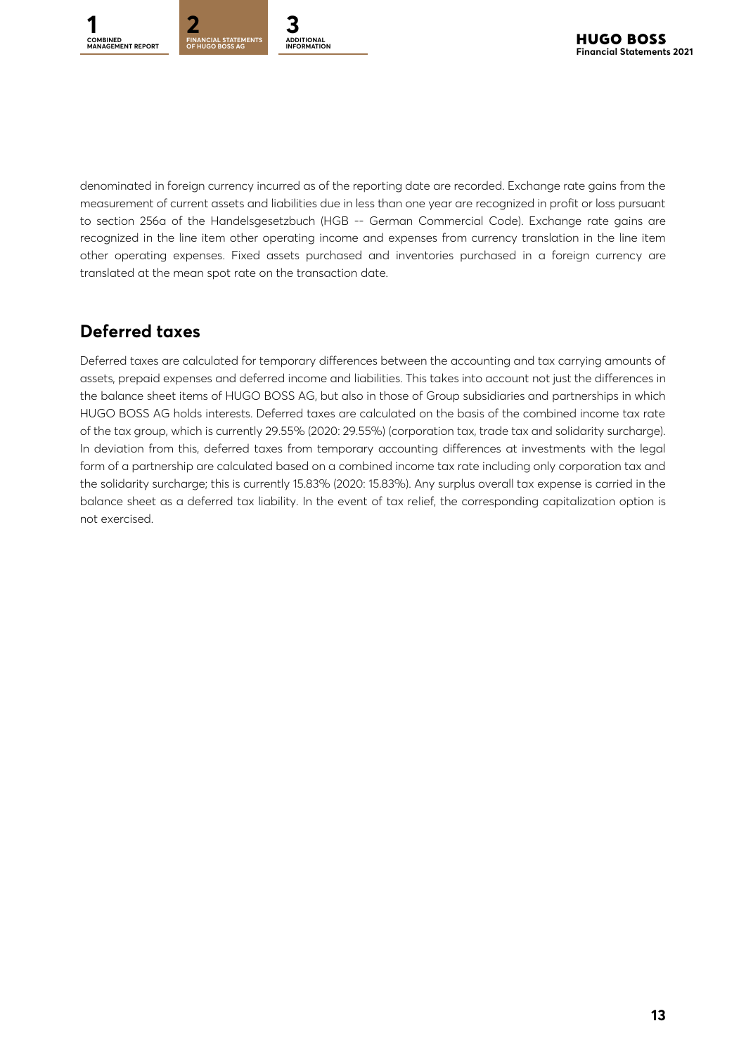denominated in foreign currency incurred as of the reporting date are recorded. Exchange rate gains from the measurement of current assets and liabilities due in less than one year are recognized in profit or loss pursuant to section 256a of the Handelsgesetzbuch (HGB -- German Commercial Code). Exchange rate gains are recognized in the line item other operating income and expenses from currency translation in the line item other operating expenses. Fixed assets purchased and inventories purchased in a foreign currency are translated at the mean spot rate on the transaction date.

## Deferred taxes

Deferred taxes are calculated for temporary differences between the accounting and tax carrying amounts of assets, prepaid expenses and deferred income and liabilities. This takes into account not just the differences in the balance sheet items of HUGO BOSS AG, but also in those of Group subsidiaries and partnerships in which HUGO BOSS AG holds interests. Deferred taxes are calculated on the basis of the combined income tax rate of the tax group, which is currently 29.55% (2020: 29.55%) (corporation tax, trade tax and solidarity surcharge). In deviation from this, deferred taxes from temporary accounting differences at investments with the legal form of a partnership are calculated based on a combined income tax rate including only corporation tax and the solidarity surcharge; this is currently 15.83% (2020: 15.83%). Any surplus overall tax expense is carried in the balance sheet as a deferred tax liability. In the event of tax relief, the corresponding capitalization option is not exercised.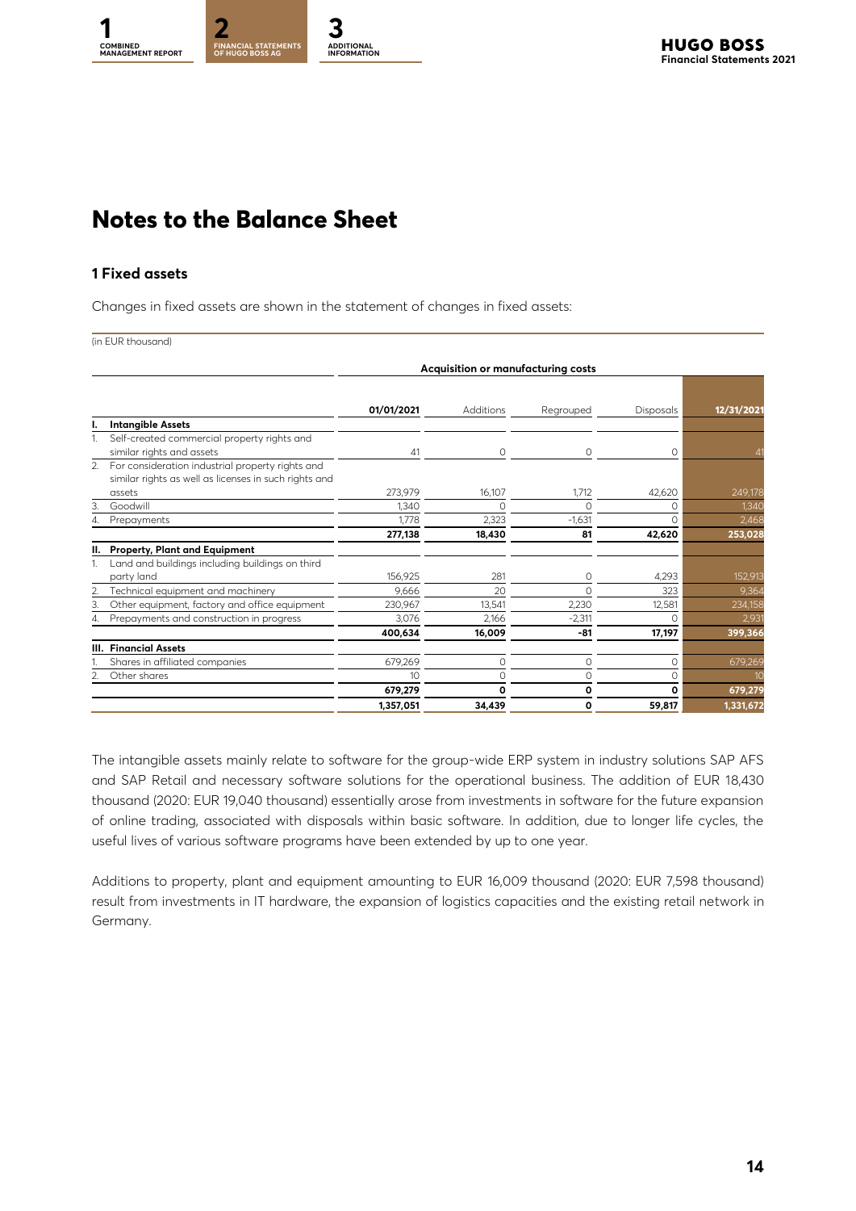# Notes to the Balance Sheet

## 1 Fixed assets

Changes in fixed assets are shown in the statement of changes in fixed assets:

(in EUR thousand)

| | | Acquisition or manufacturing costs | | | | |
|---|---|---|---|---|---|---|
| | | **01/01/2021** | Additions | Regrouped | Disposals | **12/31/2021** |
| **I.** | **Intangible Assets** | | | | | |
| 1. | Self-created commercial property rights and similar rights and assets | 41 | 0 | 0 | 0 | 41 |
| 2. | For consideration industrial property rights and similar rights as well as licenses in such rights and assets | 273,979 | 16,107 | 1,712 | 42,620 | 249,178 |
| 3. | Goodwill | 1,340 | 0 | 0 | 0 | 1,340 |
| 4. | Prepayments | 1,778 | 2,323 | -1,631 | 0 | 2,468 |
| | | **277,138** | **18,430** | **81** | **42,620** | **253,028** |
| **II.** | **Property, Plant and Equipment** | | | | | |
| 1. | Land and buildings including buildings on third party land | 156,925 | 281 | 0 | 4,293 | 152,913 |
| 2. | Technical equipment and machinery | 9,666 | 20 | 0 | 323 | 9,364 |
| 3. | Other equipment, factory and office equipment | 230,967 | 13,541 | 2,230 | 12,581 | 234,158 |
| 4. | Prepayments and construction in progress | 3,076 | 2,166 | -2,311 | 0 | 2,931 |
| | | **400,634** | **16,009** | **-81** | **17,197** | **399,366** |
| **III.** | **Financial Assets** | | | | | |
| 1. | Shares in affiliated companies | 679,269 | 0 | 0 | 0 | 679,269 |
| 2. | Other shares | 10 | 0 | 0 | 0 | 10 |
| | | **679,279** | **0** | **0** | **0** | **679,279** |
| | | **1,357,051** | **34,439** | **0** | **59,817** | **1,331,672** |

The intangible assets mainly relate to software for the group-wide ERP system in industry solutions SAP AFS and SAP Retail and necessary software solutions for the operational business. The addition of EUR 18,430 thousand (2020: EUR 19,040 thousand) essentially arose from investments in software for the future expansion of online trading, associated with disposals within basic software. In addition, due to longer life cycles, the useful lives of various software programs have been extended by up to one year.

Additions to property, plant and equipment amounting to EUR 16,009 thousand (2020: EUR 7,598 thousand) result from investments in IT hardware, the expansion of logistics capacities and the existing retail network in Germany.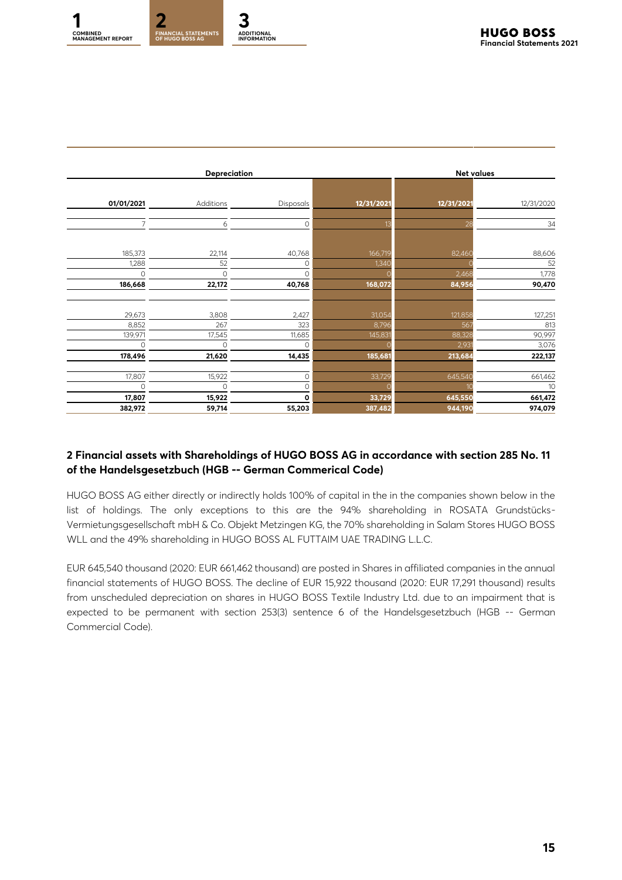| Depreciation | | | | Net values | |
|---|---|---|---|---|---|
| 01/01/2021 | Additions | Disposals | 12/31/2021 | 12/31/2021 | 12/31/2020 |
| 7 | 6 | 0 | 13 | 28 | 34 |
| | | | | | |
| 185,373 | 22,114 | 40,768 | 166,719 | 82,460 | 88,606 |
| 1,288 | 52 | 0 | 1,340 | 0 | 52 |
| 0 | 0 | 0 | 0 | 2,468 | 1,778 |
| **186,668** | **22,172** | **40,768** | **168,072** | **84,956** | **90,470** |
| | | | | | |
| 29,673 | 3,808 | 2,427 | 31,054 | 121,858 | 127,251 |
| 8,852 | 267 | 323 | 8,796 | 567 | 813 |
| 139,971 | 17,545 | 11,685 | 145,831 | 88,328 | 90,997 |
| 0 | 0 | 0 | 0 | 2,931 | 3,076 |
| **178,496** | **21,620** | **14,435** | **185,681** | **213,684** | **222,137** |
| | | | | | |
| 17,807 | 15,922 | 0 | 33,729 | 645,540 | 661,462 |
| 0 | 0 | 0 | 0 | 10 | 10 |
| **17,807** | **15,922** | **0** | **33,729** | **645,550** | **661,472** |
| **382,972** | **59,714** | **55,203** | **387,482** | **944,190** | **974,079** |

## 2 Financial assets with Shareholdings of HUGO BOSS AG in accordance with section 285 No. 11 of the Handelsgesetzbuch (HGB -- German Commerical Code)

HUGO BOSS AG either directly or indirectly holds 100% of capital in the in the companies shown below in the list of holdings. The only exceptions to this are the 94% shareholding in ROSATA Grundstücks-Vermietungsgesellschaft mbH & Co. Objekt Metzingen KG, the 70% shareholding in Salam Stores HUGO BOSS WLL and the 49% shareholding in HUGO BOSS AL FUTTAIM UAE TRADING L.L.C.

EUR 645,540 thousand (2020: EUR 661,462 thousand) are posted in Shares in affiliated companies in the annual financial statements of HUGO BOSS. The decline of EUR 15,922 thousand (2020: EUR 17,291 thousand) results from unscheduled depreciation on shares in HUGO BOSS Textile Industry Ltd. due to an impairment that is expected to be permanent with section 253(3) sentence 6 of the Handelsgesetzbuch (HGB -- German Commercial Code).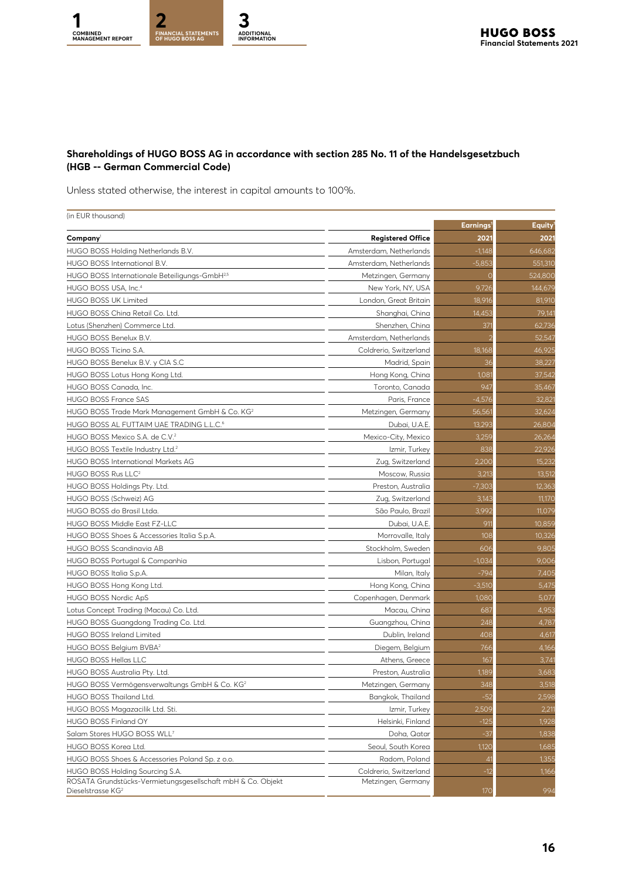## Shareholdings of HUGO BOSS AG in accordance with section 285 No. 11 of the Handelsgesetzbuch (HGB -- German Commercial Code)

Unless stated otherwise, the interest in capital amounts to 100%.

(in EUR thousand)

| Company[1] | Registered Office | Earnings[3] 2021 | Equity[3] 2021 |
|---|---|---|---|
| HUGO BOSS Holding Netherlands B.V. | Amsterdam, Netherlands | -1,148 | 646,682 |
| HUGO BOSS International B.V. | Amsterdam, Netherlands | -5,853 | 551,310 |
| HUGO BOSS Internationale Beteiligungs-GmbH[2,5] | Metzingen, Germany | 0 | 524,800 |
| HUGO BOSS USA, Inc.[4] | New York, NY, USA | 9,726 | 144,679 |
| HUGO BOSS UK Limited | London, Great Britain | 18,916 | 81,910 |
| HUGO BOSS China Retail Co. Ltd. | Shanghai, China | 14,453 | 79,141 |
| Lotus (Shenzhen) Commerce Ltd. | Shenzhen, China | 371 | 62,736 |
| HUGO BOSS Benelux B.V. | Amsterdam, Netherlands | 2 | 52,547 |
| HUGO BOSS Ticino S.A. | Coldrerio, Switzerland | 18,168 | 46,925 |
| HUGO BOSS Benelux B.V. y CIA S.C | Madrid, Spain | 36 | 38,227 |
| HUGO BOSS Lotus Hong Kong Ltd. | Hong Kong, China | 1,081 | 37,542 |
| HUGO BOSS Canada, Inc. | Toronto, Canada | 947 | 35,467 |
| HUGO BOSS France SAS | Paris, France | -4,576 | 32,821 |
| HUGO BOSS Trade Mark Management GmbH & Co. KG[2] | Metzingen, Germany | 56,561 | 32,624 |
| HUGO BOSS AL FUTTAIM UAE TRADING L.L.C.[6] | Dubai, U.A.E. | 13,293 | 26,804 |
| HUGO BOSS Mexico S.A. de C.V.[2] | Mexico-City, Mexico | 3,259 | 26,264 |
| HUGO BOSS Textile Industry Ltd.[2] | Izmir, Turkey | 838 | 22,926 |
| HUGO BOSS International Markets AG | Zug, Switzerland | 2,200 | 15,232 |
| HUGO BOSS Rus LLC[2] | Moscow, Russia | 3,213 | 13,512 |
| HUGO BOSS Holdings Pty. Ltd. | Preston, Australia | -7,303 | 12,363 |
| HUGO BOSS (Schweiz) AG | Zug, Switzerland | 3,143 | 11,170 |
| HUGO BOSS do Brasil Ltda. | São Paulo, Brazil | 3,992 | 11,079 |
| HUGO BOSS Middle East FZ-LLC | Dubai, U.A.E. | 911 | 10,859 |
| HUGO BOSS Shoes & Accessories Italia S.p.A. | Morrovalle, Italy | 108 | 10,326 |
| HUGO BOSS Scandinavia AB | Stockholm, Sweden | 606 | 9,805 |
| HUGO BOSS Portugal & Companhia | Lisbon, Portugal | -1,034 | 9,006 |
| HUGO BOSS Italia S.p.A. | Milan, Italy | -794 | 7,405 |
| HUGO BOSS Hong Kong Ltd. | Hong Kong, China | -3,510 | 5,475 |
| HUGO BOSS Nordic ApS | Copenhagen, Denmark | 1,080 | 5,077 |
| Lotus Concept Trading (Macau) Co. Ltd. | Macau, China | 687 | 4,953 |
| HUGO BOSS Guangdong Trading Co. Ltd. | Guangzhou, China | 248 | 4,787 |
| HUGO BOSS Ireland Limited | Dublin, Ireland | 408 | 4,617 |
| HUGO BOSS Belgium BVBA[2] | Diegem, Belgium | 766 | 4,166 |
| HUGO BOSS Hellas LLC | Athens, Greece | 167 | 3,741 |
| HUGO BOSS Australia Pty. Ltd. | Preston, Australia | 1,189 | 3,683 |
| HUGO BOSS Vermögensverwaltungs GmbH & Co. KG[2] | Metzingen, Germany | 348 | 3,518 |
| HUGO BOSS Thailand Ltd. | Bangkok, Thailand | -52 | 2,598 |
| HUGO BOSS Magazacilik Ltd. Sti. | Izmir, Turkey | 2,509 | 2,211 |
| HUGO BOSS Finland OY | Helsinki, Finland | -125 | 1,928 |
| Salam Stores HUGO BOSS WLL[7] | Doha, Qatar | -37 | 1,838 |
| HUGO BOSS Korea Ltd. | Seoul, South Korea | 1,120 | 1,685 |
| HUGO BOSS Shoes & Accessories Poland Sp. z o.o. | Radom, Poland | 41 | 1,355 |
| HUGO BOSS Holding Sourcing S.A. | Coldrerio, Switzerland | -12 | 1,166 |
| ROSATA Grundstücks-Vermietungsgesellschaft mbH & Co. Objekt Dieselstrasse KG[2] | Metzingen, Germany | 170 | 994 |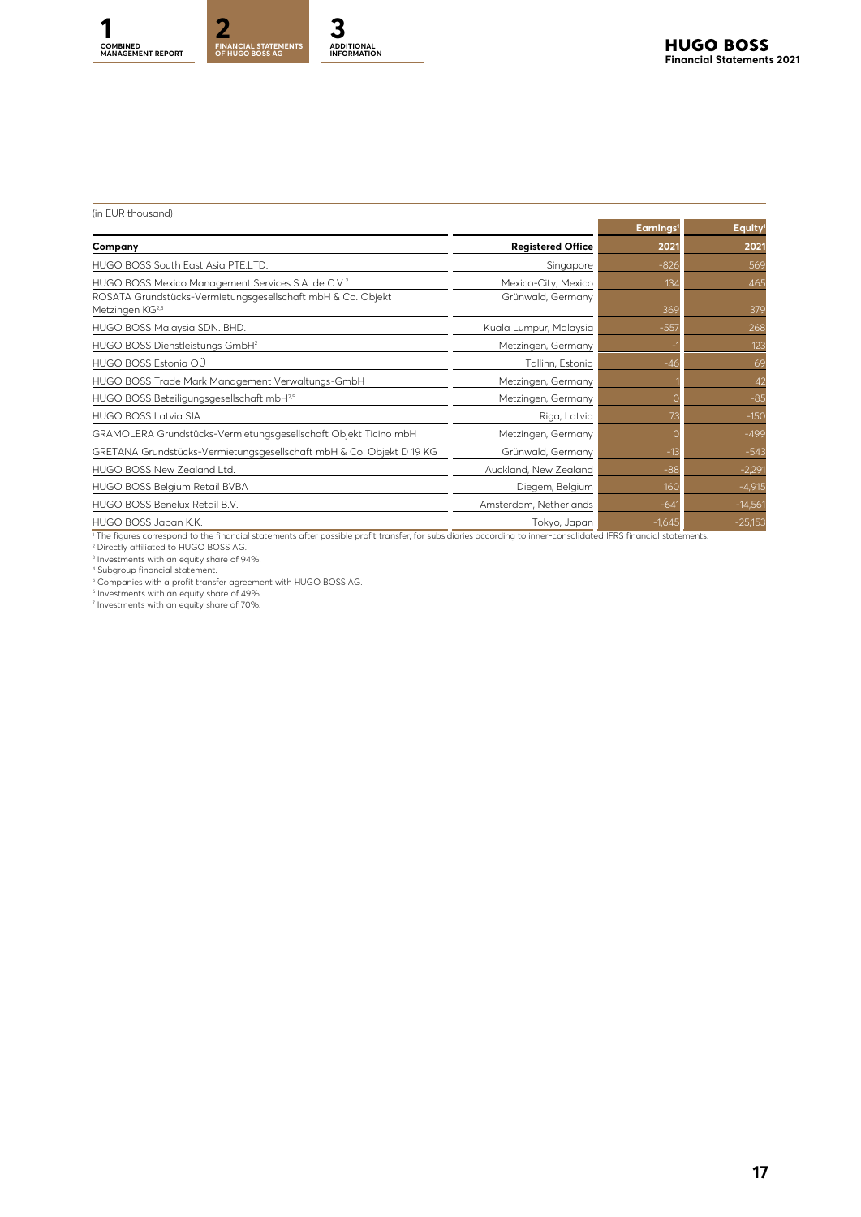(in EUR thousand)

| Company | Registered Office | Earnings[1] 2021 | Equity[1] 2021 |
|---|---|---|---|
| HUGO BOSS South East Asia PTE.LTD. | Singapore | -826 | 569 |
| HUGO BOSS Mexico Management Services S.A. de C.V.[2] | Mexico-City, Mexico | 134 | 465 |
| ROSATA Grundstücks-Vermietungsgesellschaft mbH & Co. Objekt Metzingen KG[2,3] | Grünwald, Germany | 369 | 379 |
| HUGO BOSS Malaysia SDN. BHD. | Kuala Lumpur, Malaysia | -557 | 268 |
| HUGO BOSS Dienstleistungs GmbH[2] | Metzingen, Germany | -1 | 123 |
| HUGO BOSS Estonia OÜ | Tallinn, Estonia | -46 | 69 |
| HUGO BOSS Trade Mark Management Verwaltungs-GmbH | Metzingen, Germany | 1 | 42 |
| HUGO BOSS Beteiligungsgesellschaft mbH[2,5] | Metzingen, Germany | 0 | -85 |
| HUGO BOSS Latvia SIA. | Riga, Latvia | 73 | -150 |
| GRAMOLERA Grundstücks-Vermietungsgesellschaft Objekt Ticino mbH | Metzingen, Germany | 0 | -499 |
| GRETANA Grundstücks-Vermietungsgesellschaft mbH & Co. Objekt D 19 KG | Grünwald, Germany | -13 | -543 |
| HUGO BOSS New Zealand Ltd. | Auckland, New Zealand | -88 | -2,291 |
| HUGO BOSS Belgium Retail BVBA | Diegem, Belgium | 160 | -4,915 |
| HUGO BOSS Benelux Retail B.V. | Amsterdam, Netherlands | -641 | -14,561 |
| HUGO BOSS Japan K.K. | Tokyo, Japan | -1,645 | -25,153 |

[1] The figures correspond to the financial statements after possible profit transfer, for subsidiaries according to inner-consolidated IFRS financial statements.
[2] Directly affiliated to HUGO BOSS AG.
[3] Investments with an equity share of 94%.
[4] Subgroup financial statement.
[5] Companies with a profit transfer agreement with HUGO BOSS AG.
[6] Investments with an equity share of 49%.
[7] Investments with an equity share of 70%.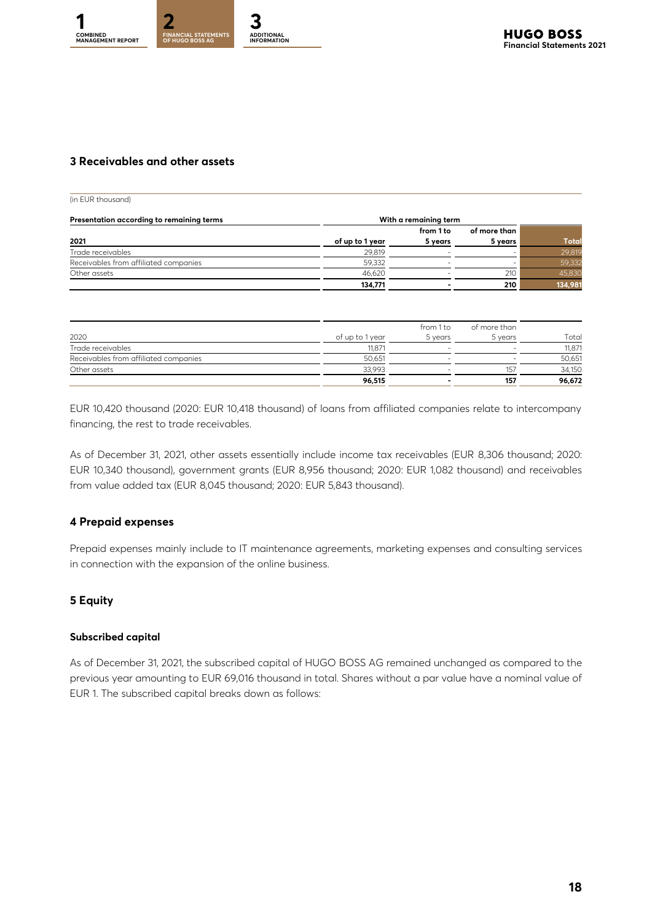## 3 Receivables and other assets

(in EUR thousand)

| Presentation according to remaining terms | With a remaining term | | | |
|---|---|---|---|---|
| 2021 | of up to 1 year | from 1 to 5 years | of more than 5 years | Total |
| Trade receivables | 29,819 | – | – | 29,819 |
| Receivables from affiliated companies | 59,332 | – | – | 59,332 |
| Other assets | 46,620 | – | 210 | 45,830 |
| | **134,771** | **-** | **210** | **134,981** |

| 2020 | of up to 1 year | from 1 to 5 years | of more than 5 years | Total |
|---|---|---|---|---|
| Trade receivables | 11,871 | – | – | 11,871 |
| Receivables from affiliated companies | 50,651 | – | – | 50,651 |
| Other assets | 33,993 | – | 157 | 34,150 |
| | **96,515** | **-** | **157** | **96,672** |

EUR 10,420 thousand (2020: EUR 10,418 thousand) of loans from affiliated companies relate to intercompany financing, the rest to trade receivables.

As of December 31, 2021, other assets essentially include income tax receivables (EUR 8,306 thousand; 2020: EUR 10,340 thousand), government grants (EUR 8,956 thousand; 2020: EUR 1,082 thousand) and receivables from value added tax (EUR 8,045 thousand; 2020: EUR 5,843 thousand).

## 4 Prepaid expenses

Prepaid expenses mainly include to IT maintenance agreements, marketing expenses and consulting services in connection with the expansion of the online business.

## 5 Equity

### Subscribed capital

As of December 31, 2021, the subscribed capital of HUGO BOSS AG remained unchanged as compared to the previous year amounting to EUR 69,016 thousand in total. Shares without a par value have a nominal value of EUR 1. The subscribed capital breaks down as follows: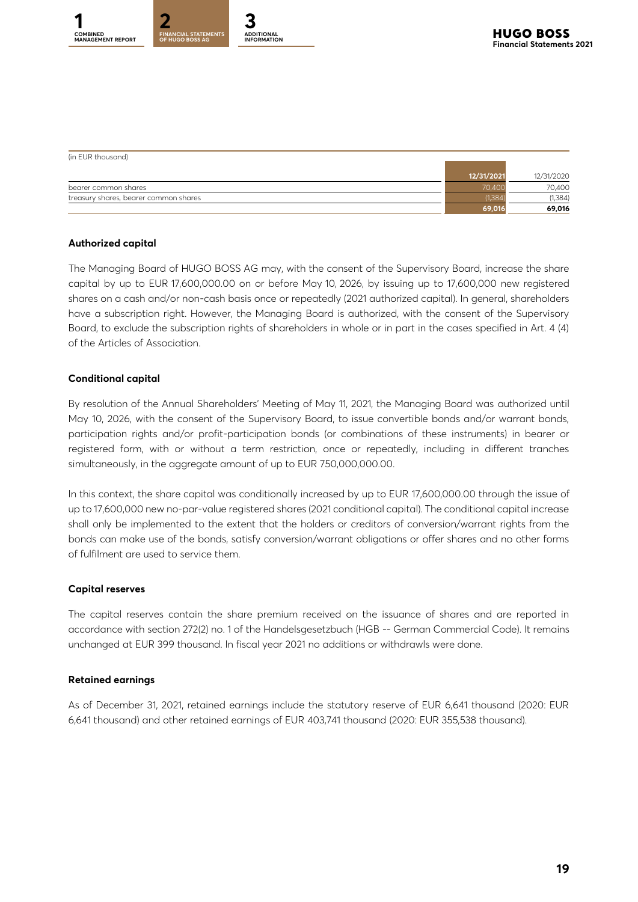(in EUR thousand)

| | 12/31/2021 | 12/31/2020 |
|---|---|---|
| bearer common shares | 70,400 | 70,400 |
| treasury shares, bearer common shares | (1,384) | (1,384) |
| | **69,016** | **69,016** |

**Authorized capital**

The Managing Board of HUGO BOSS AG may, with the consent of the Supervisory Board, increase the share capital by up to EUR 17,600,000.00 on or before May 10, 2026, by issuing up to 17,600,000 new registered shares on a cash and/or non-cash basis once or repeatedly (2021 authorized capital). In general, shareholders have a subscription right. However, the Managing Board is authorized, with the consent of the Supervisory Board, to exclude the subscription rights of shareholders in whole or in part in the cases specified in Art. 4 (4) of the Articles of Association.

**Conditional capital**

By resolution of the Annual Shareholders' Meeting of May 11, 2021, the Managing Board was authorized until May 10, 2026, with the consent of the Supervisory Board, to issue convertible bonds and/or warrant bonds, participation rights and/or profit-participation bonds (or combinations of these instruments) in bearer or registered form, with or without a term restriction, once or repeatedly, including in different tranches simultaneously, in the aggregate amount of up to EUR 750,000,000.00.

In this context, the share capital was conditionally increased by up to EUR 17,600,000.00 through the issue of up to 17,600,000 new no-par-value registered shares (2021 conditional capital). The conditional capital increase shall only be implemented to the extent that the holders or creditors of conversion/warrant rights from the bonds can make use of the bonds, satisfy conversion/warrant obligations or offer shares and no other forms of fulfilment are used to service them.

**Capital reserves**

The capital reserves contain the share premium received on the issuance of shares and are reported in accordance with section 272(2) no. 1 of the Handelsgesetzbuch (HGB -- German Commercial Code). It remains unchanged at EUR 399 thousand. In fiscal year 2021 no additions or withdrawls were done.

**Retained earnings**

As of December 31, 2021, retained earnings include the statutory reserve of EUR 6,641 thousand (2020: EUR 6,641 thousand) and other retained earnings of EUR 403,741 thousand (2020: EUR 355,538 thousand).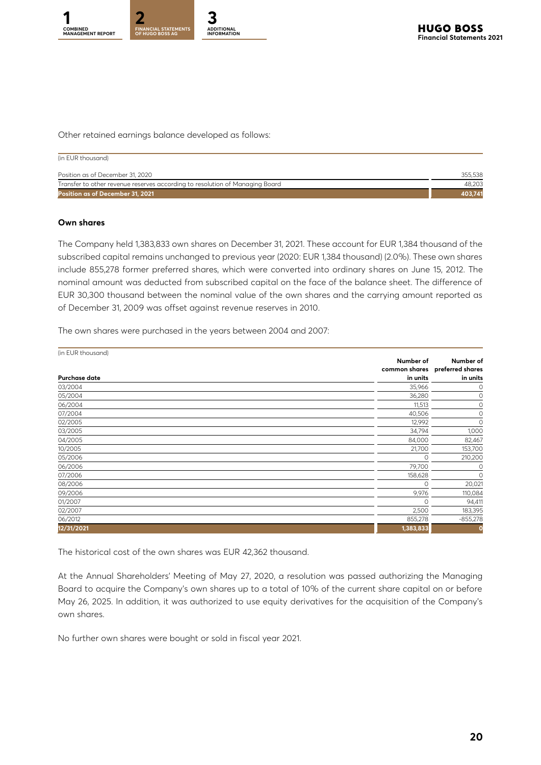Other retained earnings balance developed as follows:

| (in EUR thousand) | |
|---|---|
| Position as of December 31, 2020 | 355,538 |
| Transfer to other revenue reserves according to resolution of Managing Board | 48,203 |
| **Position as of December 31, 2021** | **403,741** |

### Own shares

The Company held 1,383,833 own shares on December 31, 2021. These account for EUR 1,384 thousand of the subscribed capital remains unchanged to previous year (2020: EUR 1,384 thousand) (2.0%). These own shares include 855,278 former preferred shares, which were converted into ordinary shares on June 15, 2012. The nominal amount was deducted from subscribed capital on the face of the balance sheet. The difference of EUR 30,300 thousand between the nominal value of the own shares and the carrying amount reported as of December 31, 2009 was offset against revenue reserves in 2010.

The own shares were purchased in the years between 2004 and 2007:

| (in EUR thousand)<br>Purchase date | Number of common shares in units | Number of preferred shares in units |
|---|---|---|
| 03/2004 | 35,966 | 0 |
| 05/2004 | 36,280 | 0 |
| 06/2004 | 11,513 | 0 |
| 07/2004 | 40,506 | 0 |
| 02/2005 | 12,992 | 0 |
| 03/2005 | 34,794 | 1,000 |
| 04/2005 | 84,000 | 82,467 |
| 10/2005 | 21,700 | 153,700 |
| 05/2006 | 0 | 210,200 |
| 06/2006 | 79,700 | 0 |
| 07/2006 | 158,628 | 0 |
| 08/2006 | 0 | 20,021 |
| 09/2006 | 9,976 | 110,084 |
| 01/2007 | 0 | 94,411 |
| 02/2007 | 2,500 | 183,395 |
| 06/2012 | 855,278 | -855,278 |
| **12/31/2021** | **1,383,833** | **0** |

The historical cost of the own shares was EUR 42,362 thousand.

At the Annual Shareholders' Meeting of May 27, 2020, a resolution was passed authorizing the Managing Board to acquire the Company's own shares up to a total of 10% of the current share capital on or before May 26, 2025. In addition, it was authorized to use equity derivatives for the acquisition of the Company's own shares.

No further own shares were bought or sold in fiscal year 2021.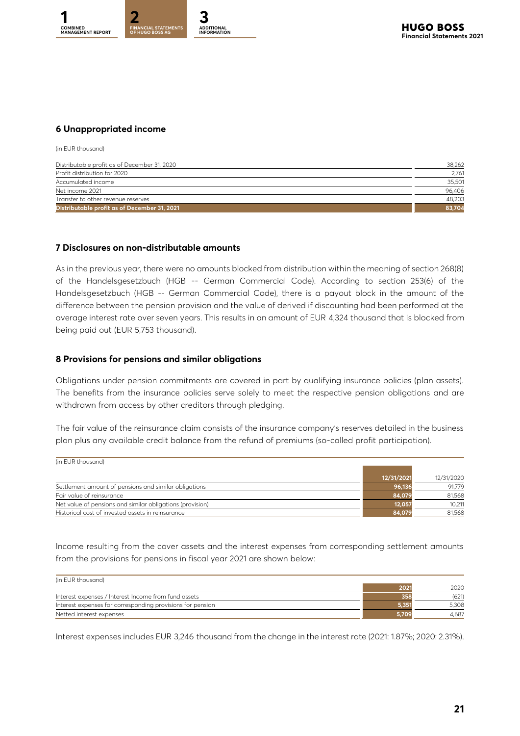## 6 Unappropriated income

| (in EUR thousand) | |
|---|---|
| Distributable profit as of December 31, 2020 | 38,262 |
| Profit distribution for 2020 | 2,761 |
| Accumulated income | 35,501 |
| Net income 2021 | 96,406 |
| Transfer to other revenue reserves | 48,203 |
| **Distributable profit as of December 31, 2021** | **83,704** |

## 7 Disclosures on non-distributable amounts

As in the previous year, there were no amounts blocked from distribution within the meaning of section 268(8) of the Handelsgesetzbuch (HGB -- German Commercial Code). According to section 253(6) of the Handelsgesetzbuch (HGB -- German Commercial Code), there is a payout block in the amount of the difference between the pension provision and the value of derived if discounting had been performed at the average interest rate over seven years. This results in an amount of EUR 4,324 thousand that is blocked from being paid out (EUR 5,753 thousand).

## 8 Provisions for pensions and similar obligations

Obligations under pension commitments are covered in part by qualifying insurance policies (plan assets). The benefits from the insurance policies serve solely to meet the respective pension obligations and are withdrawn from access by other creditors through pledging.

The fair value of the reinsurance claim consists of the insurance company's reserves detailed in the business plan plus any available credit balance from the refund of premiums (so-called profit participation).

| (in EUR thousand) | 12/31/2021 | 12/31/2020 |
|---|---|---|
| Settlement amount of pensions and similar obligations | 96,136 | 91,779 |
| Fair value of reinsurance | 84,079 | 81,568 |
| Net value of pensions and similar obligations (provision) | 12,057 | 10,211 |
| Historical cost of invested assets in reinsurance | 84,079 | 81,568 |

Income resulting from the cover assets and the interest expenses from corresponding settlement amounts from the provisions for pensions in fiscal year 2021 are shown below:

| (in EUR thousand) | 2021 | 2020 |
|---|---|---|
| Interest expenses / Interest Income from fund assets | 358 | (621) |
| Interest expenses for corresponding provisions for pension | 5,351 | 5,308 |
| Netted interest expenses | 5,709 | 4,687 |

Interest expenses includes EUR 3,246 thousand from the change in the interest rate (2021: 1.87%; 2020: 2.31%).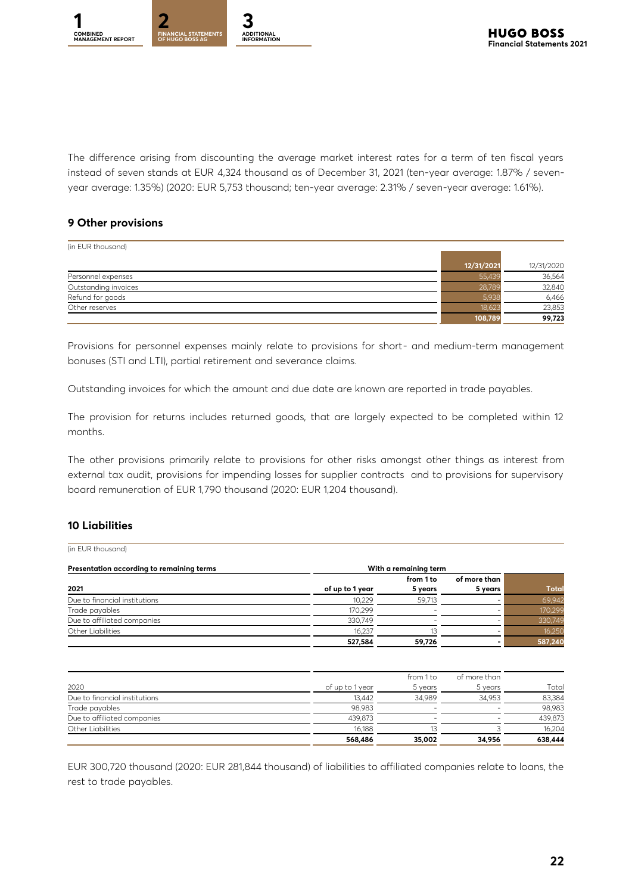The difference arising from discounting the average market interest rates for a term of ten fiscal years instead of seven stands at EUR 4,324 thousand as of December 31, 2021 (ten-year average: 1.87% / seven-year average: 1.35%) (2020: EUR 5,753 thousand; ten-year average: 2.31% / seven-year average: 1.61%).

## 9 Other provisions

(in EUR thousand)

| | 12/31/2021 | 12/31/2020 |
|---|---|---|
| Personnel expenses | 55,439 | 36,564 |
| Outstanding invoices | 28,789 | 32,840 |
| Refund for goods | 5,938 | 6,466 |
| Other reserves | 18,623 | 23,853 |
| | **108,789** | **99,723** |

Provisions for personnel expenses mainly relate to provisions for short- and medium-term management bonuses (STI and LTI), partial retirement and severance claims.

Outstanding invoices for which the amount and due date are known are reported in trade payables.

The provision for returns includes returned goods, that are largely expected to be completed within 12 months.

The other provisions primarily relate to provisions for other risks amongst other things as interest from external tax audit, provisions for impending losses for supplier contracts and to provisions for supervisory board remuneration of EUR 1,790 thousand (2020: EUR 1,204 thousand).

## 10 Liabilities

(in EUR thousand)

| Presentation according to remaining terms | With a remaining term | | | |
|---|---|---|---|---|
| **2021** | **of up to 1 year** | **from 1 to 5 years** | **of more than 5 years** | **Total** |
| Due to financial institutions | 10,229 | 59,713 | – | 69,942 |
| Trade payables | 170,299 | – | – | 170,299 |
| Due to affiliated companies | 330,749 | – | – | 330,749 |
| Other Liabilities | 16,237 | 13 | – | 16,250 |
| | **527,584** | **59,726** | **-** | **587,240** |

| 2020 | of up to 1 year | from 1 to 5 years | of more than 5 years | Total |
|---|---|---|---|---|
| Due to financial institutions | 13,442 | 34,989 | 34,953 | 83,384 |
| Trade payables | 98,983 | – | – | 98,983 |
| Due to affiliated companies | 439,873 | – | – | 439,873 |
| Other Liabilities | 16,188 | 13 | 3 | 16,204 |
| | **568,486** | **35,002** | **34,956** | **638,444** |

EUR 300,720 thousand (2020: EUR 281,844 thousand) of liabilities to affiliated companies relate to loans, the rest to trade payables.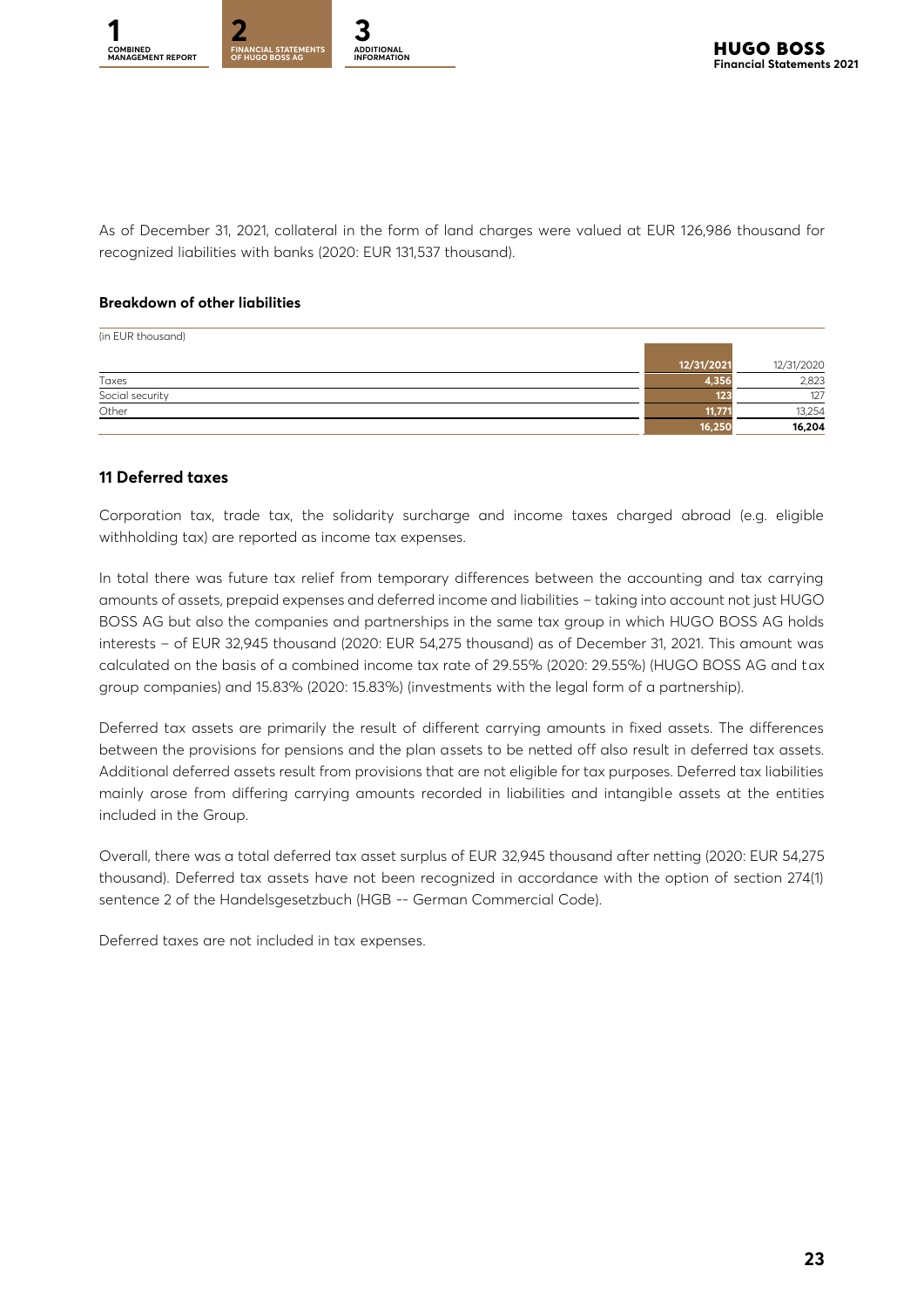As of December 31, 2021, collateral in the form of land charges were valued at EUR 126,986 thousand for recognized liabilities with banks (2020: EUR 131,537 thousand).

**Breakdown of other liabilities**

(in EUR thousand)

| | 12/31/2021 | 12/31/2020 |
|---|---|---|
| Taxes | 4,356 | 2,823 |
| Social security | 123 | 127 |
| Other | 11,771 | 13,254 |
| | **16,250** | **16,204** |

## 11 Deferred taxes

Corporation tax, trade tax, the solidarity surcharge and income taxes charged abroad (e.g. eligible withholding tax) are reported as income tax expenses.

In total there was future tax relief from temporary differences between the accounting and tax carrying amounts of assets, prepaid expenses and deferred income and liabilities – taking into account not just HUGO BOSS AG but also the companies and partnerships in the same tax group in which HUGO BOSS AG holds interests – of EUR 32,945 thousand (2020: EUR 54,275 thousand) as of December 31, 2021. This amount was calculated on the basis of a combined income tax rate of 29.55% (2020: 29.55%) (HUGO BOSS AG and tax group companies) and 15.83% (2020: 15.83%) (investments with the legal form of a partnership).

Deferred tax assets are primarily the result of different carrying amounts in fixed assets. The differences between the provisions for pensions and the plan assets to be netted off also result in deferred tax assets. Additional deferred assets result from provisions that are not eligible for tax purposes. Deferred tax liabilities mainly arose from differing carrying amounts recorded in liabilities and intangible assets at the entities included in the Group.

Overall, there was a total deferred tax asset surplus of EUR 32,945 thousand after netting (2020: EUR 54,275 thousand). Deferred tax assets have not been recognized in accordance with the option of section 274(1) sentence 2 of the Handelsgesetzbuch (HGB -- German Commercial Code).

Deferred taxes are not included in tax expenses.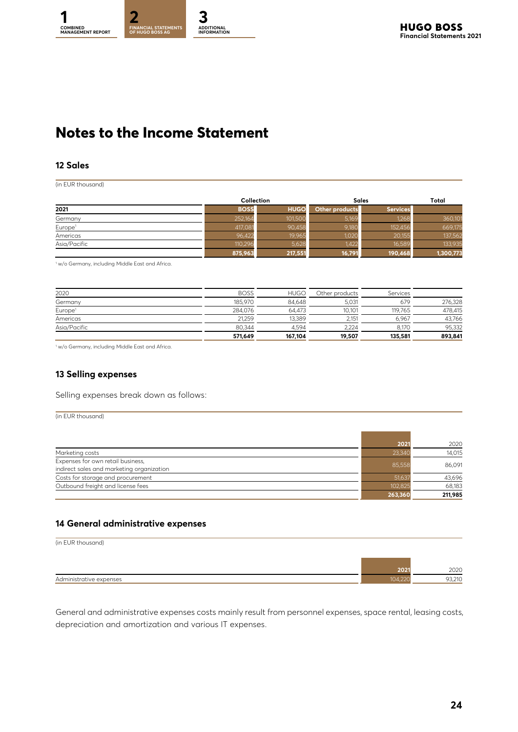# Notes to the Income Statement

## 12 Sales

(in EUR thousand)

| 2021 | Collection | | Sales | | Total |
|---|---|---|---|---|---|
| | BOSS | HUGO | Other products | Services | |
| Germany | 252,164 | 101,500 | 5,169 | 1,268 | 360,101 |
| Europe[1] | 417,081 | 90,458 | 9,180 | 152,456 | 669,175 |
| Americas | 96,422 | 19,965 | 1,020 | 20,155 | 137,562 |
| Asia/Pacific | 110,296 | 5,628 | 1,422 | 16,589 | 133,935 |
| | **875,963** | **217,551** | **16,791** | **190,468** | **1,300,773** |

[1] w/o Germany, including Middle East and Africa.

| 2020 | BOSS | HUGO | Other products | Services | |
|---|---|---|---|---|---|
| Germany | 185,970 | 84,648 | 5,031 | 679 | 276,328 |
| Europe[1] | 284,076 | 64,473 | 10,101 | 119,765 | 478,415 |
| Americas | 21,259 | 13,389 | 2,151 | 6,967 | 43,766 |
| Asia/Pacific | 80,344 | 4,594 | 2,224 | 8,170 | 95,332 |
| | **571,649** | **167,104** | **19,507** | **135,581** | **893,841** |

[1] w/o Germany, including Middle East and Africa.

## 13 Selling expenses

Selling expenses break down as follows:

(in EUR thousand)

| | 2021 | 2020 |
|---|---|---|
| Marketing costs | 23,340 | 14,015 |
| Expenses for own retail business, indirect sales and marketing organization | 85,558 | 86,091 |
| Costs for storage and procurement | 51,637 | 43,696 |
| Outbound freight and license fees | 102,825 | 68,183 |
| | **263,360** | **211,985** |

## 14 General administrative expenses

(in EUR thousand)

| | 2021 | 2020 |
|---|---|---|
| Administrative expenses | 104,220 | 93,210 |

General and administrative expenses costs mainly result from personnel expenses, space rental, leasing costs, depreciation and amortization and various IT expenses.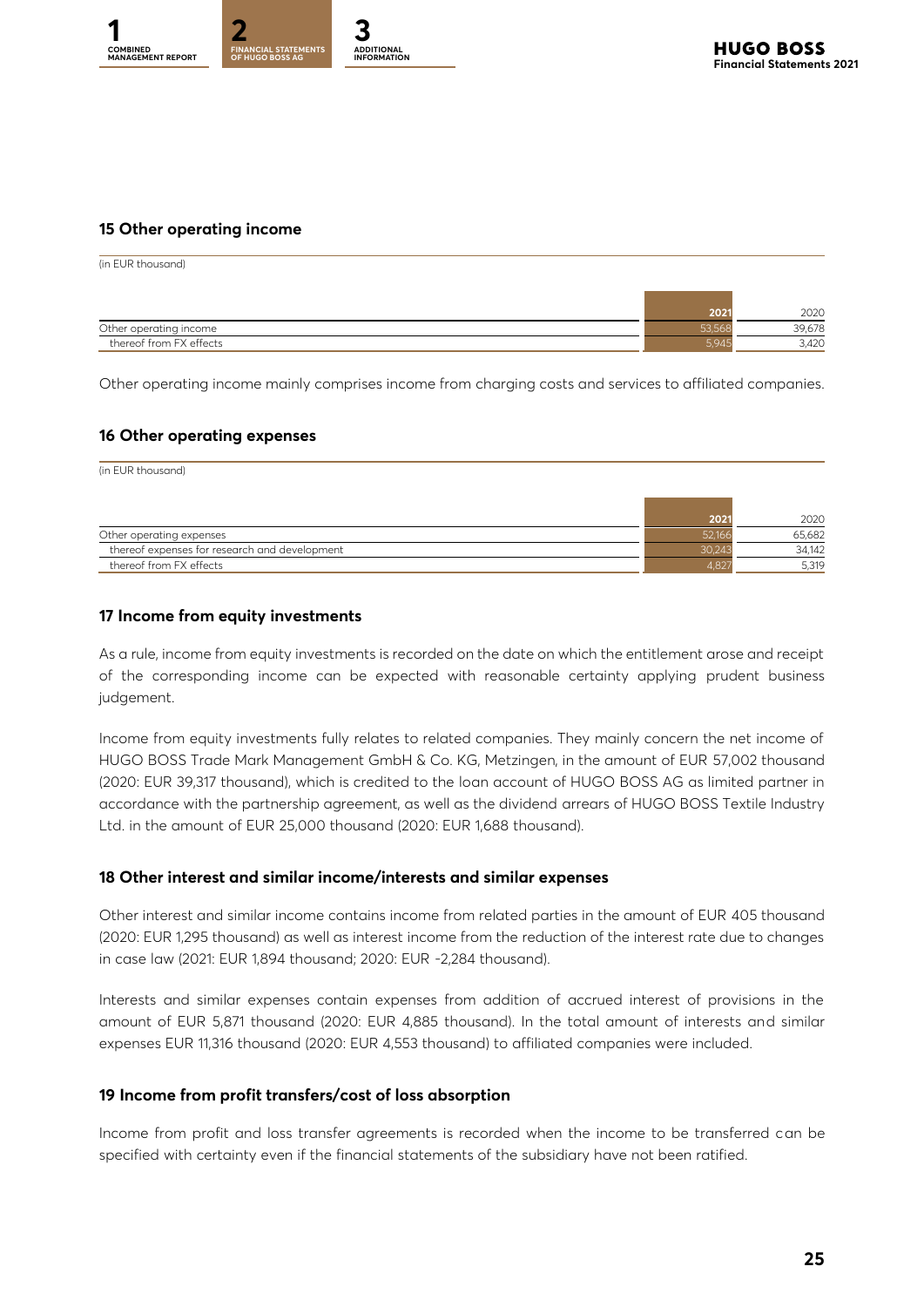## 15 Other operating income

(in EUR thousand)

| | 2021 | 2020 |
|---|---|---|
| Other operating income | 53,568 | 39,678 |
| thereof from FX effects | 5,945 | 3,420 |

Other operating income mainly comprises income from charging costs and services to affiliated companies.

## 16 Other operating expenses

(in EUR thousand)

| | 2021 | 2020 |
|---|---|---|
| Other operating expenses | 52,166 | 65,682 |
| thereof expenses for research and development | 30,243 | 34,142 |
| thereof from FX effects | 4,827 | 5,319 |

## 17 Income from equity investments

As a rule, income from equity investments is recorded on the date on which the entitlement arose and receipt of the corresponding income can be expected with reasonable certainty applying prudent business judgement.

Income from equity investments fully relates to related companies. They mainly concern the net income of HUGO BOSS Trade Mark Management GmbH & Co. KG, Metzingen, in the amount of EUR 57,002 thousand (2020: EUR 39,317 thousand), which is credited to the loan account of HUGO BOSS AG as limited partner in accordance with the partnership agreement, as well as the dividend arrears of HUGO BOSS Textile Industry Ltd. in the amount of EUR 25,000 thousand (2020: EUR 1,688 thousand).

## 18 Other interest and similar income/interests and similar expenses

Other interest and similar income contains income from related parties in the amount of EUR 405 thousand (2020: EUR 1,295 thousand) as well as interest income from the reduction of the interest rate due to changes in case law (2021: EUR 1,894 thousand; 2020: EUR -2,284 thousand).

Interests and similar expenses contain expenses from addition of accrued interest of provisions in the amount of EUR 5,871 thousand (2020: EUR 4,885 thousand). In the total amount of interests and similar expenses EUR 11,316 thousand (2020: EUR 4,553 thousand) to affiliated companies were included.

## 19 Income from profit transfers/cost of loss absorption

Income from profit and loss transfer agreements is recorded when the income to be transferred can be specified with certainty even if the financial statements of the subsidiary have not been ratified.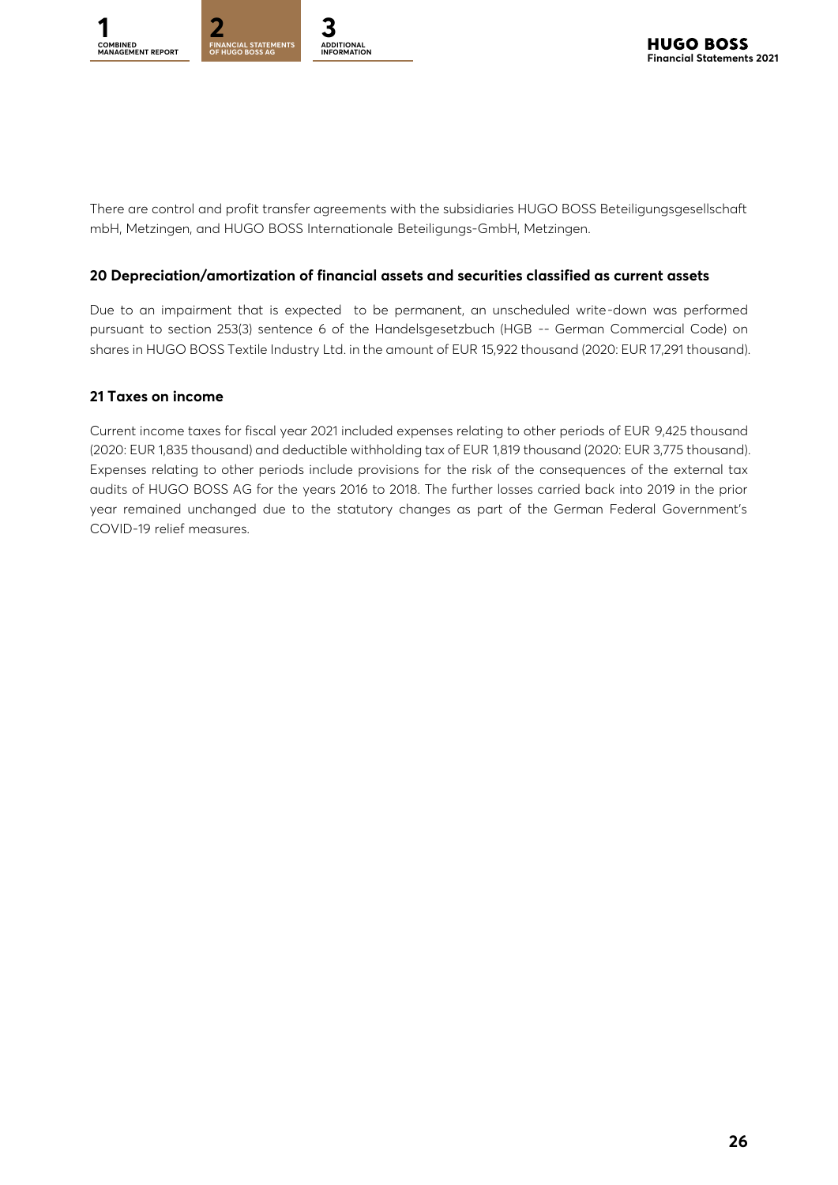There are control and profit transfer agreements with the subsidiaries HUGO BOSS Beteiligungsgesellschaft mbH, Metzingen, and HUGO BOSS Internationale Beteiligungs-GmbH, Metzingen.

### 20 Depreciation/amortization of financial assets and securities classified as current assets

Due to an impairment that is expected to be permanent, an unscheduled write-down was performed pursuant to section 253(3) sentence 6 of the Handelsgesetzbuch (HGB -- German Commercial Code) on shares in HUGO BOSS Textile Industry Ltd. in the amount of EUR 15,922 thousand (2020: EUR 17,291 thousand).

### 21 Taxes on income

Current income taxes for fiscal year 2021 included expenses relating to other periods of EUR 9,425 thousand (2020: EUR 1,835 thousand) and deductible withholding tax of EUR 1,819 thousand (2020: EUR 3,775 thousand). Expenses relating to other periods include provisions for the risk of the consequences of the external tax audits of HUGO BOSS AG for the years 2016 to 2018. The further losses carried back into 2019 in the prior year remained unchanged due to the statutory changes as part of the German Federal Government's COVID-19 relief measures.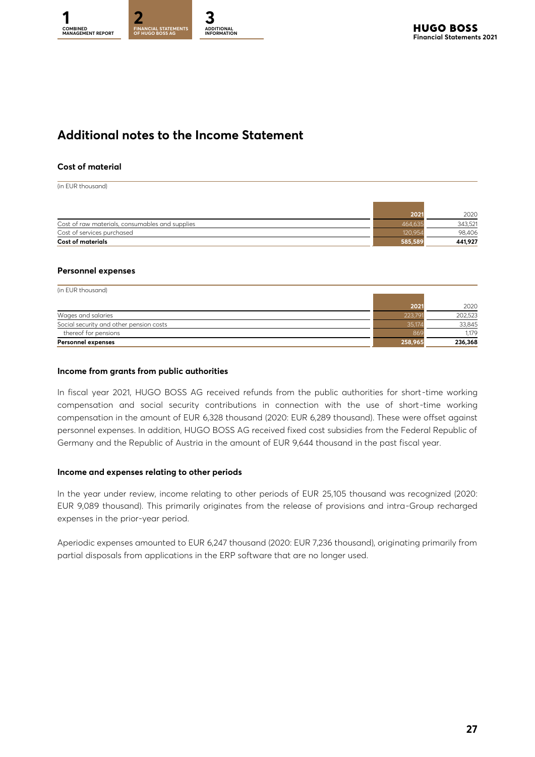# Additional notes to the Income Statement

### Cost of material

(in EUR thousand)

| | 2021 | 2020 |
|---|---|---|
| Cost of raw materials, consumables and supplies | 464,635 | 343,521 |
| Cost of services purchased | 120,954 | 98,406 |
| **Cost of materials** | **585,589** | **441,927** |

### Personnel expenses

(in EUR thousand)

| | 2021 | 2020 |
|---|---|---|
| Wages and salaries | 223,791 | 202,523 |
| Social security and other pension costs | 35,174 | 33,845 |
| thereof for pensions | 869 | 1,179 |
| **Personnel expenses** | **258,965** | **236,368** |

### Income from grants from public authorities

In fiscal year 2021, HUGO BOSS AG received refunds from the public authorities for short-time working compensation and social security contributions in connection with the use of short-time working compensation in the amount of EUR 6,328 thousand (2020: EUR 6,289 thousand). These were offset against personnel expenses. In addition, HUGO BOSS AG received fixed cost subsidies from the Federal Republic of Germany and the Republic of Austria in the amount of EUR 9,644 thousand in the past fiscal year.

### Income and expenses relating to other periods

In the year under review, income relating to other periods of EUR 25,105 thousand was recognized (2020: EUR 9,089 thousand). This primarily originates from the release of provisions and intra-Group recharged expenses in the prior-year period.

Aperiodic expenses amounted to EUR 6,247 thousand (2020: EUR 7,236 thousand), originating primarily from partial disposals from applications in the ERP software that are no longer used.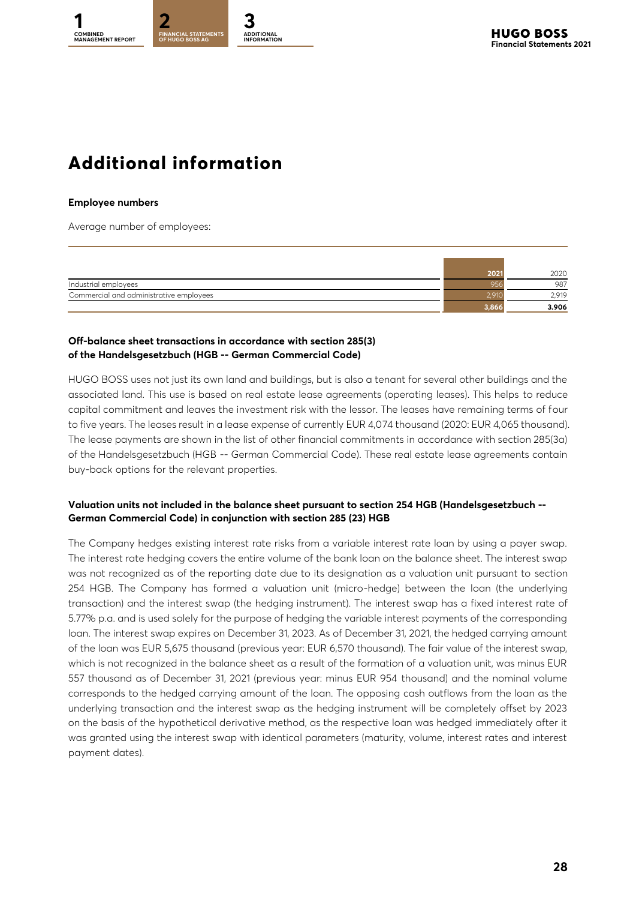# Additional information

**Employee numbers**

Average number of employees:

| | 2021 | 2020 |
|---|---|---|
| Industrial employees | 956 | 987 |
| Commercial and administrative employees | 2,910 | 2,919 |
| | **3,866** | **3.906** |

**Off-balance sheet transactions in accordance with section 285(3) of the Handelsgesetzbuch (HGB -- German Commercial Code)**

HUGO BOSS uses not just its own land and buildings, but is also a tenant for several other buildings and the associated land. This use is based on real estate lease agreements (operating leases). This helps to reduce capital commitment and leaves the investment risk with the lessor. The leases have remaining terms of four to five years. The leases result in a lease expense of currently EUR 4,074 thousand (2020: EUR 4,065 thousand). The lease payments are shown in the list of other financial commitments in accordance with section 285(3a) of the Handelsgesetzbuch (HGB -- German Commercial Code). These real estate lease agreements contain buy-back options for the relevant properties.

**Valuation units not included in the balance sheet pursuant to section 254 HGB (Handelsgesetzbuch -- German Commercial Code) in conjunction with section 285 (23) HGB**

The Company hedges existing interest rate risks from a variable interest rate loan by using a payer swap. The interest rate hedging covers the entire volume of the bank loan on the balance sheet. The interest swap was not recognized as of the reporting date due to its designation as a valuation unit pursuant to section 254 HGB. The Company has formed a valuation unit (micro-hedge) between the loan (the underlying transaction) and the interest swap (the hedging instrument). The interest swap has a fixed interest rate of 5.77% p.a. and is used solely for the purpose of hedging the variable interest payments of the corresponding loan. The interest swap expires on December 31, 2023. As of December 31, 2021, the hedged carrying amount of the loan was EUR 5,675 thousand (previous year: EUR 6,570 thousand). The fair value of the interest swap, which is not recognized in the balance sheet as a result of the formation of a valuation unit, was minus EUR 557 thousand as of December 31, 2021 (previous year: minus EUR 954 thousand) and the nominal volume corresponds to the hedged carrying amount of the loan. The opposing cash outflows from the loan as the underlying transaction and the interest swap as the hedging instrument will be completely offset by 2023 on the basis of the hypothetical derivative method, as the respective loan was hedged immediately after it was granted using the interest swap with identical parameters (maturity, volume, interest rates and interest payment dates).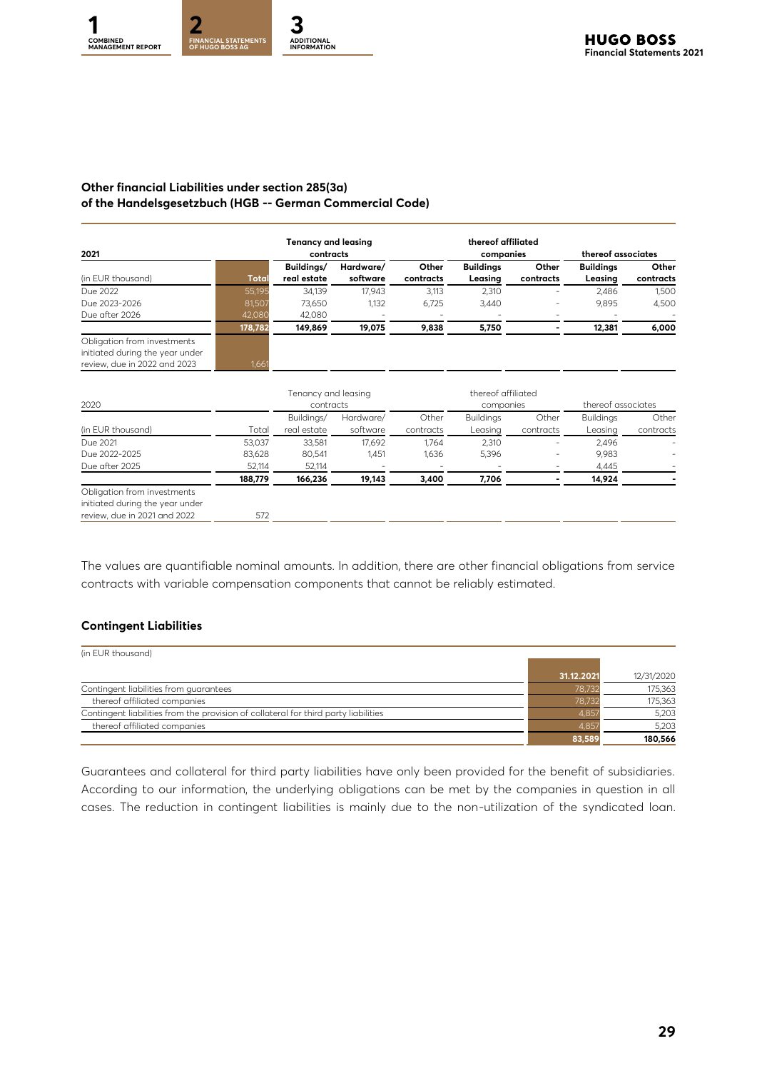### Other financial Liabilities under section 285(3a) of the Handelsgesetzbuch (HGB -- German Commercial Code)

| 2021 | | Tenancy and leasing contracts | | | thereof affiliated companies | | thereof associates | |
|---|---|---|---|---|---|---|---|---|
| (in EUR thousand) | Total | Buildings/ real estate | Hardware/ software | Other contracts | Buildings Leasing | Other contracts | Buildings Leasing | Other contracts |
| Due 2022 | 55,195 | 34,139 | 17,943 | 3,113 | 2,310 | - | 2,486 | 1,500 |
| Due 2023-2026 | 81,507 | 73,650 | 1,132 | 6,725 | 3,440 | - | 9,895 | 4,500 |
| Due after 2026 | 42,080 | 42,080 | - | - | - | - | - | - |
| | **178,782** | **149,869** | **19,075** | **9,838** | **5,750** | **-** | **12,381** | **6,000** |
| Obligation from investments initiated during the year under review, due in 2022 and 2023 | 1,661 | | | | | | | |

| 2020 | | Tenancy and leasing contracts | | | thereof affiliated companies | | thereof associates | |
|---|---|---|---|---|---|---|---|---|
| (in EUR thousand) | Total | Buildings/ real estate | Hardware/ software | Other contracts | Buildings Leasing | Other contracts | Buildings Leasing | Other contracts |
| Due 2021 | 53,037 | 33,581 | 17,692 | 1,764 | 2,310 | - | 2,496 | - |
| Due 2022-2025 | 83,628 | 80,541 | 1,451 | 1,636 | 5,396 | - | 9,983 | - |
| Due after 2025 | 52,114 | 52,114 | - | - | - | - | 4,445 | - |
| | **188,779** | **166,236** | **19,143** | **3,400** | **7,706** | **-** | **14,924** | **-** |
| Obligation from investments initiated during the year under review, due in 2021 and 2022 | 572 | | | | | | | |

The values are quantifiable nominal amounts. In addition, there are other financial obligations from service contracts with variable compensation components that cannot be reliably estimated.

### Contingent Liabilities

| (in EUR thousand) | 31.12.2021 | 12/31/2020 |
|---|---|---|
| Contingent liabilities from guarantees | 78,732 | 175,363 |
| thereof affiliated companies | 78,732 | 175,363 |
| Contingent liabilities from the provision of collateral for third party liabilities | 4,857 | 5,203 |
| thereof affiliated companies | 4,857 | 5,203 |
| | **83,589** | **180,566** |

Guarantees and collateral for third party liabilities have only been provided for the benefit of subsidiaries. According to our information, the underlying obligations can be met by the companies in question in all cases. The reduction in contingent liabilities is mainly due to the non-utilization of the syndicated loan.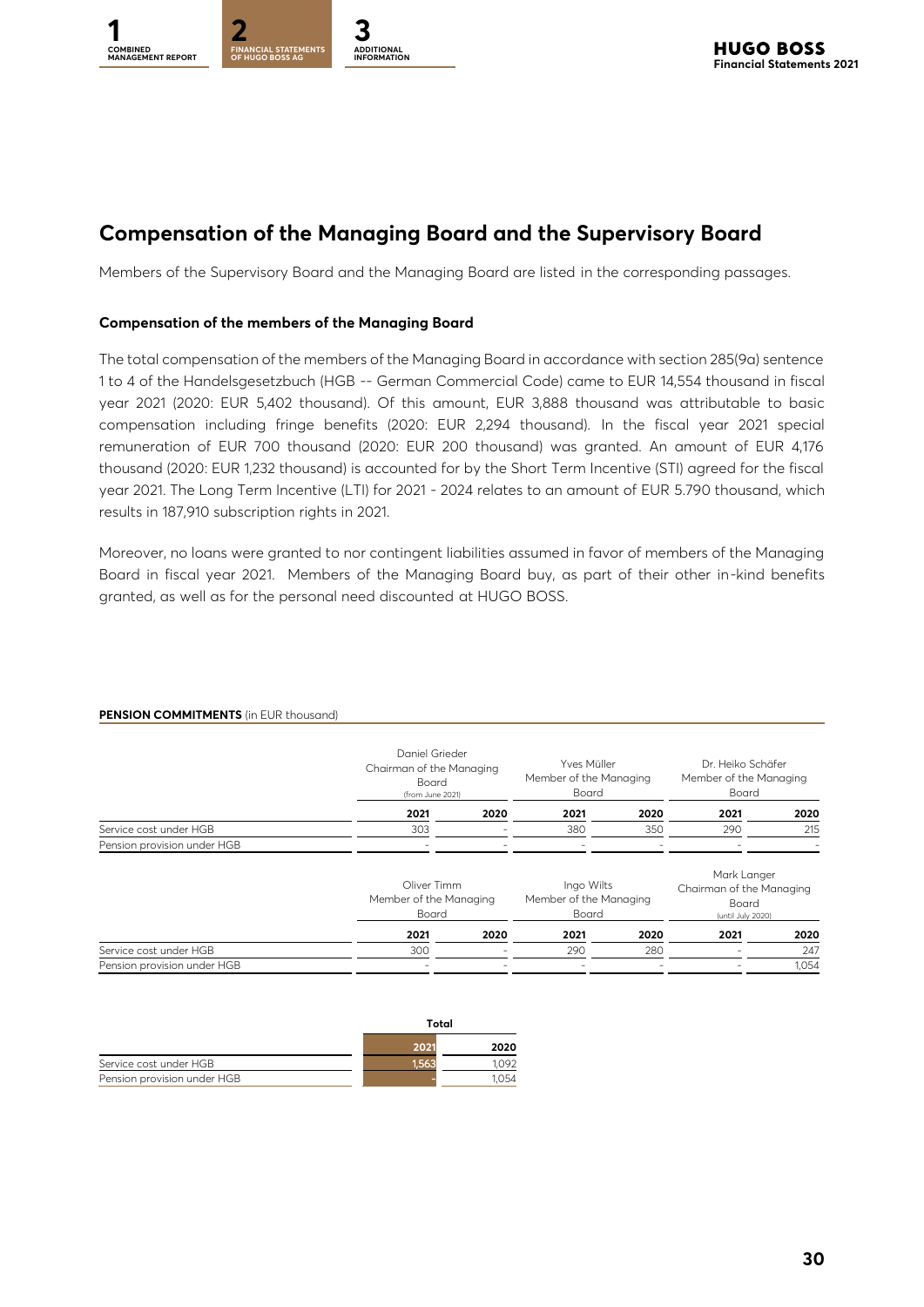## Compensation of the Managing Board and the Supervisory Board

Members of the Supervisory Board and the Managing Board are listed in the corresponding passages.

### Compensation of the members of the Managing Board

The total compensation of the members of the Managing Board in accordance with section 285(9a) sentence 1 to 4 of the Handelsgesetzbuch (HGB -- German Commercial Code) came to EUR 14,554 thousand in fiscal year 2021 (2020: EUR 5,402 thousand). Of this amount, EUR 3,888 thousand was attributable to basic compensation including fringe benefits (2020: EUR 2,294 thousand). In the fiscal year 2021 special remuneration of EUR 700 thousand (2020: EUR 200 thousand) was granted. An amount of EUR 4,176 thousand (2020: EUR 1,232 thousand) is accounted for by the Short Term Incentive (STI) agreed for the fiscal year 2021. The Long Term Incentive (LTI) for 2021 - 2024 relates to an amount of EUR 5.790 thousand, which results in 187,910 subscription rights in 2021.

Moreover, no loans were granted to nor contingent liabilities assumed in favor of members of the Managing Board in fiscal year 2021. Members of the Managing Board buy, as part of their other in-kind benefits granted, as well as for the personal need discounted at HUGO BOSS.

**PENSION COMMITMENTS** (in EUR thousand)

| | Daniel Grieder Chairman of the Managing Board (from June 2021) | | Yves Müller Member of the Managing Board | | Dr. Heiko Schäfer Member of the Managing Board | |
|---|---|---|---|---|---|---|
| | 2021 | 2020 | 2021 | 2020 | 2021 | 2020 |
| Service cost under HGB | 303 | - | 380 | 350 | 290 | 215 |
| Pension provision under HGB | - | - | - | - | - | - |

| | Oliver Timm Member of the Managing Board | | Ingo Wilts Member of the Managing Board | | Mark Langer Chairman of the Managing Board (until July 2020) | |
|---|---|---|---|---|---|---|
| | 2021 | 2020 | 2021 | 2020 | 2021 | 2020 |
| Service cost under HGB | 300 | - | 290 | 280 | - | 247 |
| Pension provision under HGB | - | - | - | - | - | 1,054 |

| | Total | |
|---|---|---|
| | 2021 | 2020 |
| Service cost under HGB | 1,563 | 1,092 |
| Pension provision under HGB | - | 1,054 |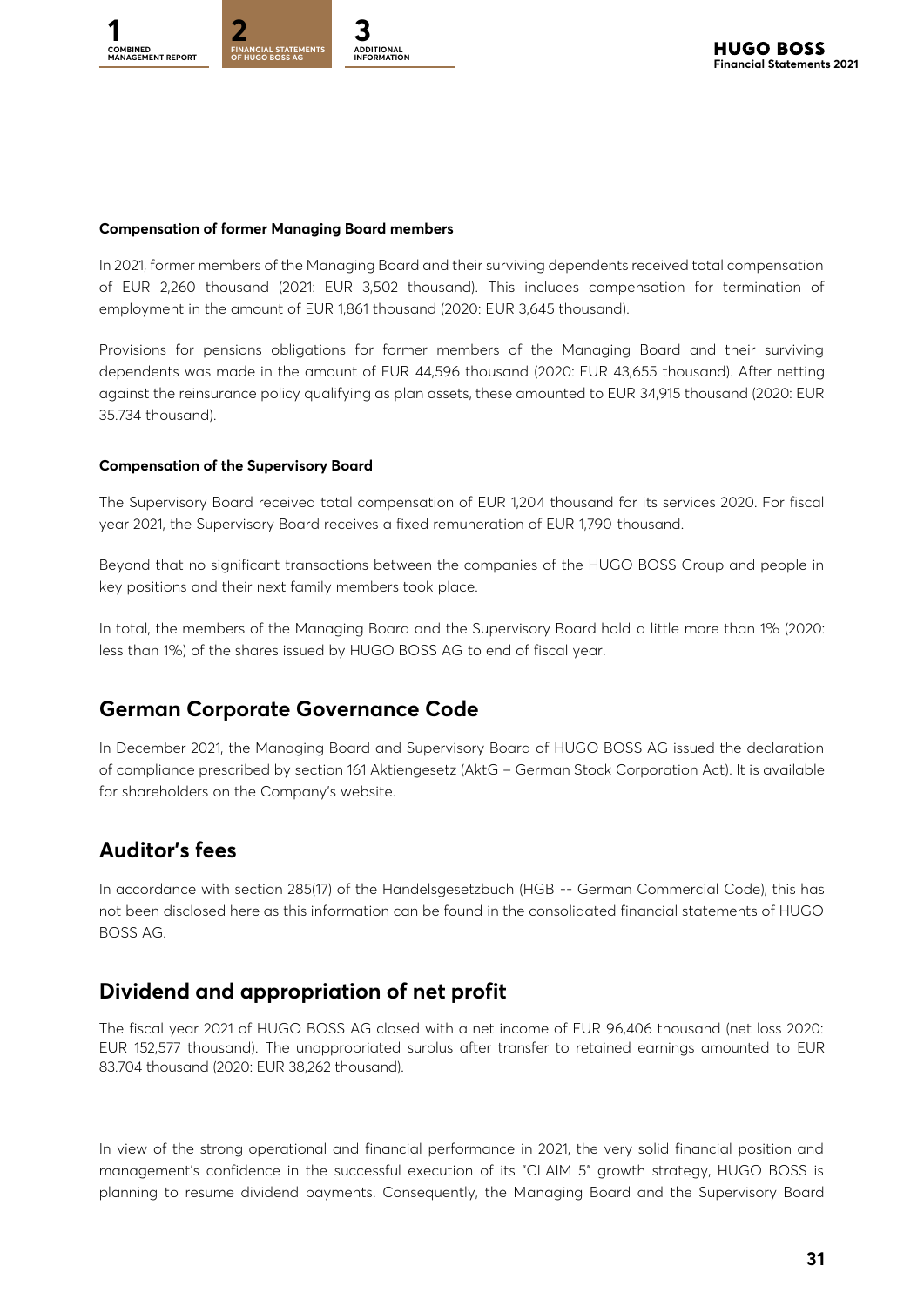**Compensation of former Managing Board members**

In 2021, former members of the Managing Board and their surviving dependents received total compensation of EUR 2,260 thousand (2021: EUR 3,502 thousand). This includes compensation for termination of employment in the amount of EUR 1,861 thousand (2020: EUR 3,645 thousand).

Provisions for pensions obligations for former members of the Managing Board and their surviving dependents was made in the amount of EUR 44,596 thousand (2020: EUR 43,655 thousand). After netting against the reinsurance policy qualifying as plan assets, these amounted to EUR 34,915 thousand (2020: EUR 35.734 thousand).

**Compensation of the Supervisory Board**

The Supervisory Board received total compensation of EUR 1,204 thousand for its services 2020. For fiscal year 2021, the Supervisory Board receives a fixed remuneration of EUR 1,790 thousand.

Beyond that no significant transactions between the companies of the HUGO BOSS Group and people in key positions and their next family members took place.

In total, the members of the Managing Board and the Supervisory Board hold a little more than 1% (2020: less than 1%) of the shares issued by HUGO BOSS AG to end of fiscal year.

## German Corporate Governance Code

In December 2021, the Managing Board and Supervisory Board of HUGO BOSS AG issued the declaration of compliance prescribed by section 161 Aktiengesetz (AktG – German Stock Corporation Act). It is available for shareholders on the Company's website.

## Auditor's fees

In accordance with section 285(17) of the Handelsgesetzbuch (HGB -- German Commercial Code), this has not been disclosed here as this information can be found in the consolidated financial statements of HUGO BOSS AG.

## Dividend and appropriation of net profit

The fiscal year 2021 of HUGO BOSS AG closed with a net income of EUR 96,406 thousand (net loss 2020: EUR 152,577 thousand). The unappropriated surplus after transfer to retained earnings amounted to EUR 83.704 thousand (2020: EUR 38,262 thousand).

In view of the strong operational and financial performance in 2021, the very solid financial position and management's confidence in the successful execution of its "CLAIM 5" growth strategy, HUGO BOSS is planning to resume dividend payments. Consequently, the Managing Board and the Supervisory Board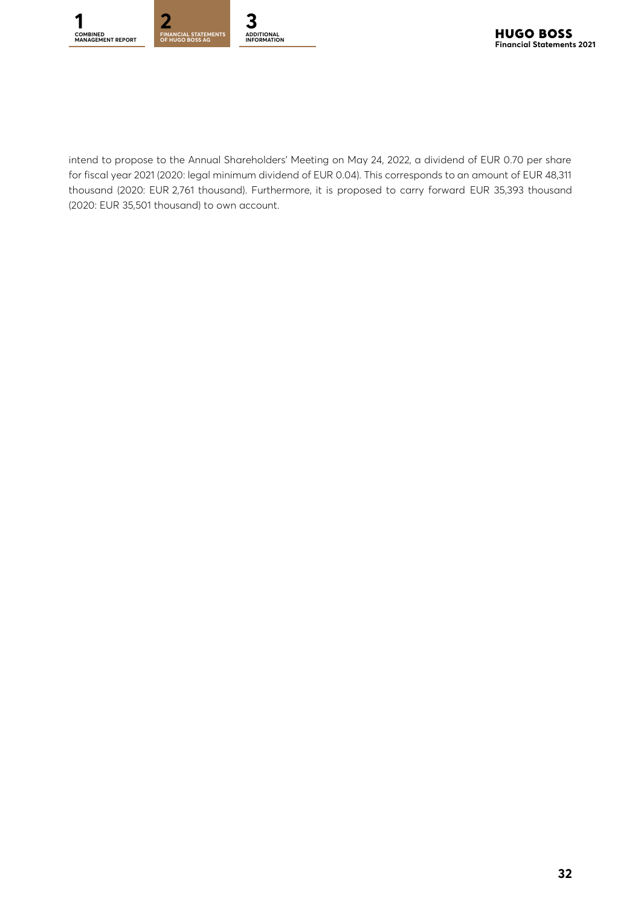intend to propose to the Annual Shareholders' Meeting on May 24, 2022, a dividend of EUR 0.70 per share for fiscal year 2021 (2020: legal minimum dividend of EUR 0.04). This corresponds to an amount of EUR 48,311 thousand (2020: EUR 2,761 thousand). Furthermore, it is proposed to carry forward EUR 35,393 thousand (2020: EUR 35,501 thousand) to own account.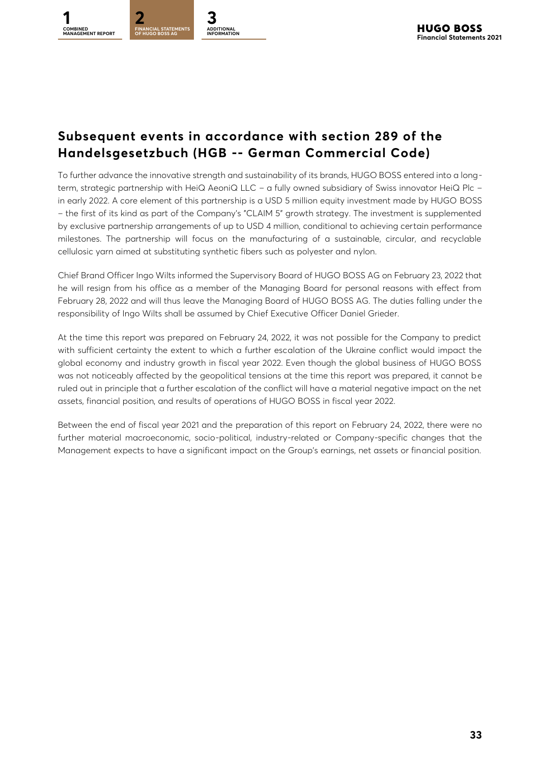## Subsequent events in accordance with section 289 of the Handelsgesetzbuch (HGB -- German Commercial Code)

To further advance the innovative strength and sustainability of its brands, HUGO BOSS entered into a long-term, strategic partnership with HeiQ AeoniQ LLC – a fully owned subsidiary of Swiss innovator HeiQ Plc – in early 2022. A core element of this partnership is a USD 5 million equity investment made by HUGO BOSS – the first of its kind as part of the Company's "CLAIM 5" growth strategy. The investment is supplemented by exclusive partnership arrangements of up to USD 4 million, conditional to achieving certain performance milestones. The partnership will focus on the manufacturing of a sustainable, circular, and recyclable cellulosic yarn aimed at substituting synthetic fibers such as polyester and nylon.

Chief Brand Officer Ingo Wilts informed the Supervisory Board of HUGO BOSS AG on February 23, 2022 that he will resign from his office as a member of the Managing Board for personal reasons with effect from February 28, 2022 and will thus leave the Managing Board of HUGO BOSS AG. The duties falling under the responsibility of Ingo Wilts shall be assumed by Chief Executive Officer Daniel Grieder.

At the time this report was prepared on February 24, 2022, it was not possible for the Company to predict with sufficient certainty the extent to which a further escalation of the Ukraine conflict would impact the global economy and industry growth in fiscal year 2022. Even though the global business of HUGO BOSS was not noticeably affected by the geopolitical tensions at the time this report was prepared, it cannot be ruled out in principle that a further escalation of the conflict will have a material negative impact on the net assets, financial position, and results of operations of HUGO BOSS in fiscal year 2022.

Between the end of fiscal year 2021 and the preparation of this report on February 24, 2022, there were no further material macroeconomic, socio-political, industry-related or Company-specific changes that the Management expects to have a significant impact on the Group's earnings, net assets or financial position.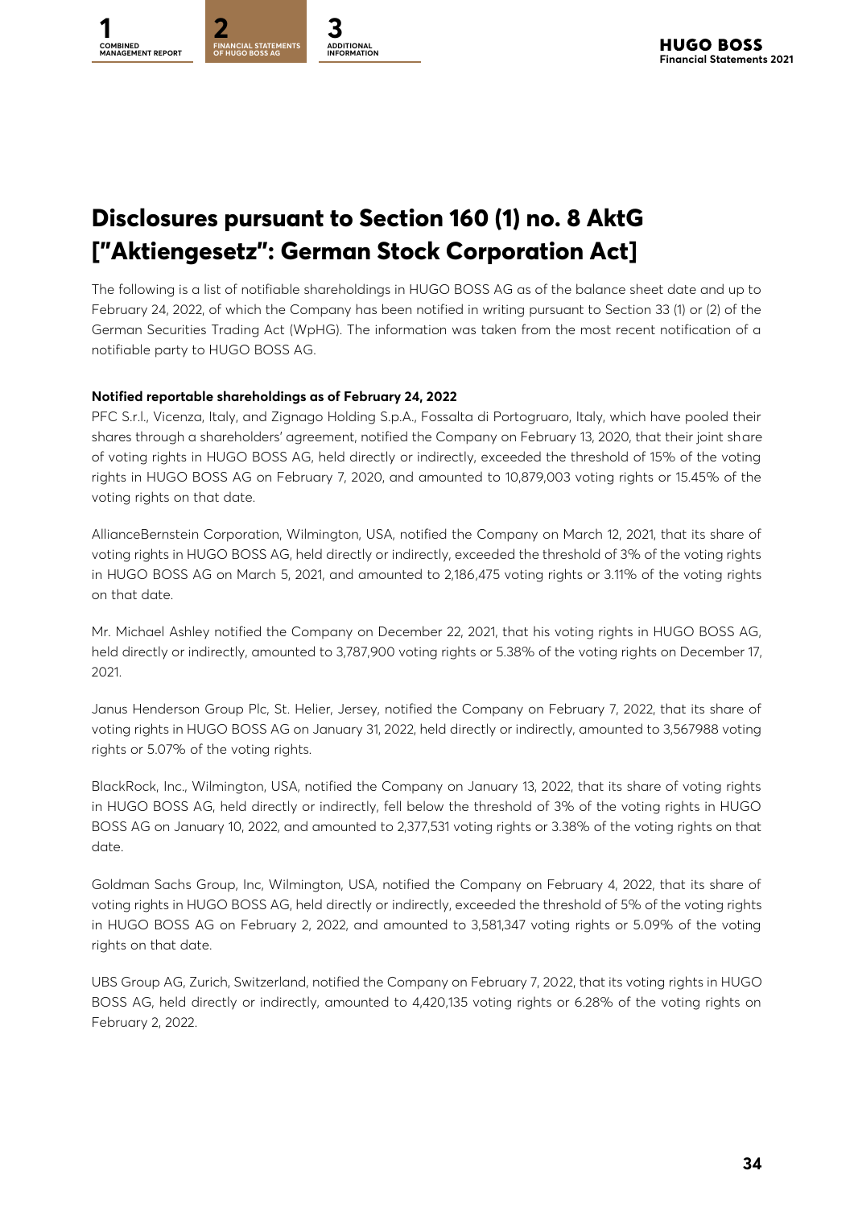# Disclosures pursuant to Section 160 (1) no. 8 AktG ["Aktiengesetz": German Stock Corporation Act]

The following is a list of notifiable shareholdings in HUGO BOSS AG as of the balance sheet date and up to February 24, 2022, of which the Company has been notified in writing pursuant to Section 33 (1) or (2) of the German Securities Trading Act (WpHG). The information was taken from the most recent notification of a notifiable party to HUGO BOSS AG.

**Notified reportable shareholdings as of February 24, 2022**

PFC S.r.l., Vicenza, Italy, and Zignago Holding S.p.A., Fossalta di Portogruaro, Italy, which have pooled their shares through a shareholders' agreement, notified the Company on February 13, 2020, that their joint share of voting rights in HUGO BOSS AG, held directly or indirectly, exceeded the threshold of 15% of the voting rights in HUGO BOSS AG on February 7, 2020, and amounted to 10,879,003 voting rights or 15.45% of the voting rights on that date.

AllianceBernstein Corporation, Wilmington, USA, notified the Company on March 12, 2021, that its share of voting rights in HUGO BOSS AG, held directly or indirectly, exceeded the threshold of 3% of the voting rights in HUGO BOSS AG on March 5, 2021, and amounted to 2,186,475 voting rights or 3.11% of the voting rights on that date.

Mr. Michael Ashley notified the Company on December 22, 2021, that his voting rights in HUGO BOSS AG, held directly or indirectly, amounted to 3,787,900 voting rights or 5.38% of the voting rights on December 17, 2021.

Janus Henderson Group Plc, St. Helier, Jersey, notified the Company on February 7, 2022, that its share of voting rights in HUGO BOSS AG on January 31, 2022, held directly or indirectly, amounted to 3,567988 voting rights or 5.07% of the voting rights.

BlackRock, Inc., Wilmington, USA, notified the Company on January 13, 2022, that its share of voting rights in HUGO BOSS AG, held directly or indirectly, fell below the threshold of 3% of the voting rights in HUGO BOSS AG on January 10, 2022, and amounted to 2,377,531 voting rights or 3.38% of the voting rights on that date.

Goldman Sachs Group, Inc, Wilmington, USA, notified the Company on February 4, 2022, that its share of voting rights in HUGO BOSS AG, held directly or indirectly, exceeded the threshold of 5% of the voting rights in HUGO BOSS AG on February 2, 2022, and amounted to 3,581,347 voting rights or 5.09% of the voting rights on that date.

UBS Group AG, Zurich, Switzerland, notified the Company on February 7, 2022, that its voting rights in HUGO BOSS AG, held directly or indirectly, amounted to 4,420,135 voting rights or 6.28% of the voting rights on February 2, 2022.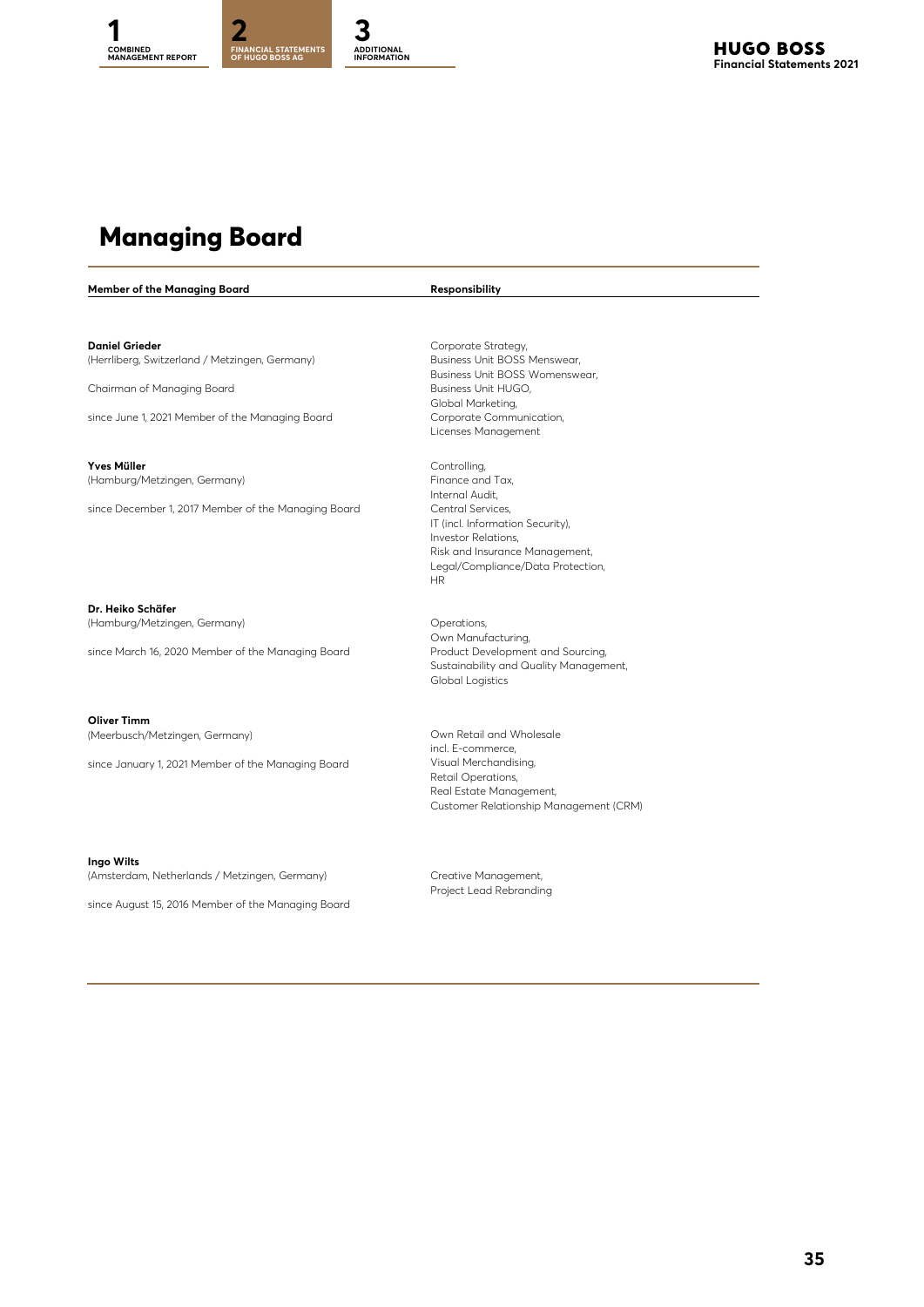# Managing Board

| Member of the Managing Board | Responsibility |
|---|---|
| **Daniel Grieder**<br>(Herrliberg, Switzerland / Metzingen, Germany)<br><br>Chairman of Managing Board<br><br>since June 1, 2021 Member of the Managing Board | Corporate Strategy,<br>Business Unit BOSS Menswear,<br>Business Unit BOSS Womenswear,<br>Business Unit HUGO,<br>Global Marketing,<br>Corporate Communication,<br>Licenses Management |
| **Yves Müller**<br>(Hamburg/Metzingen, Germany)<br><br>since December 1, 2017 Member of the Managing Board | Controlling,<br>Finance and Tax,<br>Internal Audit,<br>Central Services,<br>IT (incl. Information Security),<br>Investor Relations,<br>Risk and Insurance Management,<br>Legal/Compliance/Data Protection,<br>HR |
| **Dr. Heiko Schäfer**<br>(Hamburg/Metzingen, Germany)<br><br>since March 16, 2020 Member of the Managing Board | Operations,<br>Own Manufacturing,<br>Product Development and Sourcing,<br>Sustainability and Quality Management,<br>Global Logistics |
| **Oliver Timm**<br>(Meerbusch/Metzingen, Germany)<br><br>since January 1, 2021 Member of the Managing Board | Own Retail and Wholesale<br>incl. E-commerce,<br>Visual Merchandising,<br>Retail Operations,<br>Real Estate Management,<br>Customer Relationship Management (CRM) |
| **Ingo Wilts**<br>(Amsterdam, Netherlands / Metzingen, Germany)<br><br>since August 15, 2016 Member of the Managing Board | Creative Management,<br>Project Lead Rebranding |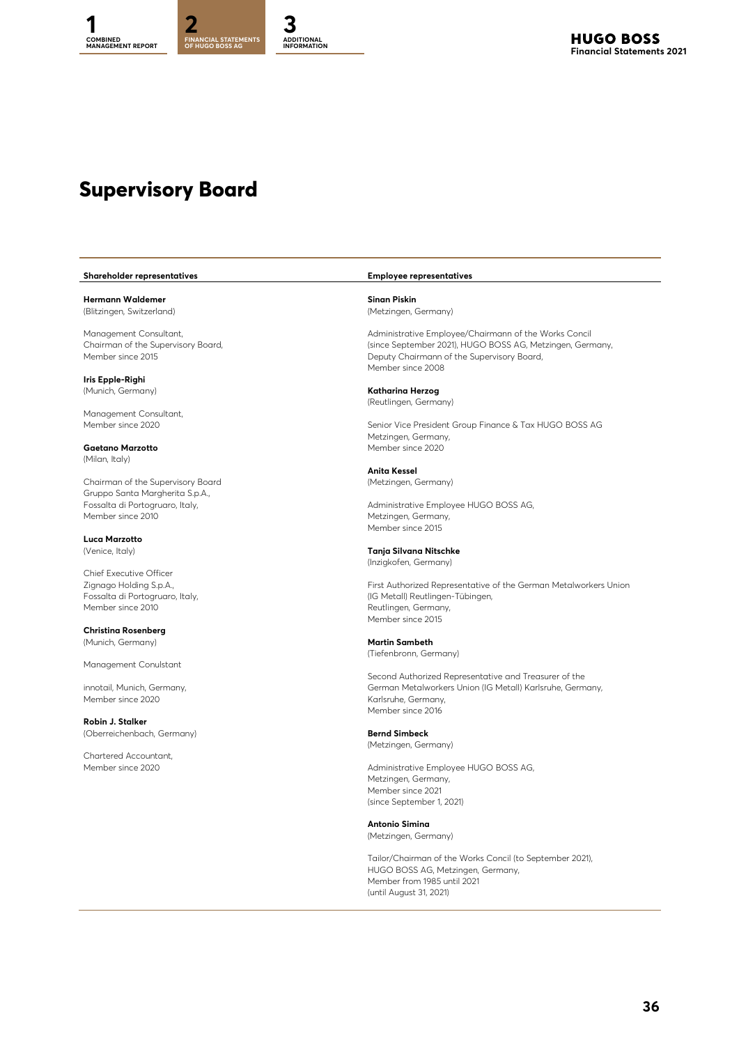# Supervisory Board

## Shareholder representatives

**Hermann Waldemer**
(Blitzingen, Switzerland)

Management Consultant,
Chairman of the Supervisory Board,
Member since 2015

**Iris Epple-Righi**
(Munich, Germany)

Management Consultant,
Member since 2020

**Gaetano Marzotto**
(Milan, Italy)

Chairman of the Supervisory Board
Gruppo Santa Margherita S.p.A.,
Fossalta di Portogruaro, Italy,
Member since 2010

**Luca Marzotto**
(Venice, Italy)

Chief Executive Officer
Zignago Holding S.p.A.,
Fossalta di Portogruaro, Italy,
Member since 2010

**Christina Rosenberg**
(Munich, Germany)

Management Conulstant

innotail, Munich, Germany,
Member since 2020

**Robin J. Stalker**
(Oberreichenbach, Germany)

Chartered Accountant,
Member since 2020

## Employee representatives

**Sinan Piskin**
(Metzingen, Germany)

Administrative Employee/Chairmann of the Works Concil
(since September 2021), HUGO BOSS AG, Metzingen, Germany,
Deputy Chairmann of the Supervisory Board,
Member since 2008

**Katharina Herzog**
(Reutlingen, Germany)

Senior Vice President Group Finance & Tax HUGO BOSS AG
Metzingen, Germany,
Member since 2020

**Anita Kessel**
(Metzingen, Germany)

Administrative Employee HUGO BOSS AG,
Metzingen, Germany,
Member since 2015

**Tanja Silvana Nitschke**
(Inzigkofen, Germany)

First Authorized Representative of the German Metalworkers Union
(IG Metall) Reutlingen-Tübingen,
Reutlingen, Germany,
Member since 2015

**Martin Sambeth**
(Tiefenbronn, Germany)

Second Authorized Representative and Treasurer of the
German Metalworkers Union (IG Metall) Karlsruhe, Germany,
Karlsruhe, Germany,
Member since 2016

**Bernd Simbeck**
(Metzingen, Germany)

Administrative Employee HUGO BOSS AG,
Metzingen, Germany,
Member since 2021
(since September 1, 2021)

**Antonio Simina**
(Metzingen, Germany)

Tailor/Chairman of the Works Concil (to September 2021),
HUGO BOSS AG, Metzingen, Germany,
Member from 1985 until 2021
(until August 31, 2021)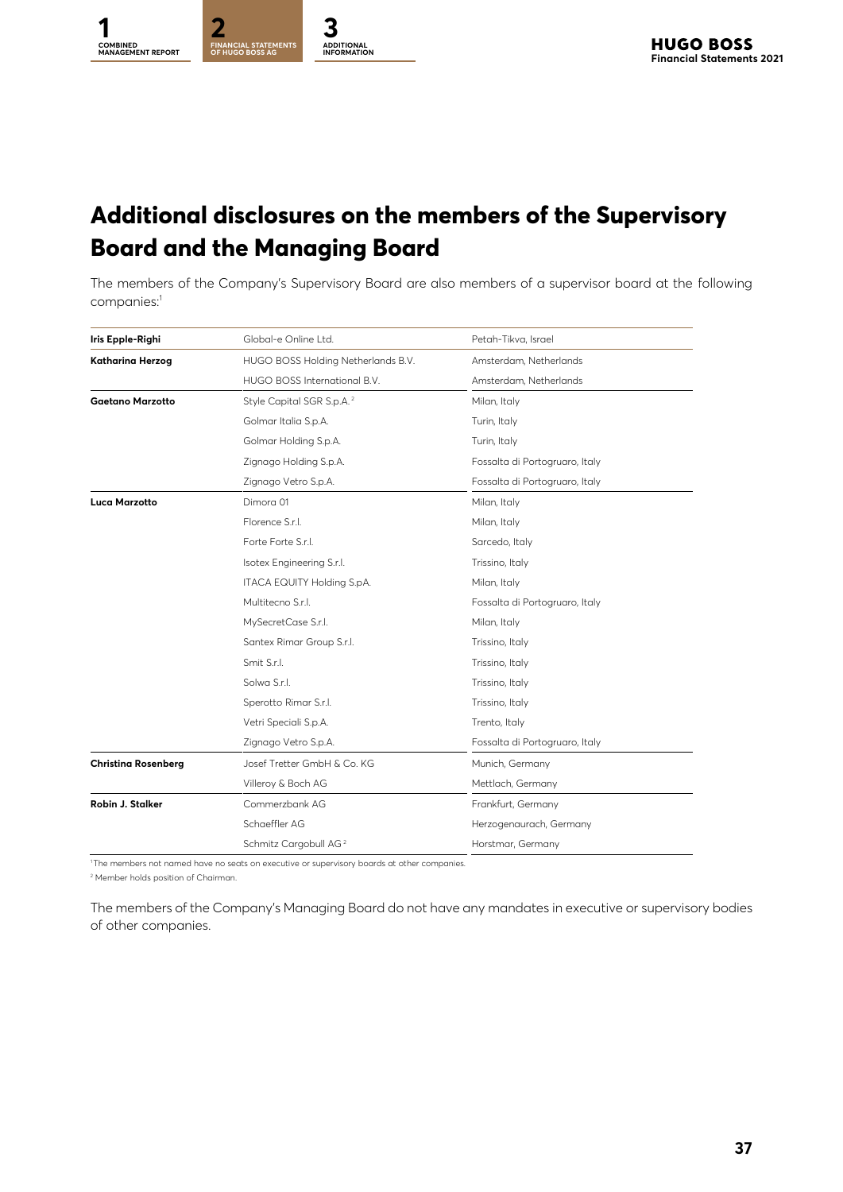# Additional disclosures on the members of the Supervisory Board and the Managing Board

The members of the Company's Supervisory Board are also members of a supervisor board at the following companies:[1]

| | | |
|---|---|---|
| **Iris Epple-Righi** | Global-e Online Ltd. | Petah-Tikva, Israel |
| **Katharina Herzog** | HUGO BOSS Holding Netherlands B.V. | Amsterdam, Netherlands |
| | HUGO BOSS International B.V. | Amsterdam, Netherlands |
| **Gaetano Marzotto** | Style Capital SGR S.p.A.[2] | Milan, Italy |
| | Golmar Italia S.p.A. | Turin, Italy |
| | Golmar Holding S.p.A. | Turin, Italy |
| | Zignago Holding S.p.A. | Fossalta di Portogruaro, Italy |
| | Zignago Vetro S.p.A. | Fossalta di Portogruaro, Italy |
| **Luca Marzotto** | Dimora 01 | Milan, Italy |
| | Florence S.r.l. | Milan, Italy |
| | Forte Forte S.r.l. | Sarcedo, Italy |
| | Isotex Engineering S.r.l. | Trissino, Italy |
| | ITACA EQUITY Holding S.pA. | Milan, Italy |
| | Multitecno S.r.l. | Fossalta di Portogruaro, Italy |
| | MySecretCase S.r.l. | Milan, Italy |
| | Santex Rimar Group S.r.l. | Trissino, Italy |
| | Smit S.r.l. | Trissino, Italy |
| | Solwa S.r.l. | Trissino, Italy |
| | Sperotto Rimar S.r.l. | Trissino, Italy |
| | Vetri Speciali S.p.A. | Trento, Italy |
| | Zignago Vetro S.p.A. | Fossalta di Portogruaro, Italy |
| **Christina Rosenberg** | Josef Tretter GmbH & Co. KG | Munich, Germany |
| | Villeroy & Boch AG | Mettlach, Germany |
| **Robin J. Stalker** | Commerzbank AG | Frankfurt, Germany |
| | Schaeffler AG | Herzogenaurach, Germany |
| | Schmitz Cargobull AG[2] | Horstmar, Germany |

[1] The members not named have no seats on executive or supervisory boards at other companies.

[2] Member holds position of Chairman.

The members of the Company's Managing Board do not have any mandates in executive or supervisory bodies of other companies.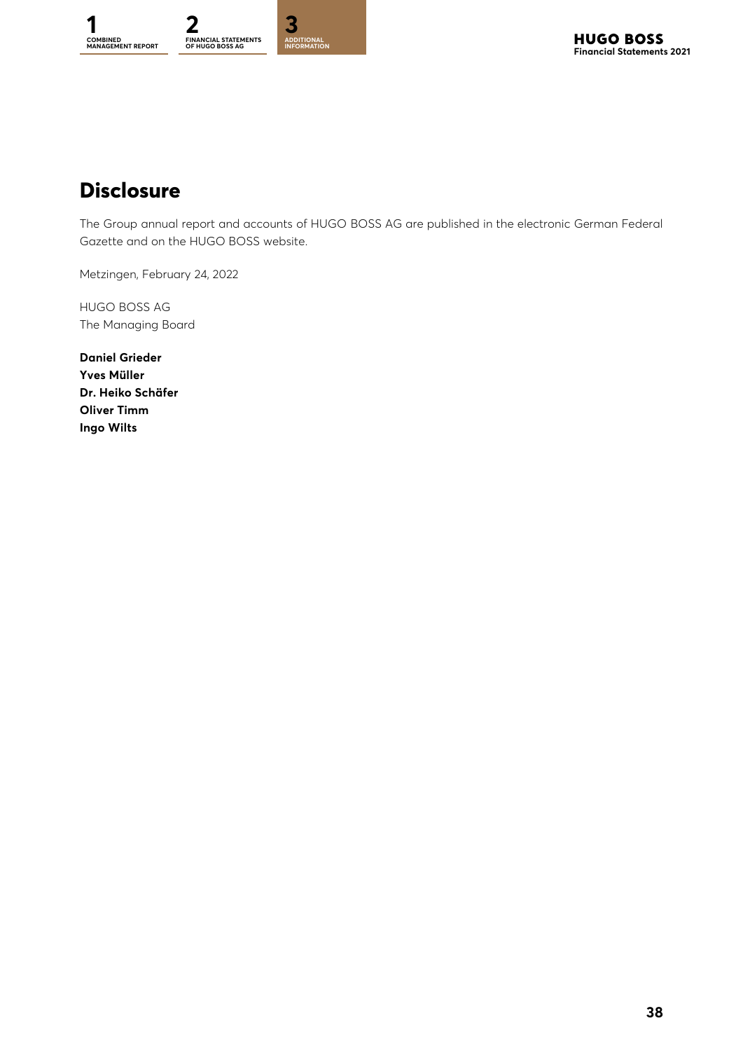# Disclosure

The Group annual report and accounts of HUGO BOSS AG are published in the electronic German Federal Gazette and on the HUGO BOSS website.

Metzingen, February 24, 2022

HUGO BOSS AG
The Managing Board

**Daniel Grieder**
**Yves Müller**
**Dr. Heiko Schäfer**
**Oliver Timm**
**Ingo Wilts**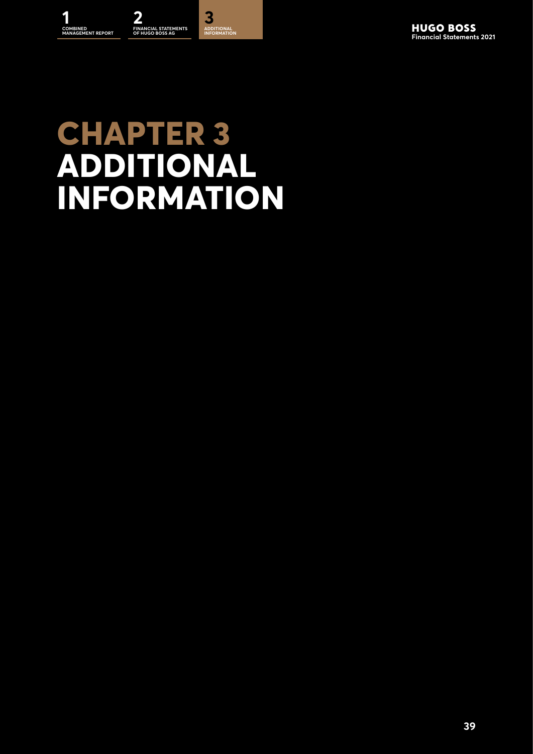# CHAPTER 3
# ADDITIONAL INFORMATION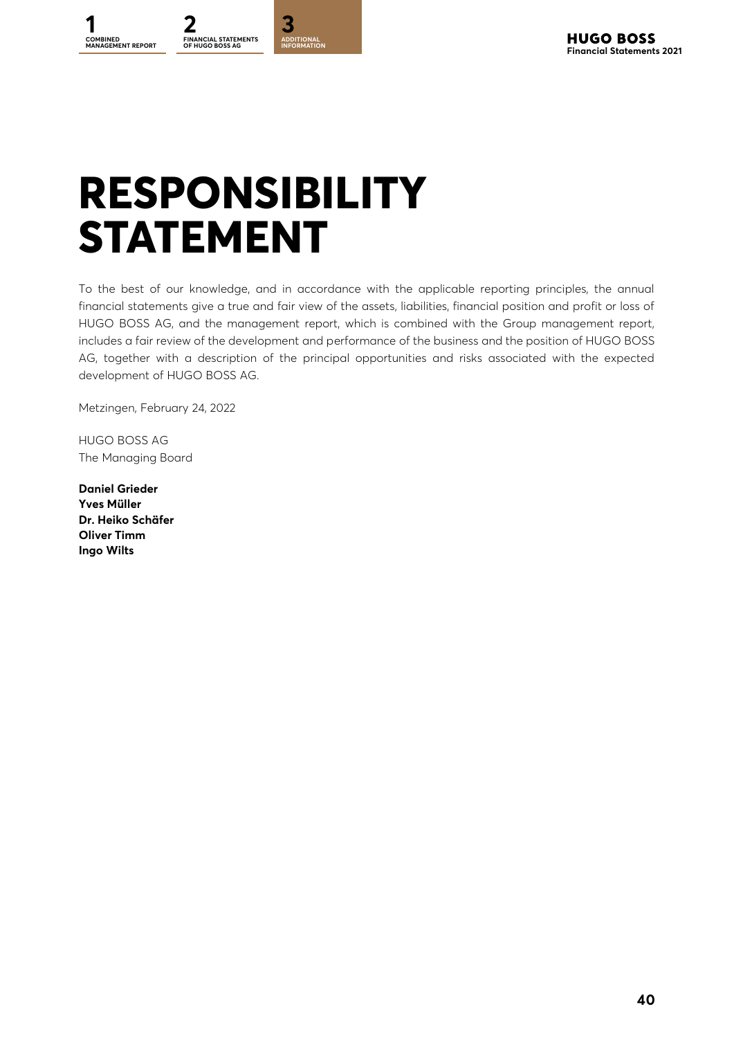# RESPONSIBILITY STATEMENT

To the best of our knowledge, and in accordance with the applicable reporting principles, the annual financial statements give a true and fair view of the assets, liabilities, financial position and profit or loss of HUGO BOSS AG, and the management report, which is combined with the Group management report, includes a fair review of the development and performance of the business and the position of HUGO BOSS AG, together with a description of the principal opportunities and risks associated with the expected development of HUGO BOSS AG.

Metzingen, February 24, 2022

HUGO BOSS AG
The Managing Board

**Daniel Grieder**
**Yves Müller**
**Dr. Heiko Schäfer**
**Oliver Timm**
**Ingo Wilts**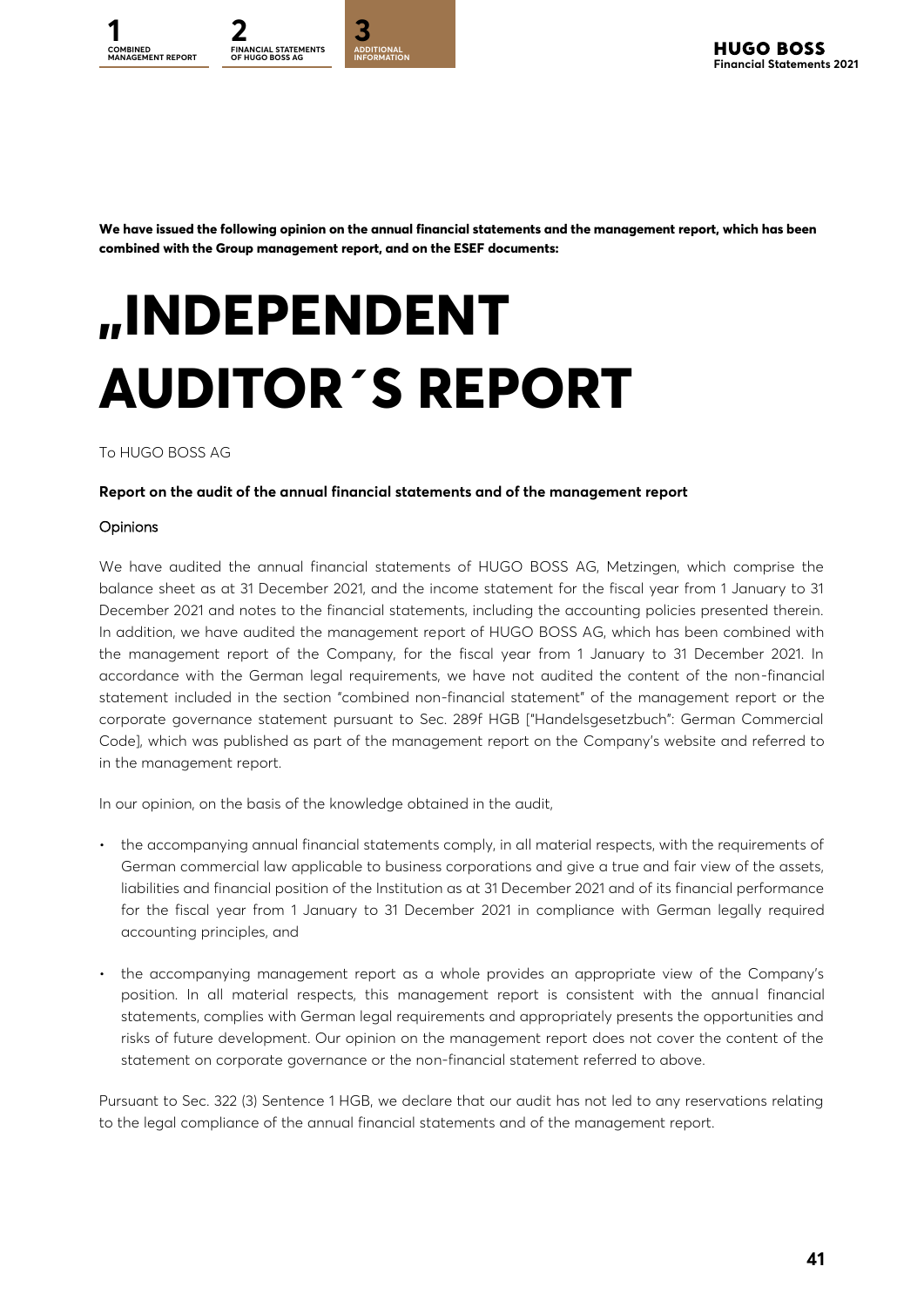**We have issued the following opinion on the annual financial statements and the management report, which has been combined with the Group management report, and on the ESEF documents:**

# „INDEPENDENT AUDITOR´S REPORT

To HUGO BOSS AG

**Report on the audit of the annual financial statements and of the management report**

Opinions

We have audited the annual financial statements of HUGO BOSS AG, Metzingen, which comprise the balance sheet as at 31 December 2021, and the income statement for the fiscal year from 1 January to 31 December 2021 and notes to the financial statements, including the accounting policies presented therein. In addition, we have audited the management report of HUGO BOSS AG, which has been combined with the management report of the Company, for the fiscal year from 1 January to 31 December 2021. In accordance with the German legal requirements, we have not audited the content of the non-financial statement included in the section "combined non-financial statement" of the management report or the corporate governance statement pursuant to Sec. 289f HGB ["Handelsgesetzbuch": German Commercial Code], which was published as part of the management report on the Company's website and referred to in the management report.

In our opinion, on the basis of the knowledge obtained in the audit,

- the accompanying annual financial statements comply, in all material respects, with the requirements of German commercial law applicable to business corporations and give a true and fair view of the assets, liabilities and financial position of the Institution as at 31 December 2021 and of its financial performance for the fiscal year from 1 January to 31 December 2021 in compliance with German legally required accounting principles, and
- the accompanying management report as a whole provides an appropriate view of the Company's position. In all material respects, this management report is consistent with the annual financial statements, complies with German legal requirements and appropriately presents the opportunities and risks of future development. Our opinion on the management report does not cover the content of the statement on corporate governance or the non-financial statement referred to above.

Pursuant to Sec. 322 (3) Sentence 1 HGB, we declare that our audit has not led to any reservations relating to the legal compliance of the annual financial statements and of the management report.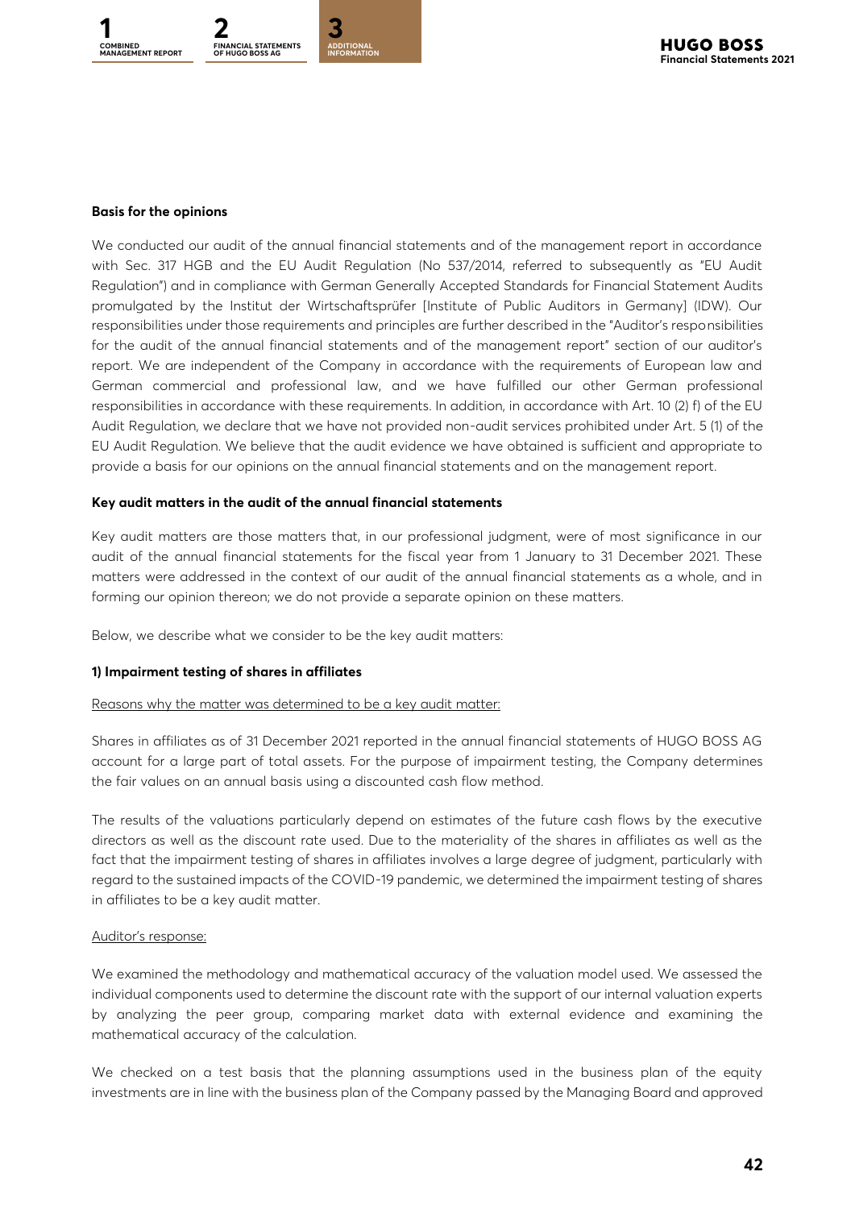**Basis for the opinions**

We conducted our audit of the annual financial statements and of the management report in accordance with Sec. 317 HGB and the EU Audit Regulation (No 537/2014, referred to subsequently as "EU Audit Regulation") and in compliance with German Generally Accepted Standards for Financial Statement Audits promulgated by the Institut der Wirtschaftsprüfer [Institute of Public Auditors in Germany] (IDW). Our responsibilities under those requirements and principles are further described in the "Auditor's responsibilities for the audit of the annual financial statements and of the management report" section of our auditor's report. We are independent of the Company in accordance with the requirements of European law and German commercial and professional law, and we have fulfilled our other German professional responsibilities in accordance with these requirements. In addition, in accordance with Art. 10 (2) f) of the EU Audit Regulation, we declare that we have not provided non-audit services prohibited under Art. 5 (1) of the EU Audit Regulation. We believe that the audit evidence we have obtained is sufficient and appropriate to provide a basis for our opinions on the annual financial statements and on the management report.

**Key audit matters in the audit of the annual financial statements**

Key audit matters are those matters that, in our professional judgment, were of most significance in our audit of the annual financial statements for the fiscal year from 1 January to 31 December 2021. These matters were addressed in the context of our audit of the annual financial statements as a whole, and in forming our opinion thereon; we do not provide a separate opinion on these matters.

Below, we describe what we consider to be the key audit matters:

**1) Impairment testing of shares in affiliates**

Reasons why the matter was determined to be a key audit matter:

Shares in affiliates as of 31 December 2021 reported in the annual financial statements of HUGO BOSS AG account for a large part of total assets. For the purpose of impairment testing, the Company determines the fair values on an annual basis using a discounted cash flow method.

The results of the valuations particularly depend on estimates of the future cash flows by the executive directors as well as the discount rate used. Due to the materiality of the shares in affiliates as well as the fact that the impairment testing of shares in affiliates involves a large degree of judgment, particularly with regard to the sustained impacts of the COVID-19 pandemic, we determined the impairment testing of shares in affiliates to be a key audit matter.

Auditor's response:

We examined the methodology and mathematical accuracy of the valuation model used. We assessed the individual components used to determine the discount rate with the support of our internal valuation experts by analyzing the peer group, comparing market data with external evidence and examining the mathematical accuracy of the calculation.

We checked on a test basis that the planning assumptions used in the business plan of the equity investments are in line with the business plan of the Company passed by the Managing Board and approved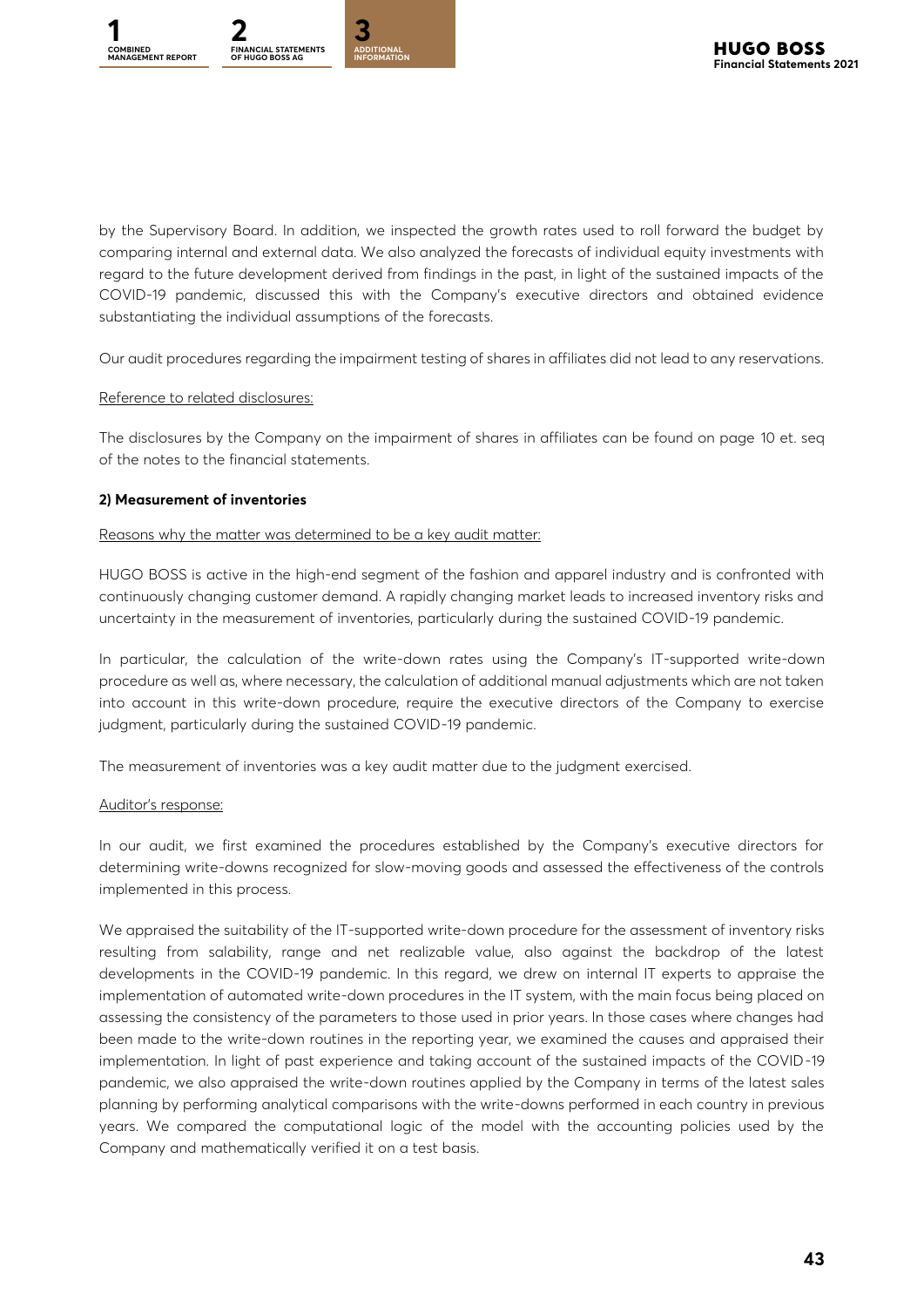by the Supervisory Board. In addition, we inspected the growth rates used to roll forward the budget by comparing internal and external data. We also analyzed the forecasts of individual equity investments with regard to the future development derived from findings in the past, in light of the sustained impacts of the COVID-19 pandemic, discussed this with the Company's executive directors and obtained evidence substantiating the individual assumptions of the forecasts.

Our audit procedures regarding the impairment testing of shares in affiliates did not lead to any reservations.

Reference to related disclosures:

The disclosures by the Company on the impairment of shares in affiliates can be found on page 10 et. seq of the notes to the financial statements.

**2) Measurement of inventories**

Reasons why the matter was determined to be a key audit matter:

HUGO BOSS is active in the high-end segment of the fashion and apparel industry and is confronted with continuously changing customer demand. A rapidly changing market leads to increased inventory risks and uncertainty in the measurement of inventories, particularly during the sustained COVID-19 pandemic.

In particular, the calculation of the write-down rates using the Company's IT-supported write-down procedure as well as, where necessary, the calculation of additional manual adjustments which are not taken into account in this write-down procedure, require the executive directors of the Company to exercise judgment, particularly during the sustained COVID-19 pandemic.

The measurement of inventories was a key audit matter due to the judgment exercised.

Auditor's response:

In our audit, we first examined the procedures established by the Company's executive directors for determining write-downs recognized for slow-moving goods and assessed the effectiveness of the controls implemented in this process.

We appraised the suitability of the IT-supported write-down procedure for the assessment of inventory risks resulting from salability, range and net realizable value, also against the backdrop of the latest developments in the COVID-19 pandemic. In this regard, we drew on internal IT experts to appraise the implementation of automated write-down procedures in the IT system, with the main focus being placed on assessing the consistency of the parameters to those used in prior years. In those cases where changes had been made to the write-down routines in the reporting year, we examined the causes and appraised their implementation. In light of past experience and taking account of the sustained impacts of the COVID-19 pandemic, we also appraised the write-down routines applied by the Company in terms of the latest sales planning by performing analytical comparisons with the write-downs performed in each country in previous years. We compared the computational logic of the model with the accounting policies used by the Company and mathematically verified it on a test basis.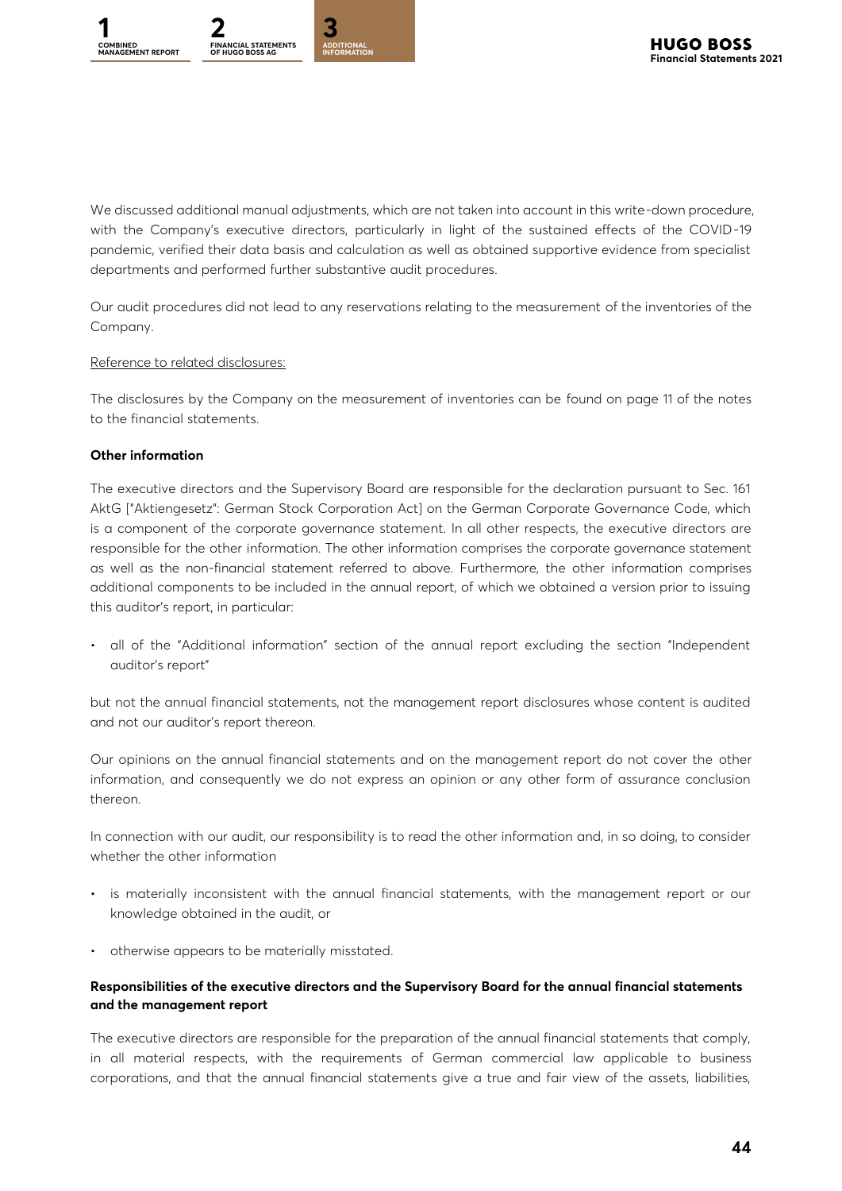We discussed additional manual adjustments, which are not taken into account in this write-down procedure, with the Company's executive directors, particularly in light of the sustained effects of the COVID-19 pandemic, verified their data basis and calculation as well as obtained supportive evidence from specialist departments and performed further substantive audit procedures.

Our audit procedures did not lead to any reservations relating to the measurement of the inventories of the Company.

Reference to related disclosures:

The disclosures by the Company on the measurement of inventories can be found on page 11 of the notes to the financial statements.

**Other information**

The executive directors and the Supervisory Board are responsible for the declaration pursuant to Sec. 161 AktG ["Aktiengesetz": German Stock Corporation Act] on the German Corporate Governance Code, which is a component of the corporate governance statement. In all other respects, the executive directors are responsible for the other information. The other information comprises the corporate governance statement as well as the non-financial statement referred to above. Furthermore, the other information comprises additional components to be included in the annual report, of which we obtained a version prior to issuing this auditor's report, in particular:

- all of the "Additional information" section of the annual report excluding the section "Independent auditor's report"

but not the annual financial statements, not the management report disclosures whose content is audited and not our auditor's report thereon.

Our opinions on the annual financial statements and on the management report do not cover the other information, and consequently we do not express an opinion or any other form of assurance conclusion thereon.

In connection with our audit, our responsibility is to read the other information and, in so doing, to consider whether the other information

- is materially inconsistent with the annual financial statements, with the management report or our knowledge obtained in the audit, or
- otherwise appears to be materially misstated.

**Responsibilities of the executive directors and the Supervisory Board for the annual financial statements and the management report**

The executive directors are responsible for the preparation of the annual financial statements that comply, in all material respects, with the requirements of German commercial law applicable to business corporations, and that the annual financial statements give a true and fair view of the assets, liabilities,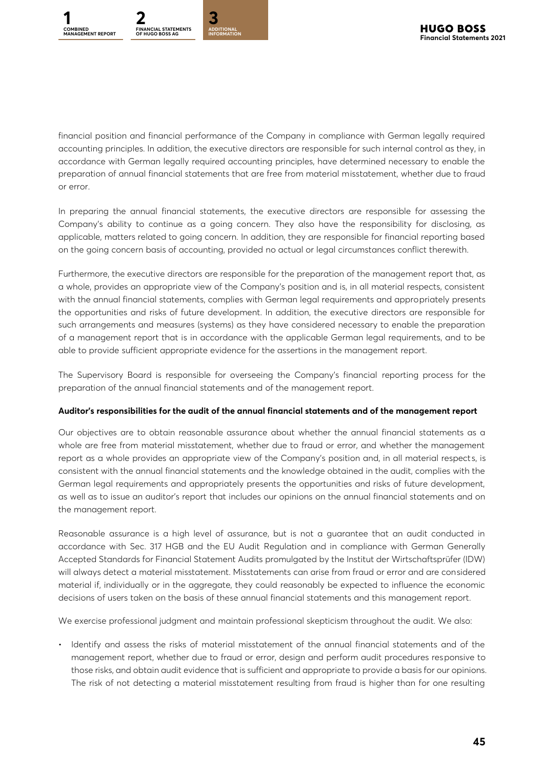financial position and financial performance of the Company in compliance with German legally required accounting principles. In addition, the executive directors are responsible for such internal control as they, in accordance with German legally required accounting principles, have determined necessary to enable the preparation of annual financial statements that are free from material misstatement, whether due to fraud or error.

In preparing the annual financial statements, the executive directors are responsible for assessing the Company's ability to continue as a going concern. They also have the responsibility for disclosing, as applicable, matters related to going concern. In addition, they are responsible for financial reporting based on the going concern basis of accounting, provided no actual or legal circumstances conflict therewith.

Furthermore, the executive directors are responsible for the preparation of the management report that, as a whole, provides an appropriate view of the Company's position and is, in all material respects, consistent with the annual financial statements, complies with German legal requirements and appropriately presents the opportunities and risks of future development. In addition, the executive directors are responsible for such arrangements and measures (systems) as they have considered necessary to enable the preparation of a management report that is in accordance with the applicable German legal requirements, and to be able to provide sufficient appropriate evidence for the assertions in the management report.

The Supervisory Board is responsible for overseeing the Company's financial reporting process for the preparation of the annual financial statements and of the management report.

**Auditor's responsibilities for the audit of the annual financial statements and of the management report**

Our objectives are to obtain reasonable assurance about whether the annual financial statements as a whole are free from material misstatement, whether due to fraud or error, and whether the management report as a whole provides an appropriate view of the Company's position and, in all material respects, is consistent with the annual financial statements and the knowledge obtained in the audit, complies with the German legal requirements and appropriately presents the opportunities and risks of future development, as well as to issue an auditor's report that includes our opinions on the annual financial statements and on the management report.

Reasonable assurance is a high level of assurance, but is not a guarantee that an audit conducted in accordance with Sec. 317 HGB and the EU Audit Regulation and in compliance with German Generally Accepted Standards for Financial Statement Audits promulgated by the Institut der Wirtschaftsprüfer (IDW) will always detect a material misstatement. Misstatements can arise from fraud or error and are considered material if, individually or in the aggregate, they could reasonably be expected to influence the economic decisions of users taken on the basis of these annual financial statements and this management report.

We exercise professional judgment and maintain professional skepticism throughout the audit. We also:

- Identify and assess the risks of material misstatement of the annual financial statements and of the management report, whether due to fraud or error, design and perform audit procedures responsive to those risks, and obtain audit evidence that is sufficient and appropriate to provide a basis for our opinions. The risk of not detecting a material misstatement resulting from fraud is higher than for one resulting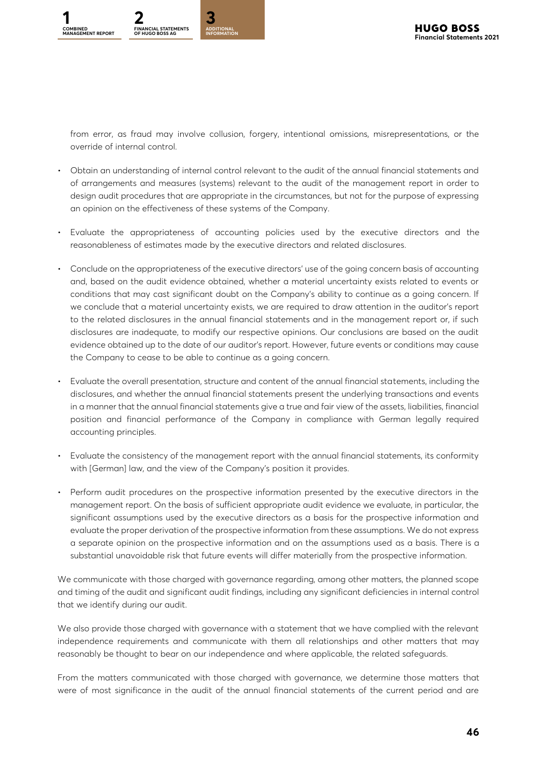from error, as fraud may involve collusion, forgery, intentional omissions, misrepresentations, or the override of internal control.

- Obtain an understanding of internal control relevant to the audit of the annual financial statements and of arrangements and measures (systems) relevant to the audit of the management report in order to design audit procedures that are appropriate in the circumstances, but not for the purpose of expressing an opinion on the effectiveness of these systems of the Company.
- Evaluate the appropriateness of accounting policies used by the executive directors and the reasonableness of estimates made by the executive directors and related disclosures.
- Conclude on the appropriateness of the executive directors' use of the going concern basis of accounting and, based on the audit evidence obtained, whether a material uncertainty exists related to events or conditions that may cast significant doubt on the Company's ability to continue as a going concern. If we conclude that a material uncertainty exists, we are required to draw attention in the auditor's report to the related disclosures in the annual financial statements and in the management report or, if such disclosures are inadequate, to modify our respective opinions. Our conclusions are based on the audit evidence obtained up to the date of our auditor's report. However, future events or conditions may cause the Company to cease to be able to continue as a going concern.
- Evaluate the overall presentation, structure and content of the annual financial statements, including the disclosures, and whether the annual financial statements present the underlying transactions and events in a manner that the annual financial statements give a true and fair view of the assets, liabilities, financial position and financial performance of the Company in compliance with German legally required accounting principles.
- Evaluate the consistency of the management report with the annual financial statements, its conformity with [German] law, and the view of the Company's position it provides.
- Perform audit procedures on the prospective information presented by the executive directors in the management report. On the basis of sufficient appropriate audit evidence we evaluate, in particular, the significant assumptions used by the executive directors as a basis for the prospective information and evaluate the proper derivation of the prospective information from these assumptions. We do not express a separate opinion on the prospective information and on the assumptions used as a basis. There is a substantial unavoidable risk that future events will differ materially from the prospective information.

We communicate with those charged with governance regarding, among other matters, the planned scope and timing of the audit and significant audit findings, including any significant deficiencies in internal control that we identify during our audit.

We also provide those charged with governance with a statement that we have complied with the relevant independence requirements and communicate with them all relationships and other matters that may reasonably be thought to bear on our independence and where applicable, the related safeguards.

From the matters communicated with those charged with governance, we determine those matters that were of most significance in the audit of the annual financial statements of the current period and are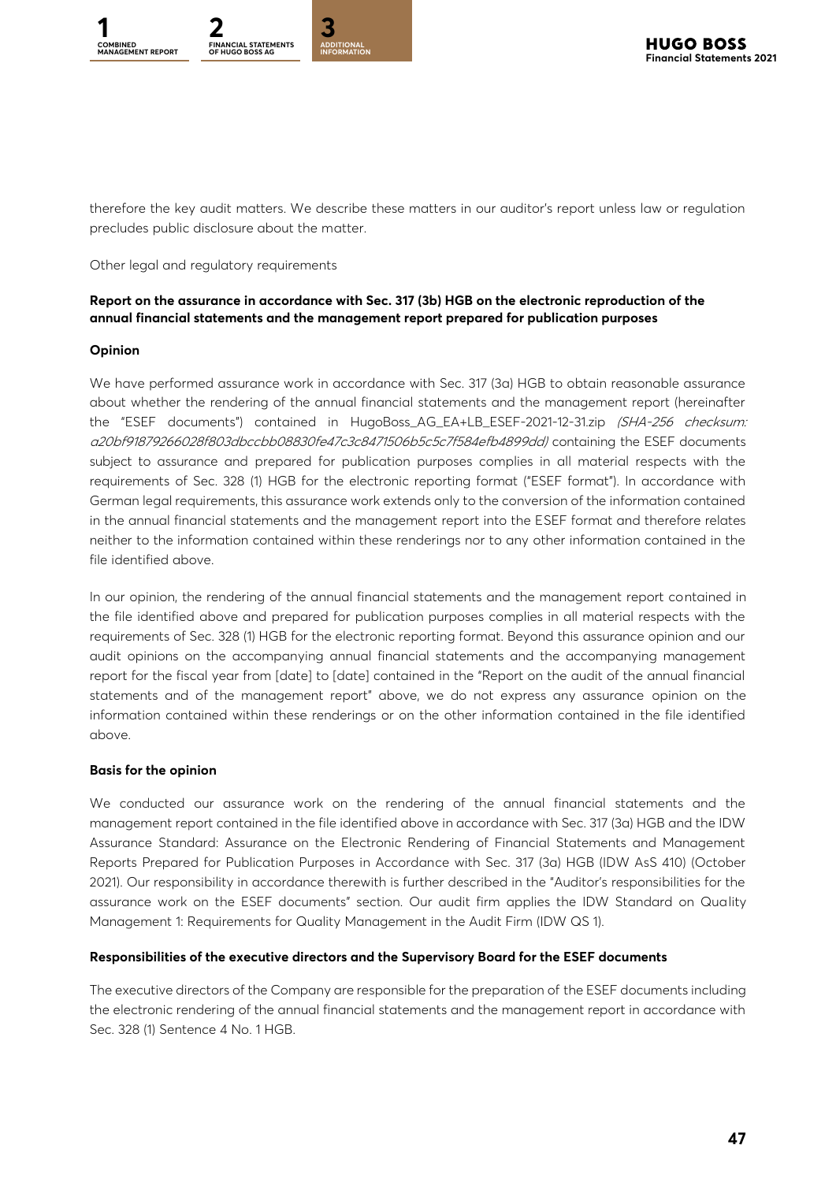therefore the key audit matters. We describe these matters in our auditor's report unless law or regulation precludes public disclosure about the matter.

Other legal and regulatory requirements

**Report on the assurance in accordance with Sec. 317 (3b) HGB on the electronic reproduction of the annual financial statements and the management report prepared for publication purposes**

**Opinion**

We have performed assurance work in accordance with Sec. 317 (3a) HGB to obtain reasonable assurance about whether the rendering of the annual financial statements and the management report (hereinafter the "ESEF documents") contained in HugoBoss_AG_EA+LB_ESEF-2021-12-31.zip *(SHA-256 checksum: a20bf91879266028f803dbccbb08830fe47c3c8471506b5c5c7f584efb4899dd)* containing the ESEF documents subject to assurance and prepared for publication purposes complies in all material respects with the requirements of Sec. 328 (1) HGB for the electronic reporting format ("ESEF format"). In accordance with German legal requirements, this assurance work extends only to the conversion of the information contained in the annual financial statements and the management report into the ESEF format and therefore relates neither to the information contained within these renderings nor to any other information contained in the file identified above.

In our opinion, the rendering of the annual financial statements and the management report contained in the file identified above and prepared for publication purposes complies in all material respects with the requirements of Sec. 328 (1) HGB for the electronic reporting format. Beyond this assurance opinion and our audit opinions on the accompanying annual financial statements and the accompanying management report for the fiscal year from [date] to [date] contained in the "Report on the audit of the annual financial statements and of the management report" above, we do not express any assurance opinion on the information contained within these renderings or on the other information contained in the file identified above.

**Basis for the opinion**

We conducted our assurance work on the rendering of the annual financial statements and the management report contained in the file identified above in accordance with Sec. 317 (3a) HGB and the IDW Assurance Standard: Assurance on the Electronic Rendering of Financial Statements and Management Reports Prepared for Publication Purposes in Accordance with Sec. 317 (3a) HGB (IDW AsS 410) (October 2021). Our responsibility in accordance therewith is further described in the "Auditor's responsibilities for the assurance work on the ESEF documents" section. Our audit firm applies the IDW Standard on Quality Management 1: Requirements for Quality Management in the Audit Firm (IDW QS 1).

**Responsibilities of the executive directors and the Supervisory Board for the ESEF documents**

The executive directors of the Company are responsible for the preparation of the ESEF documents including the electronic rendering of the annual financial statements and the management report in accordance with Sec. 328 (1) Sentence 4 No. 1 HGB.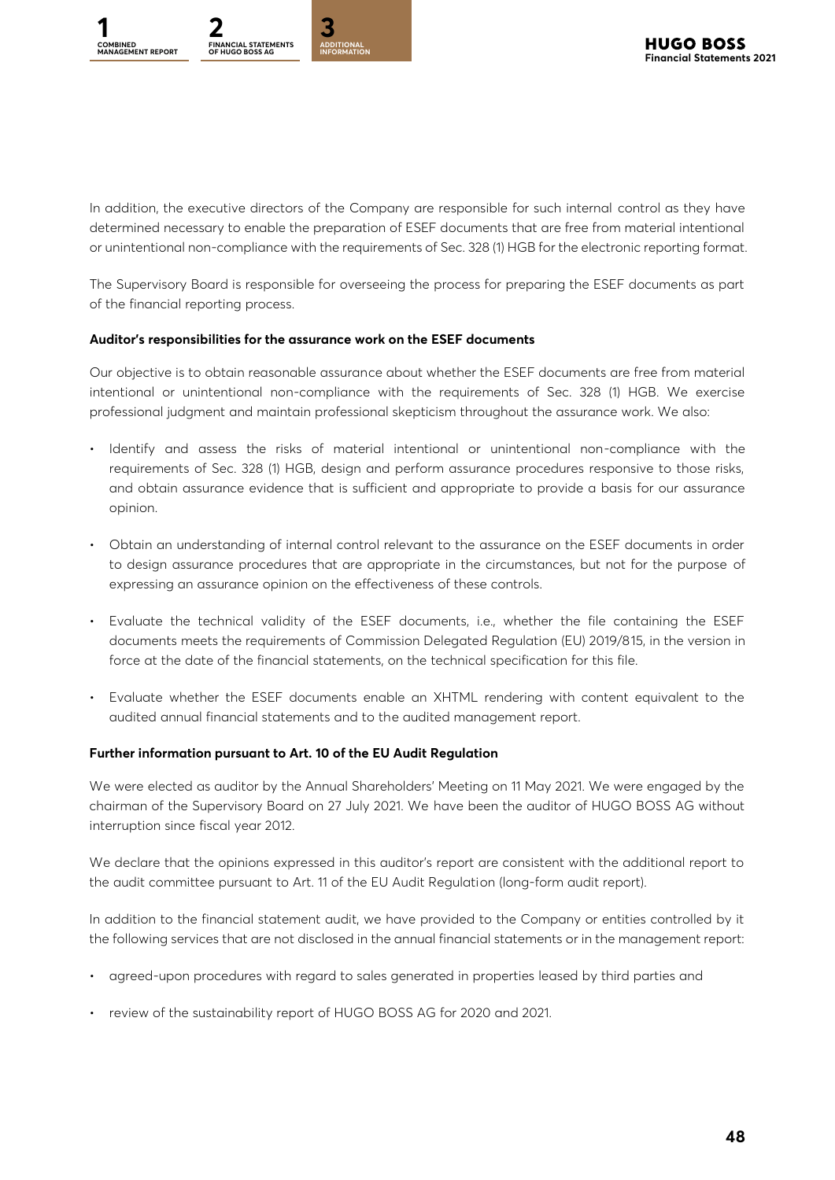In addition, the executive directors of the Company are responsible for such internal control as they have determined necessary to enable the preparation of ESEF documents that are free from material intentional or unintentional non-compliance with the requirements of Sec. 328 (1) HGB for the electronic reporting format.

The Supervisory Board is responsible for overseeing the process for preparing the ESEF documents as part of the financial reporting process.

**Auditor's responsibilities for the assurance work on the ESEF documents**

Our objective is to obtain reasonable assurance about whether the ESEF documents are free from material intentional or unintentional non-compliance with the requirements of Sec. 328 (1) HGB. We exercise professional judgment and maintain professional skepticism throughout the assurance work. We also:

- Identify and assess the risks of material intentional or unintentional non-compliance with the requirements of Sec. 328 (1) HGB, design and perform assurance procedures responsive to those risks, and obtain assurance evidence that is sufficient and appropriate to provide a basis for our assurance opinion.
- Obtain an understanding of internal control relevant to the assurance on the ESEF documents in order to design assurance procedures that are appropriate in the circumstances, but not for the purpose of expressing an assurance opinion on the effectiveness of these controls.
- Evaluate the technical validity of the ESEF documents, i.e., whether the file containing the ESEF documents meets the requirements of Commission Delegated Regulation (EU) 2019/815, in the version in force at the date of the financial statements, on the technical specification for this file.
- Evaluate whether the ESEF documents enable an XHTML rendering with content equivalent to the audited annual financial statements and to the audited management report.

**Further information pursuant to Art. 10 of the EU Audit Regulation**

We were elected as auditor by the Annual Shareholders' Meeting on 11 May 2021. We were engaged by the chairman of the Supervisory Board on 27 July 2021. We have been the auditor of HUGO BOSS AG without interruption since fiscal year 2012.

We declare that the opinions expressed in this auditor's report are consistent with the additional report to the audit committee pursuant to Art. 11 of the EU Audit Regulation (long-form audit report).

In addition to the financial statement audit, we have provided to the Company or entities controlled by it the following services that are not disclosed in the annual financial statements or in the management report:

- agreed-upon procedures with regard to sales generated in properties leased by third parties and
- review of the sustainability report of HUGO BOSS AG for 2020 and 2021.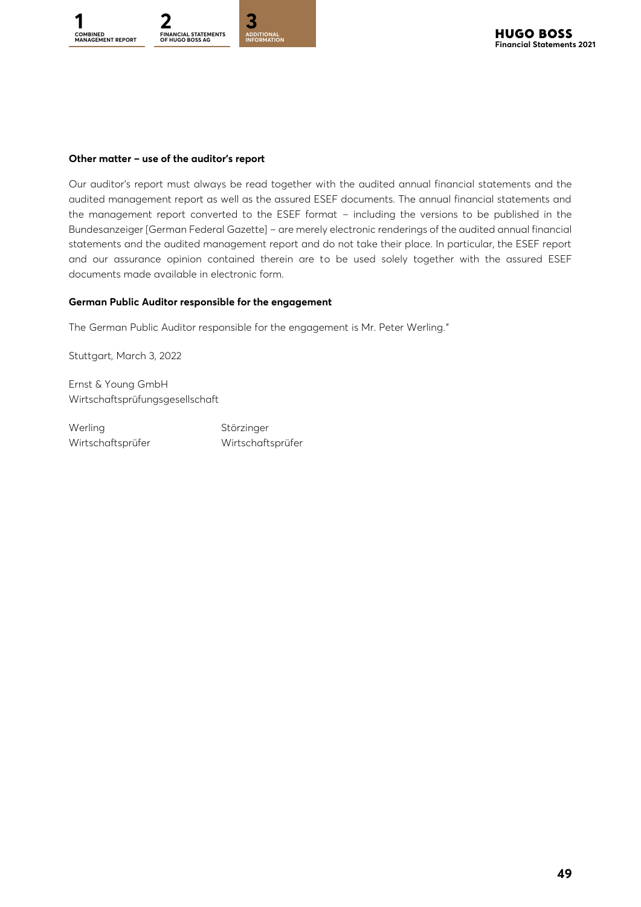**Other matter – use of the auditor's report**

Our auditor's report must always be read together with the audited annual financial statements and the audited management report as well as the assured ESEF documents. The annual financial statements and the management report converted to the ESEF format – including the versions to be published in the Bundesanzeiger [German Federal Gazette] – are merely electronic renderings of the audited annual financial statements and the audited management report and do not take their place. In particular, the ESEF report and our assurance opinion contained therein are to be used solely together with the assured ESEF documents made available in electronic form.

**German Public Auditor responsible for the engagement**

The German Public Auditor responsible for the engagement is Mr. Peter Werling."

Stuttgart, March 3, 2022

Ernst & Young GmbH
Wirtschaftsprüfungsgesellschaft

| Werling | Störzinger |
|---|---|
| Wirtschaftsprüfer | Wirtschaftsprüfer |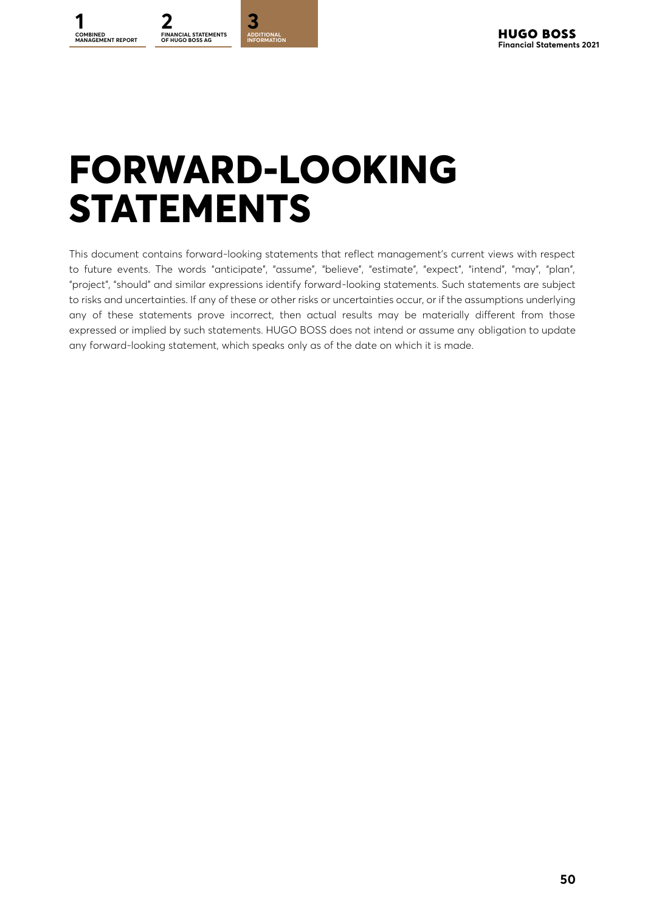# FORWARD-LOOKING STATEMENTS

This document contains forward-looking statements that reflect management's current views with respect to future events. The words "anticipate", "assume", "believe", "estimate", "expect", "intend", "may", "plan", "project", "should" and similar expressions identify forward-looking statements. Such statements are subject to risks and uncertainties. If any of these or other risks or uncertainties occur, or if the assumptions underlying any of these statements prove incorrect, then actual results may be materially different from those expressed or implied by such statements. HUGO BOSS does not intend or assume any obligation to update any forward-looking statement, which speaks only as of the date on which it is made.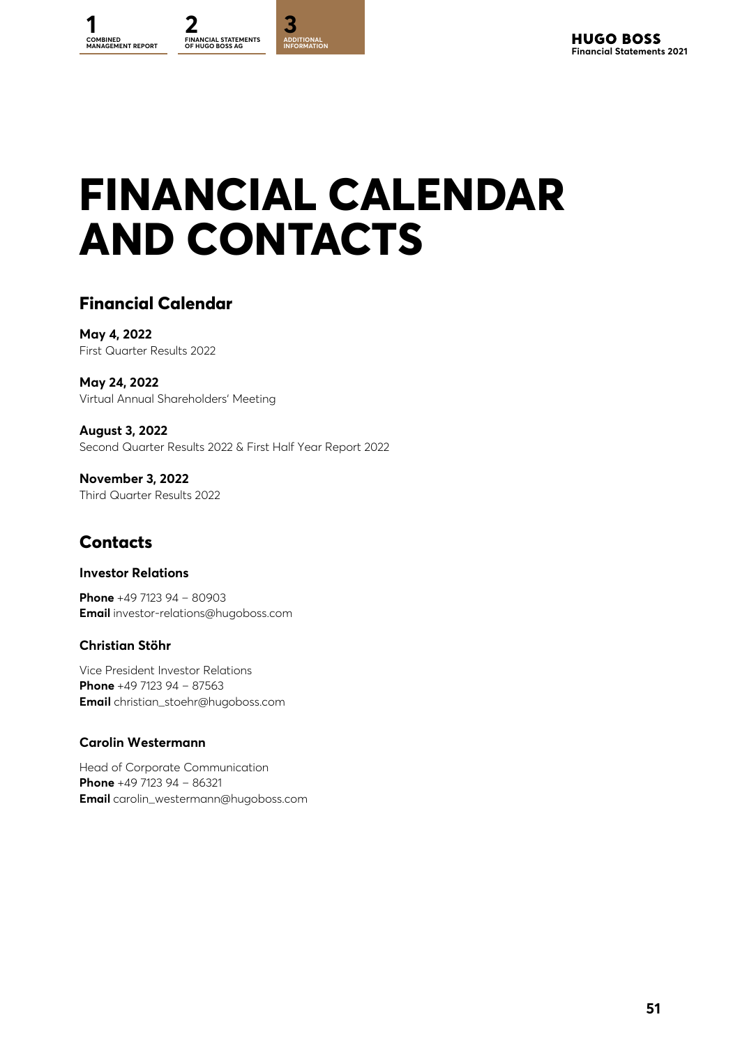# FINANCIAL CALENDAR AND CONTACTS

## Financial Calendar

**May 4, 2022**
First Quarter Results 2022

**May 24, 2022**
Virtual Annual Shareholders' Meeting

**August 3, 2022**
Second Quarter Results 2022 & First Half Year Report 2022

**November 3, 2022**
Third Quarter Results 2022

## Contacts

### Investor Relations

**Phone** +49 7123 94 – 80903
**Email** investor-relations@hugoboss.com

### Christian Stöhr

Vice President Investor Relations
**Phone** +49 7123 94 – 87563
**Email** christian_stoehr@hugoboss.com

### Carolin Westermann

Head of Corporate Communication
**Phone** +49 7123 94 – 86321
**Email** carolin_westermann@hugoboss.com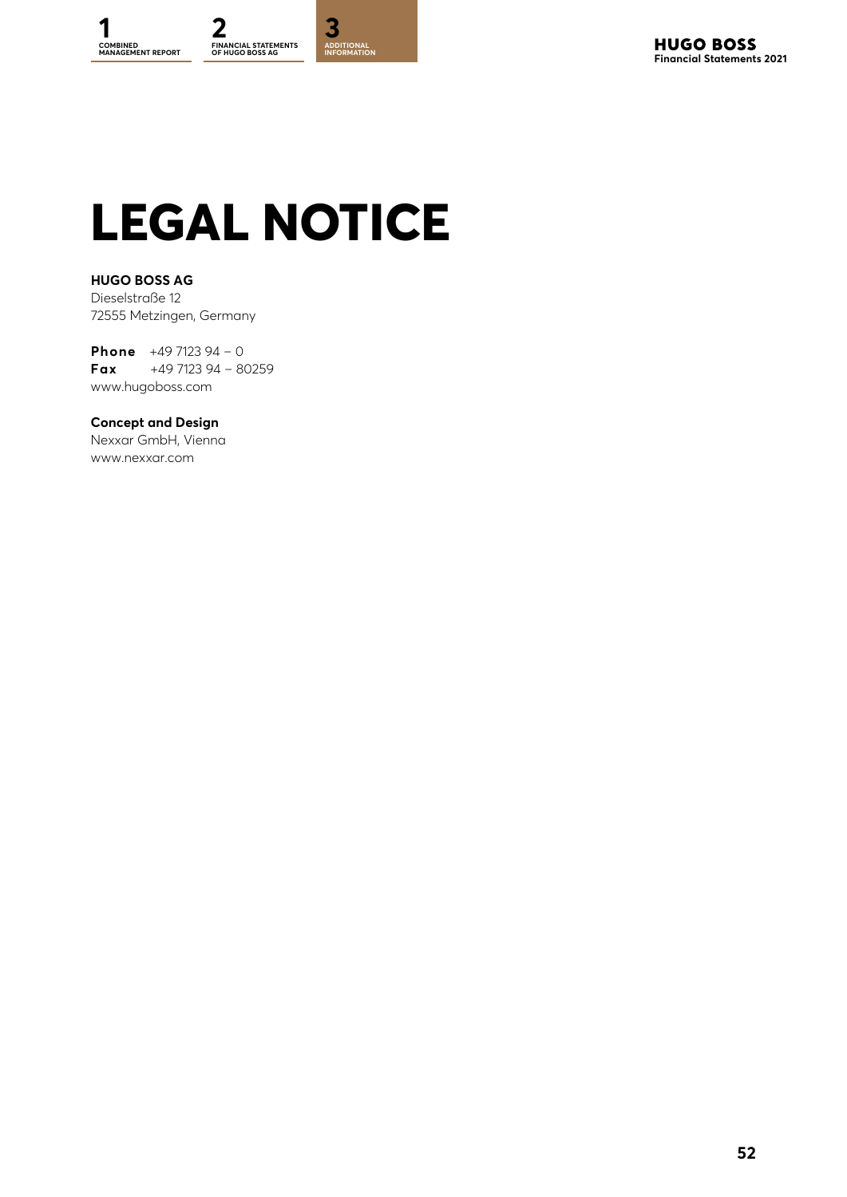# LEGAL NOTICE

**HUGO BOSS AG**
Dieselstraße 12
72555 Metzingen, Germany

**Phone** +49 7123 94 – 0
**Fax** +49 7123 94 – 80259
www.hugoboss.com

**Concept and Design**
Nexxar GmbH, Vienna
www.nexxar.com